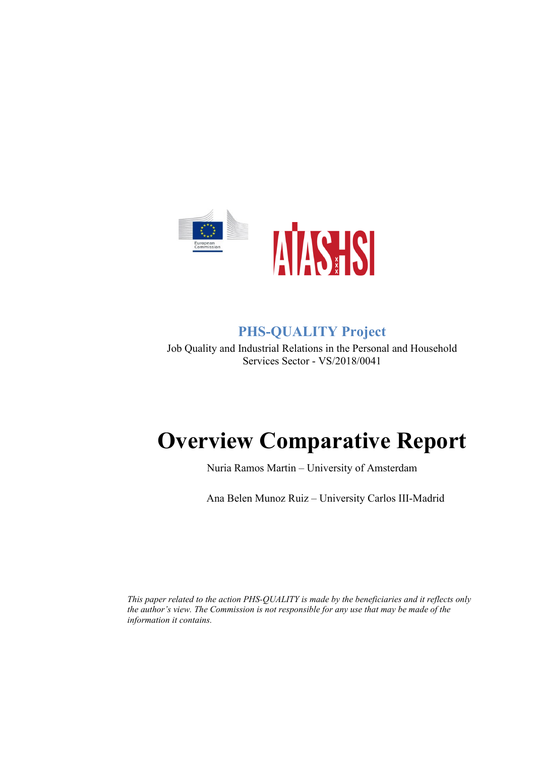**PHS-QUALITY Project**

Job Quality and Industrial Relations in the Personal and Household Services Sector - VS/2018/0041

# Overview Comparative Report

Nuria Ramos Martin – University of Amsterdam

Ana Belen Munoz Ruiz – University Carlos III-Madrid

*This paper related to the action PHS-QUALITY is made by the beneficiaries and it reflects only the author's view. The Commission is not responsible for any use that may be made of the information it contains.*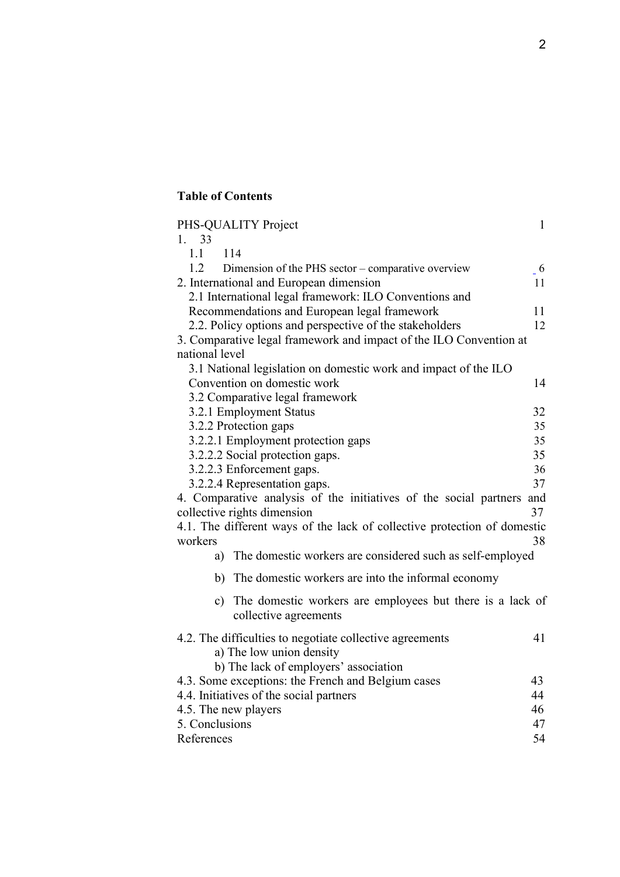**Table of Contents**

| | |
|---|---|
| PHS-QUALITY Project | 1 |
| 1. 33 | |
| 1.1 114 | |
| 1.2 Dimension of the PHS sector – comparative overview | 6 |
| 2. International and European dimension | 11 |
| 2.1 International legal framework: ILO Conventions and Recommendations and European legal framework | 11 |
| 2.2. Policy options and perspective of the stakeholders | 12 |
| 3. Comparative legal framework and impact of the ILO Convention at national level | |
| 3.1 National legislation on domestic work and impact of the ILO Convention on domestic work | 14 |
| 3.2 Comparative legal framework | |
| 3.2.1 Employment Status | 32 |
| 3.2.2 Protection gaps | 35 |
| 3.2.2.1 Employment protection gaps | 35 |
| 3.2.2.2 Social protection gaps. | 35 |
| 3.2.2.3 Enforcement gaps. | 36 |
| 3.2.2.4 Representation gaps. | 37 |
| 4. Comparative analysis of the initiatives of the social partners and collective rights dimension | 37 |
| 4.1. The different ways of the lack of collective protection of domestic workers | 38 |
| a) The domestic workers are considered such as self-employed | |
| b) The domestic workers are into the informal economy | |
| c) The domestic workers are employees but there is a lack of collective agreements | |
| 4.2. The difficulties to negotiate collective agreements | 41 |
| a) The low union density | |
| b) The lack of employers' association | |
| 4.3. Some exceptions: the French and Belgium cases | 43 |
| 4.4. Initiatives of the social partners | 44 |
| 4.5. The new players | 46 |
| 5. Conclusions | 47 |
| References | 54 |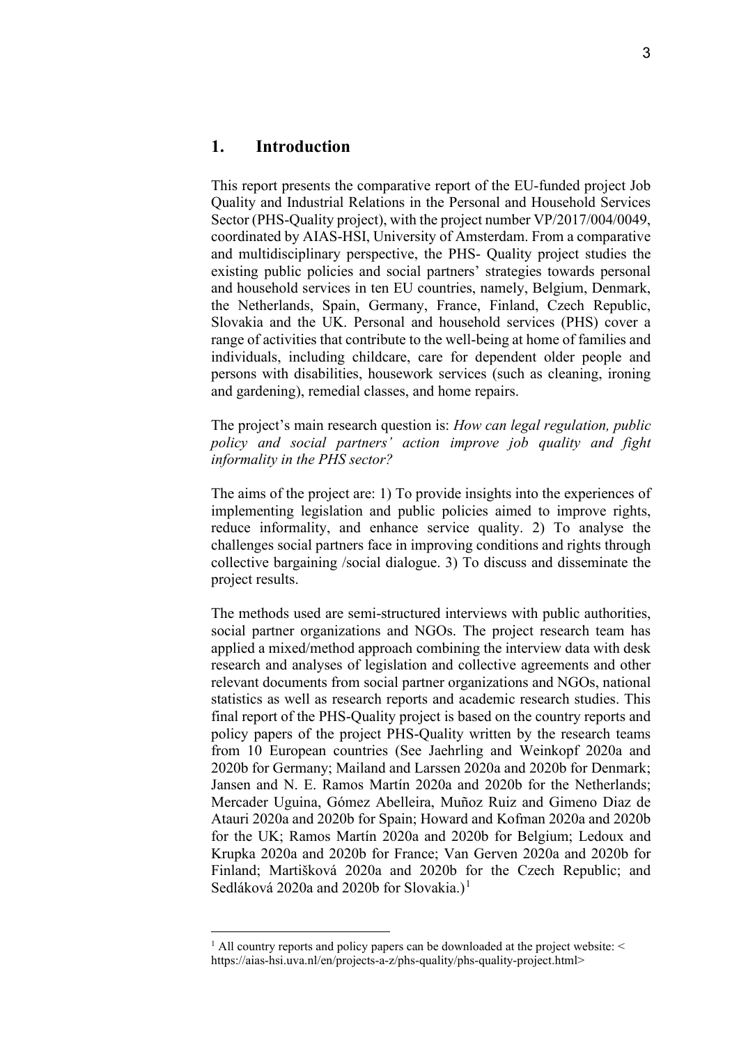# 1. Introduction

This report presents the comparative report of the EU-funded project Job Quality and Industrial Relations in the Personal and Household Services Sector (PHS-Quality project), with the project number VP/2017/004/0049, coordinated by AIAS-HSI, University of Amsterdam. From a comparative and multidisciplinary perspective, the PHS- Quality project studies the existing public policies and social partners' strategies towards personal and household services in ten EU countries, namely, Belgium, Denmark, the Netherlands, Spain, Germany, France, Finland, Czech Republic, Slovakia and the UK. Personal and household services (PHS) cover a range of activities that contribute to the well-being at home of families and individuals, including childcare, care for dependent older people and persons with disabilities, housework services (such as cleaning, ironing and gardening), remedial classes, and home repairs.

The project's main research question is: *How can legal regulation, public policy and social partners' action improve job quality and fight informality in the PHS sector?*

The aims of the project are: 1) To provide insights into the experiences of implementing legislation and public policies aimed to improve rights, reduce informality, and enhance service quality. 2) To analyse the challenges social partners face in improving conditions and rights through collective bargaining /social dialogue. 3) To discuss and disseminate the project results.

The methods used are semi-structured interviews with public authorities, social partner organizations and NGOs. The project research team has applied a mixed/method approach combining the interview data with desk research and analyses of legislation and collective agreements and other relevant documents from social partner organizations and NGOs, national statistics as well as research reports and academic research studies. This final report of the PHS-Quality project is based on the country reports and policy papers of the project PHS-Quality written by the research teams from 10 European countries (See Jaehrling and Weinkopf 2020a and 2020b for Germany; Mailand and Larssen 2020a and 2020b for Denmark; Jansen and N. E. Ramos Martín 2020a and 2020b for the Netherlands; Mercader Uguina, Gómez Abelleira, Muñoz Ruiz and Gimeno Diaz de Atauri 2020a and 2020b for Spain; Howard and Kofman 2020a and 2020b for the UK; Ramos Martín 2020a and 2020b for Belgium; Ledoux and Krupka 2020a and 2020b for France; Van Gerven 2020a and 2020b for Finland; Martišková 2020a and 2020b for the Czech Republic; and Sedláková 2020a and 2020b for Slovakia.)[1]

[1] All country reports and policy papers can be downloaded at the project website: < https://aias-hsi.uva.nl/en/projects-a-z/phs-quality/phs-quality-project.html>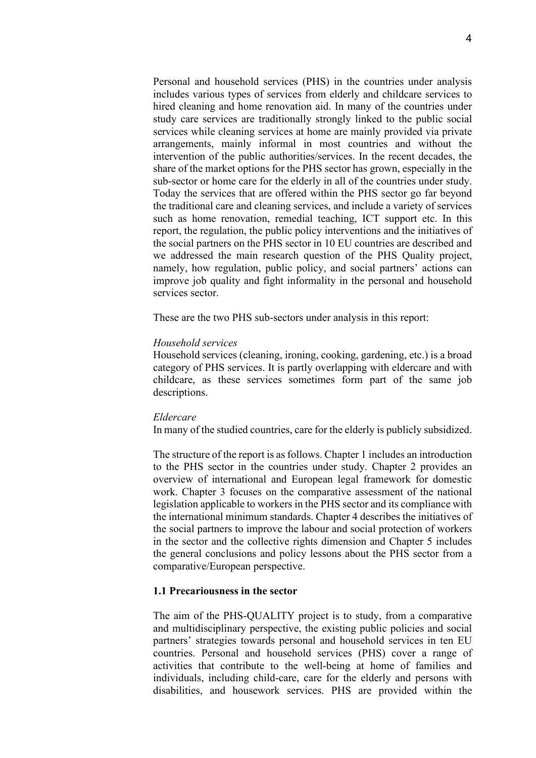Personal and household services (PHS) in the countries under analysis includes various types of services from elderly and childcare services to hired cleaning and home renovation aid. In many of the countries under study care services are traditionally strongly linked to the public social services while cleaning services at home are mainly provided via private arrangements, mainly informal in most countries and without the intervention of the public authorities/services. In the recent decades, the share of the market options for the PHS sector has grown, especially in the sub-sector or home care for the elderly in all of the countries under study. Today the services that are offered within the PHS sector go far beyond the traditional care and cleaning services, and include a variety of services such as home renovation, remedial teaching, ICT support etc. In this report, the regulation, the public policy interventions and the initiatives of the social partners on the PHS sector in 10 EU countries are described and we addressed the main research question of the PHS Quality project, namely, how regulation, public policy, and social partners' actions can improve job quality and fight informality in the personal and household services sector.

These are the two PHS sub-sectors under analysis in this report:

*Household services*
Household services (cleaning, ironing, cooking, gardening, etc.) is a broad category of PHS services. It is partly overlapping with eldercare and with childcare, as these services sometimes form part of the same job descriptions.

*Eldercare*
In many of the studied countries, care for the elderly is publicly subsidized.

The structure of the report is as follows. Chapter 1 includes an introduction to the PHS sector in the countries under study. Chapter 2 provides an overview of international and European legal framework for domestic work. Chapter 3 focuses on the comparative assessment of the national legislation applicable to workers in the PHS sector and its compliance with the international minimum standards. Chapter 4 describes the initiatives of the social partners to improve the labour and social protection of workers in the sector and the collective rights dimension and Chapter 5 includes the general conclusions and policy lessons about the PHS sector from a comparative/European perspective.

### 1.1 Precariousness in the sector

The aim of the PHS-QUALITY project is to study, from a comparative and multidisciplinary perspective, the existing public policies and social partners' strategies towards personal and household services in ten EU countries. Personal and household services (PHS) cover a range of activities that contribute to the well-being at home of families and individuals, including child-care, care for the elderly and persons with disabilities, and housework services. PHS are provided within the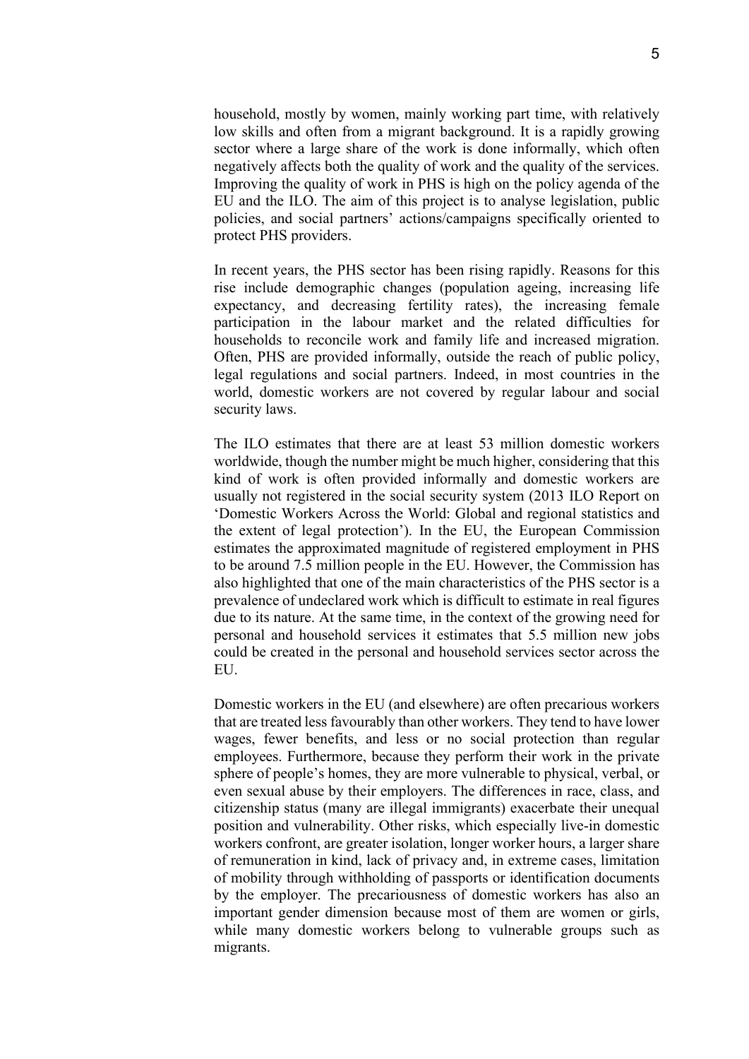household, mostly by women, mainly working part time, with relatively low skills and often from a migrant background. It is a rapidly growing sector where a large share of the work is done informally, which often negatively affects both the quality of work and the quality of the services. Improving the quality of work in PHS is high on the policy agenda of the EU and the ILO. The aim of this project is to analyse legislation, public policies, and social partners' actions/campaigns specifically oriented to protect PHS providers.

In recent years, the PHS sector has been rising rapidly. Reasons for this rise include demographic changes (population ageing, increasing life expectancy, and decreasing fertility rates), the increasing female participation in the labour market and the related difficulties for households to reconcile work and family life and increased migration. Often, PHS are provided informally, outside the reach of public policy, legal regulations and social partners. Indeed, in most countries in the world, domestic workers are not covered by regular labour and social security laws.

The ILO estimates that there are at least 53 million domestic workers worldwide, though the number might be much higher, considering that this kind of work is often provided informally and domestic workers are usually not registered in the social security system (2013 ILO Report on 'Domestic Workers Across the World: Global and regional statistics and the extent of legal protection'). In the EU, the European Commission estimates the approximated magnitude of registered employment in PHS to be around 7.5 million people in the EU. However, the Commission has also highlighted that one of the main characteristics of the PHS sector is a prevalence of undeclared work which is difficult to estimate in real figures due to its nature. At the same time, in the context of the growing need for personal and household services it estimates that 5.5 million new jobs could be created in the personal and household services sector across the EU.

Domestic workers in the EU (and elsewhere) are often precarious workers that are treated less favourably than other workers. They tend to have lower wages, fewer benefits, and less or no social protection than regular employees. Furthermore, because they perform their work in the private sphere of people's homes, they are more vulnerable to physical, verbal, or even sexual abuse by their employers. The differences in race, class, and citizenship status (many are illegal immigrants) exacerbate their unequal position and vulnerability. Other risks, which especially live-in domestic workers confront, are greater isolation, longer worker hours, a larger share of remuneration in kind, lack of privacy and, in extreme cases, limitation of mobility through withholding of passports or identification documents by the employer. The precariousness of domestic workers has also an important gender dimension because most of them are women or girls, while many domestic workers belong to vulnerable groups such as migrants.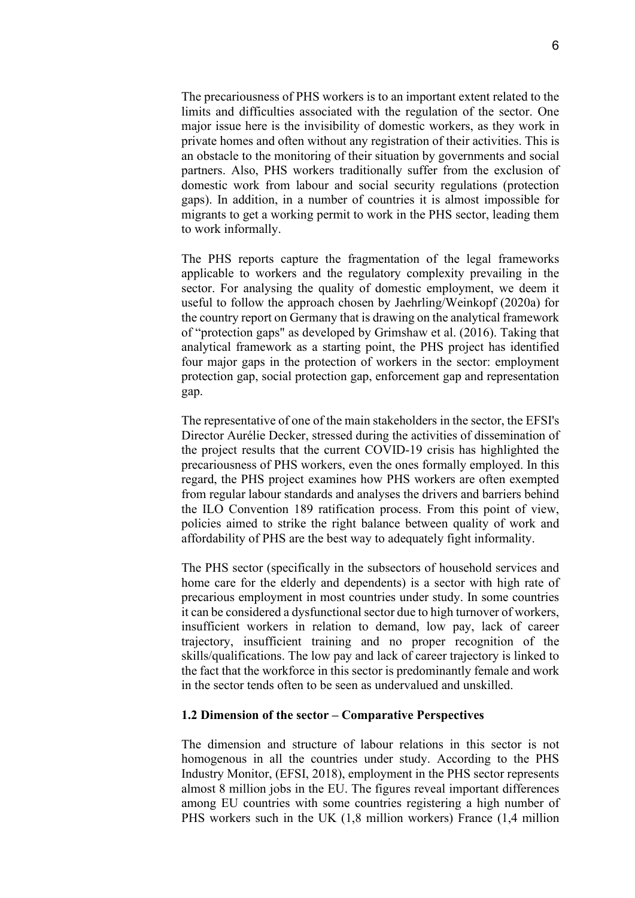The precariousness of PHS workers is to an important extent related to the limits and difficulties associated with the regulation of the sector. One major issue here is the invisibility of domestic workers, as they work in private homes and often without any registration of their activities. This is an obstacle to the monitoring of their situation by governments and social partners. Also, PHS workers traditionally suffer from the exclusion of domestic work from labour and social security regulations (protection gaps). In addition, in a number of countries it is almost impossible for migrants to get a working permit to work in the PHS sector, leading them to work informally.

The PHS reports capture the fragmentation of the legal frameworks applicable to workers and the regulatory complexity prevailing in the sector. For analysing the quality of domestic employment, we deem it useful to follow the approach chosen by Jaehrling/Weinkopf (2020a) for the country report on Germany that is drawing on the analytical framework of "protection gaps" as developed by Grimshaw et al. (2016). Taking that analytical framework as a starting point, the PHS project has identified four major gaps in the protection of workers in the sector: employment protection gap, social protection gap, enforcement gap and representation gap.

The representative of one of the main stakeholders in the sector, the EFSI's Director Aurélie Decker, stressed during the activities of dissemination of the project results that the current COVID-19 crisis has highlighted the precariousness of PHS workers, even the ones formally employed. In this regard, the PHS project examines how PHS workers are often exempted from regular labour standards and analyses the drivers and barriers behind the ILO Convention 189 ratification process. From this point of view, policies aimed to strike the right balance between quality of work and affordability of PHS are the best way to adequately fight informality.

The PHS sector (specifically in the subsectors of household services and home care for the elderly and dependents) is a sector with high rate of precarious employment in most countries under study. In some countries it can be considered a dysfunctional sector due to high turnover of workers, insufficient workers in relation to demand, low pay, lack of career trajectory, insufficient training and no proper recognition of the skills/qualifications. The low pay and lack of career trajectory is linked to the fact that the workforce in this sector is predominantly female and work in the sector tends often to be seen as undervalued and unskilled.

### 1.2 Dimension of the sector – Comparative Perspectives

The dimension and structure of labour relations in this sector is not homogenous in all the countries under study. According to the PHS Industry Monitor, (EFSI, 2018), employment in the PHS sector represents almost 8 million jobs in the EU. The figures reveal important differences among EU countries with some countries registering a high number of PHS workers such in the UK (1,8 million workers) France (1,4 million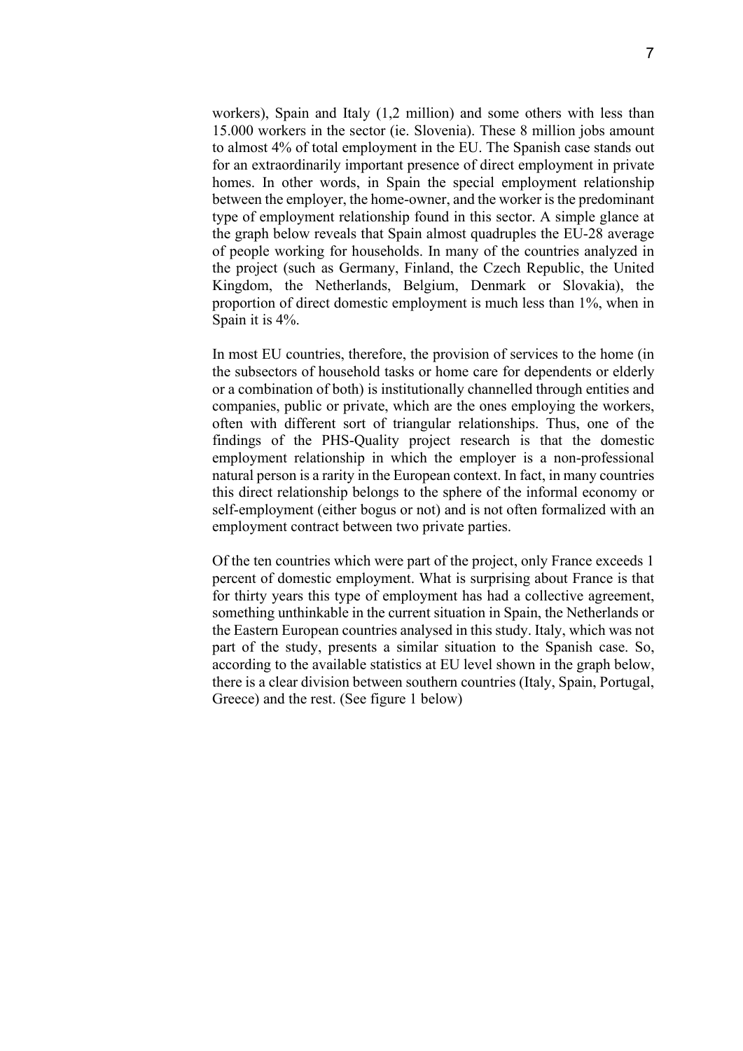workers), Spain and Italy (1,2 million) and some others with less than 15.000 workers in the sector (ie. Slovenia). These 8 million jobs amount to almost 4% of total employment in the EU. The Spanish case stands out for an extraordinarily important presence of direct employment in private homes. In other words, in Spain the special employment relationship between the employer, the home-owner, and the worker is the predominant type of employment relationship found in this sector. A simple glance at the graph below reveals that Spain almost quadruples the EU-28 average of people working for households. In many of the countries analyzed in the project (such as Germany, Finland, the Czech Republic, the United Kingdom, the Netherlands, Belgium, Denmark or Slovakia), the proportion of direct domestic employment is much less than 1%, when in Spain it is 4%.

In most EU countries, therefore, the provision of services to the home (in the subsectors of household tasks or home care for dependents or elderly or a combination of both) is institutionally channelled through entities and companies, public or private, which are the ones employing the workers, often with different sort of triangular relationships. Thus, one of the findings of the PHS-Quality project research is that the domestic employment relationship in which the employer is a non-professional natural person is a rarity in the European context. In fact, in many countries this direct relationship belongs to the sphere of the informal economy or self-employment (either bogus or not) and is not often formalized with an employment contract between two private parties.

Of the ten countries which were part of the project, only France exceeds 1 percent of domestic employment. What is surprising about France is that for thirty years this type of employment has had a collective agreement, something unthinkable in the current situation in Spain, the Netherlands or the Eastern European countries analysed in this study. Italy, which was not part of the study, presents a similar situation to the Spanish case. So, according to the available statistics at EU level shown in the graph below, there is a clear division between southern countries (Italy, Spain, Portugal, Greece) and the rest. (See figure 1 below)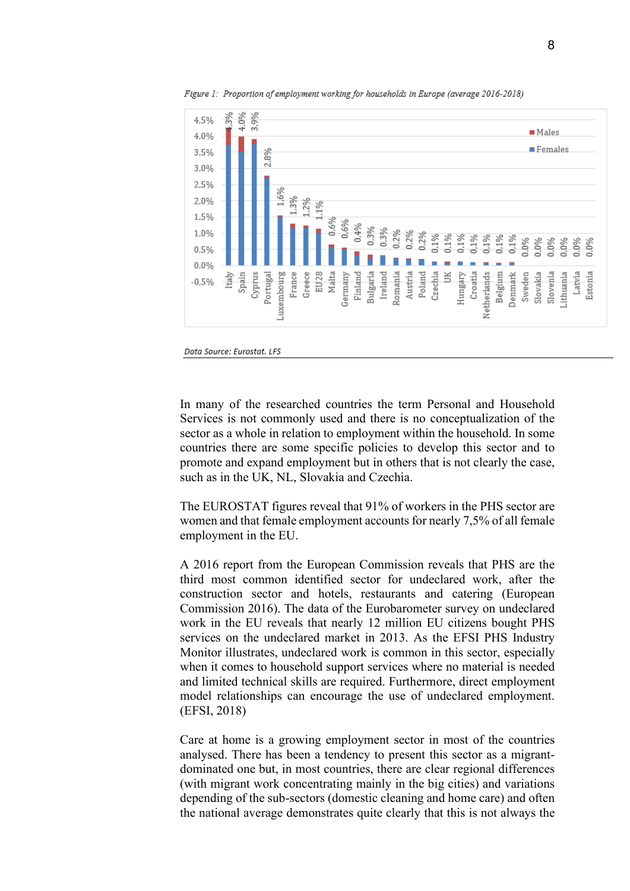*Figure 1: Proportion of employment working for households in Europe (average 2016-2018)*

Data Source: Eurostat. LFS

In many of the researched countries the term Personal and Household Services is not commonly used and there is no conceptualization of the sector as a whole in relation to employment within the household. In some countries there are some specific policies to develop this sector and to promote and expand employment but in others that is not clearly the case, such as in the UK, NL, Slovakia and Czechia.

The EUROSTAT figures reveal that 91% of workers in the PHS sector are women and that female employment accounts for nearly 7,5% of all female employment in the EU.

A 2016 report from the European Commission reveals that PHS are the third most common identified sector for undeclared work, after the construction sector and hotels, restaurants and catering (European Commission 2016). The data of the Eurobarometer survey on undeclared work in the EU reveals that nearly 12 million EU citizens bought PHS services on the undeclared market in 2013. As the EFSI PHS Industry Monitor illustrates, undeclared work is common in this sector, especially when it comes to household support services where no material is needed and limited technical skills are required. Furthermore, direct employment model relationships can encourage the use of undeclared employment. (EFSI, 2018)

Care at home is a growing employment sector in most of the countries analysed. There has been a tendency to present this sector as a migrant-dominated one but, in most countries, there are clear regional differences (with migrant work concentrating mainly in the big cities) and variations depending of the sub-sectors (domestic cleaning and home care) and often the national average demonstrates quite clearly that this is not always the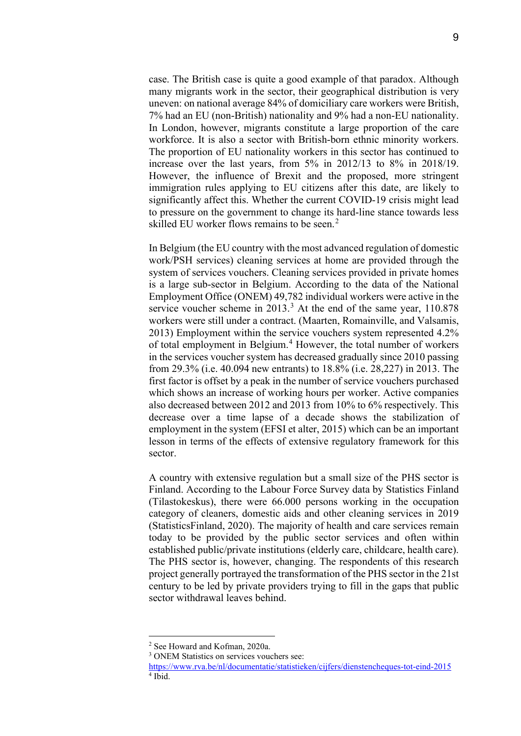case. The British case is quite a good example of that paradox. Although many migrants work in the sector, their geographical distribution is very uneven: on national average 84% of domiciliary care workers were British, 7% had an EU (non-British) nationality and 9% had a non-EU nationality. In London, however, migrants constitute a large proportion of the care workforce. It is also a sector with British-born ethnic minority workers. The proportion of EU nationality workers in this sector has continued to increase over the last years, from 5% in 2012/13 to 8% in 2018/19. However, the influence of Brexit and the proposed, more stringent immigration rules applying to EU citizens after this date, are likely to significantly affect this. Whether the current COVID-19 crisis might lead to pressure on the government to change its hard-line stance towards less skilled EU worker flows remains to be seen.[2]

In Belgium (the EU country with the most advanced regulation of domestic work/PSH services) cleaning services at home are provided through the system of services vouchers. Cleaning services provided in private homes is a large sub-sector in Belgium. According to the data of the National Employment Office (ONEM) 49,782 individual workers were active in the service voucher scheme in 2013.[3] At the end of the same year, 110.878 workers were still under a contract. (Maarten, Romainville, and Valsamis, 2013) Employment within the service vouchers system represented 4.2% of total employment in Belgium.[4] However, the total number of workers in the services voucher system has decreased gradually since 2010 passing from 29.3% (i.e. 40.094 new entrants) to 18.8% (i.e. 28,227) in 2013. The first factor is offset by a peak in the number of service vouchers purchased which shows an increase of working hours per worker. Active companies also decreased between 2012 and 2013 from 10% to 6% respectively. This decrease over a time lapse of a decade shows the stabilization of employment in the system (EFSI et alter, 2015) which can be an important lesson in terms of the effects of extensive regulatory framework for this sector.

A country with extensive regulation but a small size of the PHS sector is Finland. According to the Labour Force Survey data by Statistics Finland (Tilastokeskus), there were 66.000 persons working in the occupation category of cleaners, domestic aids and other cleaning services in 2019 (StatisticsFinland, 2020). The majority of health and care services remain today to be provided by the public sector services and often within established public/private institutions (elderly care, childcare, health care). The PHS sector is, however, changing. The respondents of this research project generally portrayed the transformation of the PHS sector in the 21st century to be led by private providers trying to fill in the gaps that public sector withdrawal leaves behind.

---

[2] See Howard and Kofman, 2020a.

[3] ONEM Statistics on services vouchers see: https://www.rva.be/nl/documentatie/statistieken/cijfers/dienstencheques-tot-eind-2015

[4] Ibid.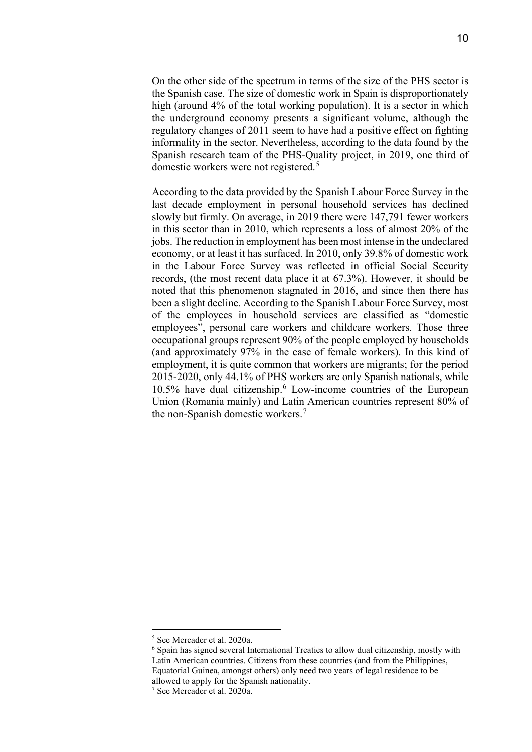On the other side of the spectrum in terms of the size of the PHS sector is the Spanish case. The size of domestic work in Spain is disproportionately high (around 4% of the total working population). It is a sector in which the underground economy presents a significant volume, although the regulatory changes of 2011 seem to have had a positive effect on fighting informality in the sector. Nevertheless, according to the data found by the Spanish research team of the PHS-Quality project, in 2019, one third of domestic workers were not registered.[5]

According to the data provided by the Spanish Labour Force Survey in the last decade employment in personal household services has declined slowly but firmly. On average, in 2019 there were 147,791 fewer workers in this sector than in 2010, which represents a loss of almost 20% of the jobs. The reduction in employment has been most intense in the undeclared economy, or at least it has surfaced. In 2010, only 39.8% of domestic work in the Labour Force Survey was reflected in official Social Security records, (the most recent data place it at 67.3%). However, it should be noted that this phenomenon stagnated in 2016, and since then there has been a slight decline. According to the Spanish Labour Force Survey, most of the employees in household services are classified as "domestic employees", personal care workers and childcare workers. Those three occupational groups represent 90% of the people employed by households (and approximately 97% in the case of female workers). In this kind of employment, it is quite common that workers are migrants; for the period 2015-2020, only 44.1% of PHS workers are only Spanish nationals, while 10.5% have dual citizenship.[6] Low-income countries of the European Union (Romania mainly) and Latin American countries represent 80% of the non-Spanish domestic workers.[7]

---

[5] See Mercader et al. 2020a.

[6] Spain has signed several International Treaties to allow dual citizenship, mostly with Latin American countries. Citizens from these countries (and from the Philippines, Equatorial Guinea, amongst others) only need two years of legal residence to be allowed to apply for the Spanish nationality.

[7] See Mercader et al. 2020a.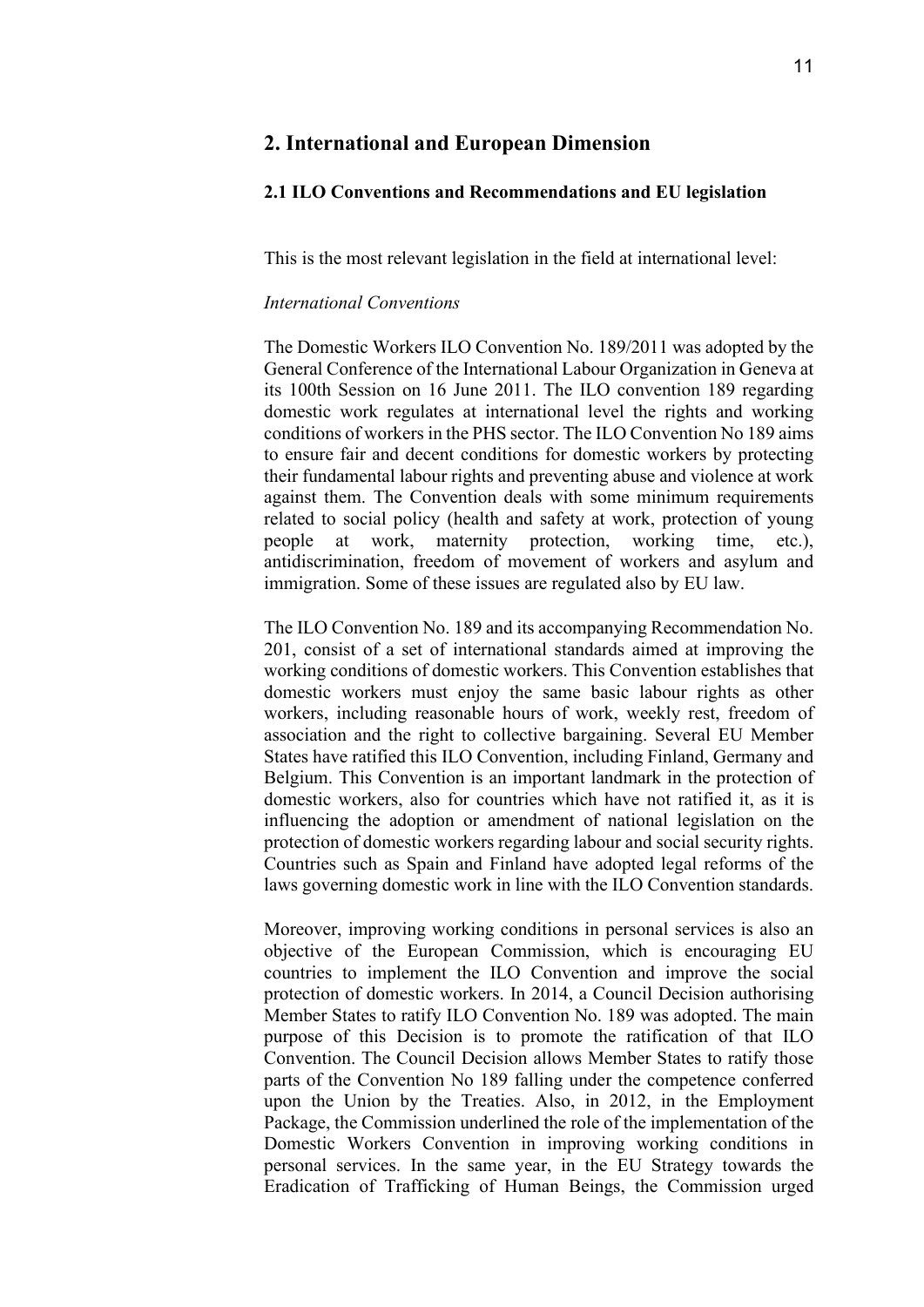## 2. International and European Dimension

### 2.1 ILO Conventions and Recommendations and EU legislation

This is the most relevant legislation in the field at international level:

*International Conventions*

The Domestic Workers ILO Convention No. 189/2011 was adopted by the General Conference of the International Labour Organization in Geneva at its 100th Session on 16 June 2011. The ILO convention 189 regarding domestic work regulates at international level the rights and working conditions of workers in the PHS sector. The ILO Convention No 189 aims to ensure fair and decent conditions for domestic workers by protecting their fundamental labour rights and preventing abuse and violence at work against them. The Convention deals with some minimum requirements related to social policy (health and safety at work, protection of young people at work, maternity protection, working time, etc.), antidiscrimination, freedom of movement of workers and asylum and immigration. Some of these issues are regulated also by EU law.

The ILO Convention No. 189 and its accompanying Recommendation No. 201, consist of a set of international standards aimed at improving the working conditions of domestic workers. This Convention establishes that domestic workers must enjoy the same basic labour rights as other workers, including reasonable hours of work, weekly rest, freedom of association and the right to collective bargaining. Several EU Member States have ratified this ILO Convention, including Finland, Germany and Belgium. This Convention is an important landmark in the protection of domestic workers, also for countries which have not ratified it, as it is influencing the adoption or amendment of national legislation on the protection of domestic workers regarding labour and social security rights. Countries such as Spain and Finland have adopted legal reforms of the laws governing domestic work in line with the ILO Convention standards.

Moreover, improving working conditions in personal services is also an objective of the European Commission, which is encouraging EU countries to implement the ILO Convention and improve the social protection of domestic workers. In 2014, a Council Decision authorising Member States to ratify ILO Convention No. 189 was adopted. The main purpose of this Decision is to promote the ratification of that ILO Convention. The Council Decision allows Member States to ratify those parts of the Convention No 189 falling under the competence conferred upon the Union by the Treaties. Also, in 2012, in the Employment Package, the Commission underlined the role of the implementation of the Domestic Workers Convention in improving working conditions in personal services. In the same year, in the EU Strategy towards the Eradication of Trafficking of Human Beings, the Commission urged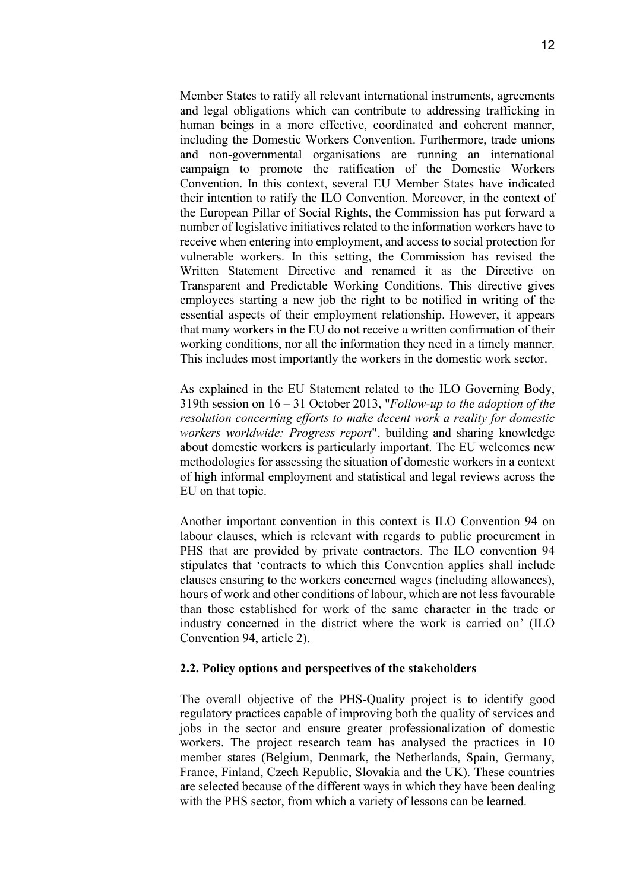Member States to ratify all relevant international instruments, agreements and legal obligations which can contribute to addressing trafficking in human beings in a more effective, coordinated and coherent manner, including the Domestic Workers Convention. Furthermore, trade unions and non-governmental organisations are running an international campaign to promote the ratification of the Domestic Workers Convention. In this context, several EU Member States have indicated their intention to ratify the ILO Convention. Moreover, in the context of the European Pillar of Social Rights, the Commission has put forward a number of legislative initiatives related to the information workers have to receive when entering into employment, and access to social protection for vulnerable workers. In this setting, the Commission has revised the Written Statement Directive and renamed it as the Directive on Transparent and Predictable Working Conditions. This directive gives employees starting a new job the right to be notified in writing of the essential aspects of their employment relationship. However, it appears that many workers in the EU do not receive a written confirmation of their working conditions, nor all the information they need in a timely manner. This includes most importantly the workers in the domestic work sector.

As explained in the EU Statement related to the ILO Governing Body, 319th session on 16 – 31 October 2013, "*Follow-up to the adoption of the resolution concerning efforts to make decent work a reality for domestic workers worldwide: Progress report*", building and sharing knowledge about domestic workers is particularly important. The EU welcomes new methodologies for assessing the situation of domestic workers in a context of high informal employment and statistical and legal reviews across the EU on that topic.

Another important convention in this context is ILO Convention 94 on labour clauses, which is relevant with regards to public procurement in PHS that are provided by private contractors. The ILO convention 94 stipulates that 'contracts to which this Convention applies shall include clauses ensuring to the workers concerned wages (including allowances), hours of work and other conditions of labour, which are not less favourable than those established for work of the same character in the trade or industry concerned in the district where the work is carried on' (ILO Convention 94, article 2).

### 2.2. Policy options and perspectives of the stakeholders

The overall objective of the PHS-Quality project is to identify good regulatory practices capable of improving both the quality of services and jobs in the sector and ensure greater professionalization of domestic workers. The project research team has analysed the practices in 10 member states (Belgium, Denmark, the Netherlands, Spain, Germany, France, Finland, Czech Republic, Slovakia and the UK). These countries are selected because of the different ways in which they have been dealing with the PHS sector, from which a variety of lessons can be learned.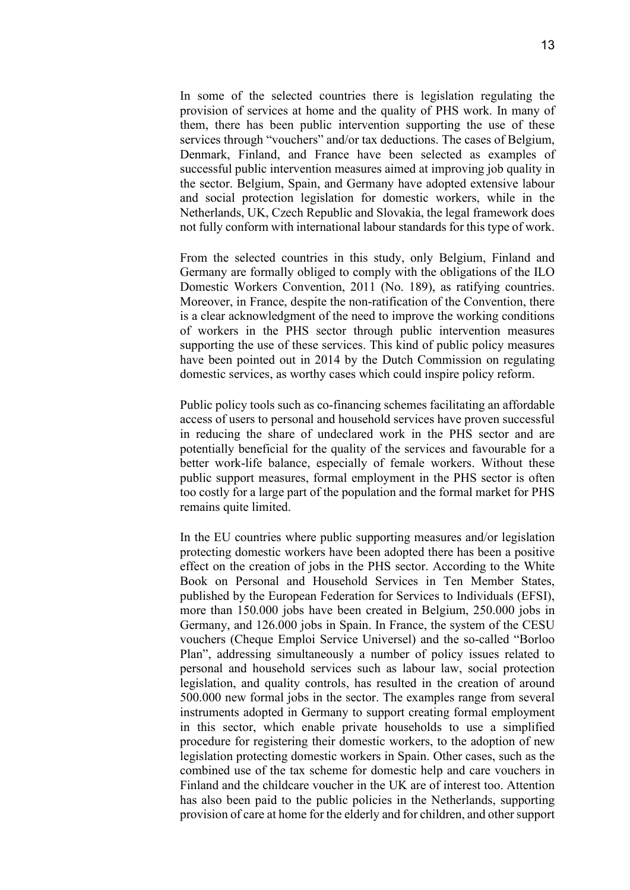In some of the selected countries there is legislation regulating the provision of services at home and the quality of PHS work. In many of them, there has been public intervention supporting the use of these services through "vouchers" and/or tax deductions. The cases of Belgium, Denmark, Finland, and France have been selected as examples of successful public intervention measures aimed at improving job quality in the sector. Belgium, Spain, and Germany have adopted extensive labour and social protection legislation for domestic workers, while in the Netherlands, UK, Czech Republic and Slovakia, the legal framework does not fully conform with international labour standards for this type of work.

From the selected countries in this study, only Belgium, Finland and Germany are formally obliged to comply with the obligations of the ILO Domestic Workers Convention, 2011 (No. 189), as ratifying countries. Moreover, in France, despite the non-ratification of the Convention, there is a clear acknowledgment of the need to improve the working conditions of workers in the PHS sector through public intervention measures supporting the use of these services. This kind of public policy measures have been pointed out in 2014 by the Dutch Commission on regulating domestic services, as worthy cases which could inspire policy reform.

Public policy tools such as co-financing schemes facilitating an affordable access of users to personal and household services have proven successful in reducing the share of undeclared work in the PHS sector and are potentially beneficial for the quality of the services and favourable for a better work-life balance, especially of female workers. Without these public support measures, formal employment in the PHS sector is often too costly for a large part of the population and the formal market for PHS remains quite limited.

In the EU countries where public supporting measures and/or legislation protecting domestic workers have been adopted there has been a positive effect on the creation of jobs in the PHS sector. According to the White Book on Personal and Household Services in Ten Member States, published by the European Federation for Services to Individuals (EFSI), more than 150.000 jobs have been created in Belgium, 250.000 jobs in Germany, and 126.000 jobs in Spain. In France, the system of the CESU vouchers (Cheque Emploi Service Universel) and the so-called "Borloo Plan", addressing simultaneously a number of policy issues related to personal and household services such as labour law, social protection legislation, and quality controls, has resulted in the creation of around 500.000 new formal jobs in the sector. The examples range from several instruments adopted in Germany to support creating formal employment in this sector, which enable private households to use a simplified procedure for registering their domestic workers, to the adoption of new legislation protecting domestic workers in Spain. Other cases, such as the combined use of the tax scheme for domestic help and care vouchers in Finland and the childcare voucher in the UK are of interest too. Attention has also been paid to the public policies in the Netherlands, supporting provision of care at home for the elderly and for children, and other support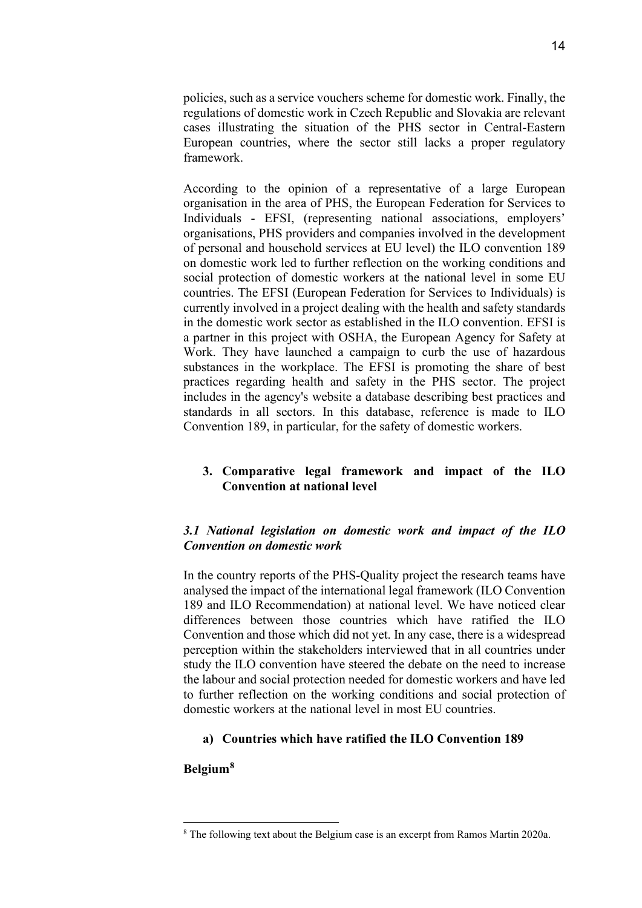policies, such as a service vouchers scheme for domestic work. Finally, the regulations of domestic work in Czech Republic and Slovakia are relevant cases illustrating the situation of the PHS sector in Central-Eastern European countries, where the sector still lacks a proper regulatory framework.

According to the opinion of a representative of a large European organisation in the area of PHS, the European Federation for Services to Individuals - EFSI, (representing national associations, employers' organisations, PHS providers and companies involved in the development of personal and household services at EU level) the ILO convention 189 on domestic work led to further reflection on the working conditions and social protection of domestic workers at the national level in some EU countries. The EFSI (European Federation for Services to Individuals) is currently involved in a project dealing with the health and safety standards in the domestic work sector as established in the ILO convention. EFSI is a partner in this project with OSHA, the European Agency for Safety at Work. They have launched a campaign to curb the use of hazardous substances in the workplace. The EFSI is promoting the share of best practices regarding health and safety in the PHS sector. The project includes in the agency's website a database describing best practices and standards in all sectors. In this database, reference is made to ILO Convention 189, in particular, for the safety of domestic workers.

## 3. Comparative legal framework and impact of the ILO Convention at national level

### *3.1 National legislation on domestic work and impact of the ILO Convention on domestic work*

In the country reports of the PHS-Quality project the research teams have analysed the impact of the international legal framework (ILO Convention 189 and ILO Recommendation) at national level. We have noticed clear differences between those countries which have ratified the ILO Convention and those which did not yet. In any case, there is a widespread perception within the stakeholders interviewed that in all countries under study the ILO convention have steered the debate on the need to increase the labour and social protection needed for domestic workers and have led to further reflection on the working conditions and social protection of domestic workers at the national level in most EU countries.

#### a) Countries which have ratified the ILO Convention 189

**Belgium[8]**

[8] The following text about the Belgium case is an excerpt from Ramos Martin 2020a.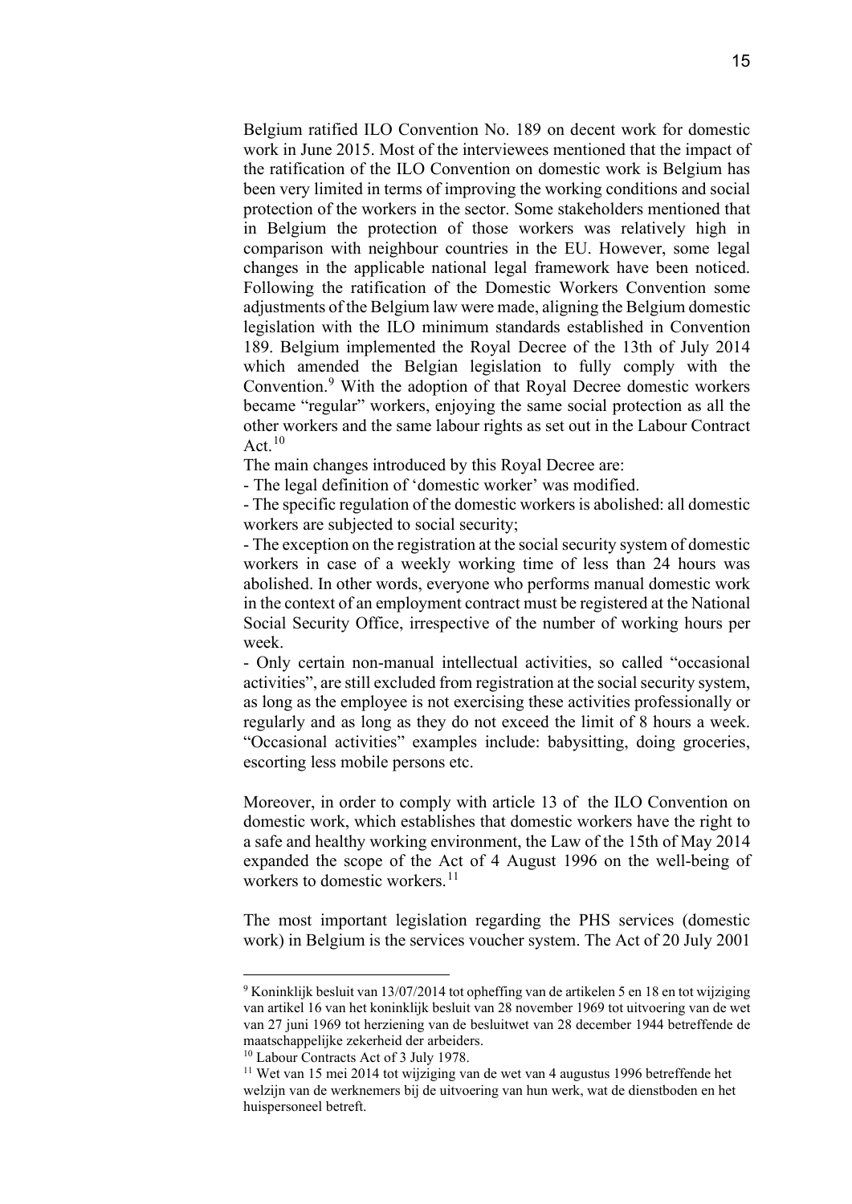Belgium ratified ILO Convention No. 189 on decent work for domestic work in June 2015. Most of the interviewees mentioned that the impact of the ratification of the ILO Convention on domestic work is Belgium has been very limited in terms of improving the working conditions and social protection of the workers in the sector. Some stakeholders mentioned that in Belgium the protection of those workers was relatively high in comparison with neighbour countries in the EU. However, some legal changes in the applicable national legal framework have been noticed. Following the ratification of the Domestic Workers Convention some adjustments of the Belgium law were made, aligning the Belgium domestic legislation with the ILO minimum standards established in Convention 189. Belgium implemented the Royal Decree of the 13th of July 2014 which amended the Belgian legislation to fully comply with the Convention.[9] With the adoption of that Royal Decree domestic workers became "regular" workers, enjoying the same social protection as all the other workers and the same labour rights as set out in the Labour Contract Act.[10]

The main changes introduced by this Royal Decree are:

- The legal definition of 'domestic worker' was modified.
- The specific regulation of the domestic workers is abolished: all domestic workers are subjected to social security;
- The exception on the registration at the social security system of domestic workers in case of a weekly working time of less than 24 hours was abolished. In other words, everyone who performs manual domestic work in the context of an employment contract must be registered at the National Social Security Office, irrespective of the number of working hours per week.
- Only certain non-manual intellectual activities, so called "occasional activities", are still excluded from registration at the social security system, as long as the employee is not exercising these activities professionally or regularly and as long as they do not exceed the limit of 8 hours a week. "Occasional activities" examples include: babysitting, doing groceries, escorting less mobile persons etc.

Moreover, in order to comply with article 13 of the ILO Convention on domestic work, which establishes that domestic workers have the right to a safe and healthy working environment, the Law of the 15th of May 2014 expanded the scope of the Act of 4 August 1996 on the well-being of workers to domestic workers.[11]

The most important legislation regarding the PHS services (domestic work) in Belgium is the services voucher system. The Act of 20 July 2001

---

[9] Koninklijk besluit van 13/07/2014 tot opheffing van de artikelen 5 en 18 en tot wijziging van artikel 16 van het koninklijk besluit van 28 november 1969 tot uitvoering van de wet van 27 juni 1969 tot herziening van de besluitwet van 28 december 1944 betreffende de maatschappelijke zekerheid der arbeiders.

[10] Labour Contracts Act of 3 July 1978.

[11] Wet van 15 mei 2014 tot wijziging van de wet van 4 augustus 1996 betreffende het welzijn van de werknemers bij de uitvoering van hun werk, wat de dienstboden en het huispersoneel betreft.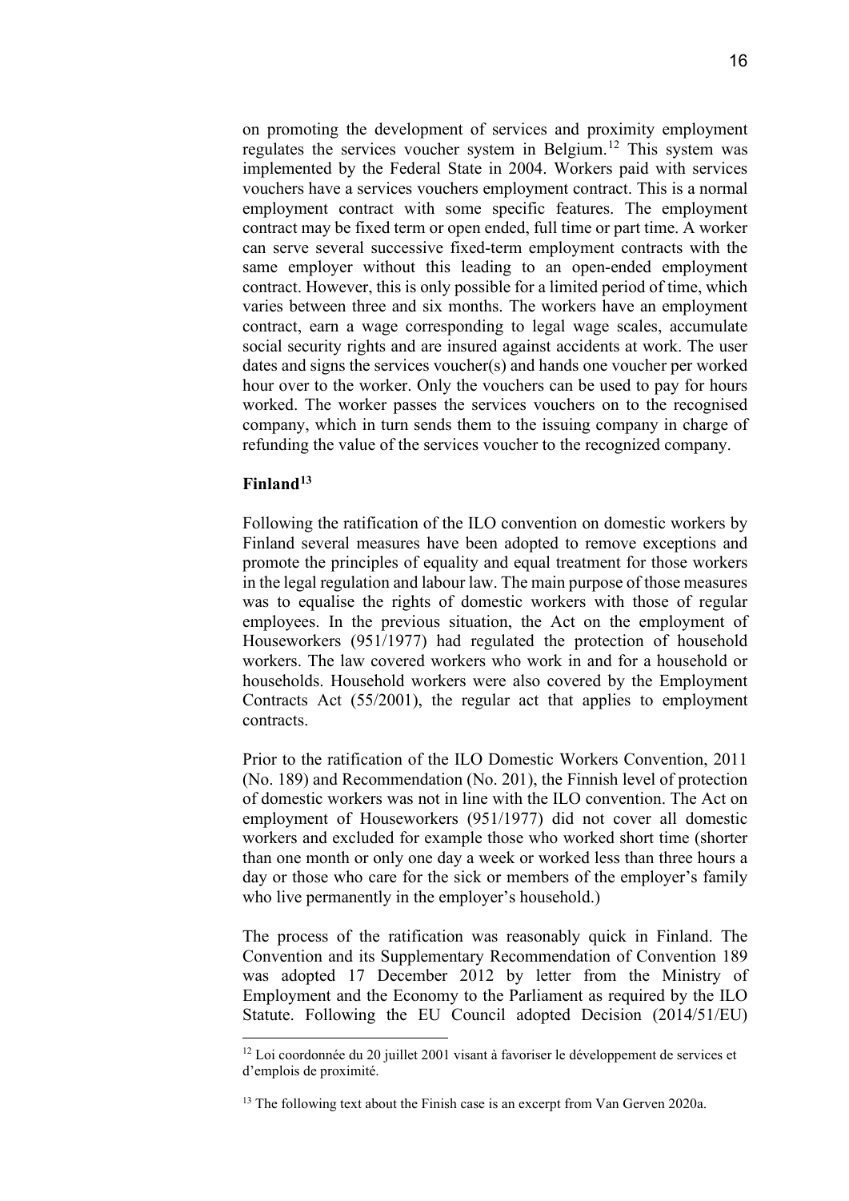on promoting the development of services and proximity employment regulates the services voucher system in Belgium.[12] This system was implemented by the Federal State in 2004. Workers paid with services vouchers have a services vouchers employment contract. This is a normal employment contract with some specific features. The employment contract may be fixed term or open ended, full time or part time. A worker can serve several successive fixed-term employment contracts with the same employer without this leading to an open-ended employment contract. However, this is only possible for a limited period of time, which varies between three and six months. The workers have an employment contract, earn a wage corresponding to legal wage scales, accumulate social security rights and are insured against accidents at work. The user dates and signs the services voucher(s) and hands one voucher per worked hour over to the worker. Only the vouchers can be used to pay for hours worked. The worker passes the services vouchers on to the recognised company, which in turn sends them to the issuing company in charge of refunding the value of the services voucher to the recognized company.

**Finland[13]**

Following the ratification of the ILO convention on domestic workers by Finland several measures have been adopted to remove exceptions and promote the principles of equality and equal treatment for those workers in the legal regulation and labour law. The main purpose of those measures was to equalise the rights of domestic workers with those of regular employees. In the previous situation, the Act on the employment of Houseworkers (951/1977) had regulated the protection of household workers. The law covered workers who work in and for a household or households. Household workers were also covered by the Employment Contracts Act (55/2001), the regular act that applies to employment contracts.

Prior to the ratification of the ILO Domestic Workers Convention, 2011 (No. 189) and Recommendation (No. 201), the Finnish level of protection of domestic workers was not in line with the ILO convention. The Act on employment of Houseworkers (951/1977) did not cover all domestic workers and excluded for example those who worked short time (shorter than one month or only one day a week or worked less than three hours a day or those who care for the sick or members of the employer's family who live permanently in the employer's household.)

The process of the ratification was reasonably quick in Finland. The Convention and its Supplementary Recommendation of Convention 189 was adopted 17 December 2012 by letter from the Ministry of Employment and the Economy to the Parliament as required by the ILO Statute. Following the EU Council adopted Decision (2014/51/EU)

---

[12] Loi coordonnée du 20 juillet 2001 visant à favoriser le développement de services et d'emplois de proximité.

[13] The following text about the Finish case is an excerpt from Van Gerven 2020a.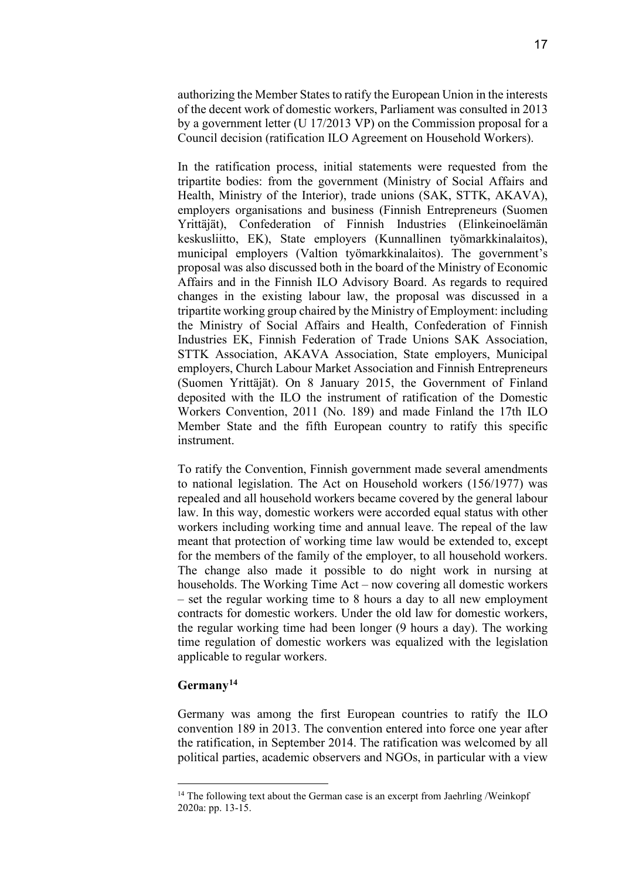authorizing the Member States to ratify the European Union in the interests of the decent work of domestic workers, Parliament was consulted in 2013 by a government letter (U 17/2013 VP) on the Commission proposal for a Council decision (ratification ILO Agreement on Household Workers).

In the ratification process, initial statements were requested from the tripartite bodies: from the government (Ministry of Social Affairs and Health, Ministry of the Interior), trade unions (SAK, STTK, AKAVA), employers organisations and business (Finnish Entrepreneurs (Suomen Yrittäjät), Confederation of Finnish Industries (Elinkeinoelämän keskusliitto, EK), State employers (Kunnallinen työmarkkinalaitos), municipal employers (Valtion työmarkkinalaitos). The government's proposal was also discussed both in the board of the Ministry of Economic Affairs and in the Finnish ILO Advisory Board. As regards to required changes in the existing labour law, the proposal was discussed in a tripartite working group chaired by the Ministry of Employment: including the Ministry of Social Affairs and Health, Confederation of Finnish Industries EK, Finnish Federation of Trade Unions SAK Association, STTK Association, AKAVA Association, State employers, Municipal employers, Church Labour Market Association and Finnish Entrepreneurs (Suomen Yrittäjät). On 8 January 2015, the Government of Finland deposited with the ILO the instrument of ratification of the Domestic Workers Convention, 2011 (No. 189) and made Finland the 17th ILO Member State and the fifth European country to ratify this specific instrument.

To ratify the Convention, Finnish government made several amendments to national legislation. The Act on Household workers (156/1977) was repealed and all household workers became covered by the general labour law. In this way, domestic workers were accorded equal status with other workers including working time and annual leave. The repeal of the law meant that protection of working time law would be extended to, except for the members of the family of the employer, to all household workers. The change also made it possible to do night work in nursing at households. The Working Time Act – now covering all domestic workers – set the regular working time to 8 hours a day to all new employment contracts for domestic workers. Under the old law for domestic workers, the regular working time had been longer (9 hours a day). The working time regulation of domestic workers was equalized with the legislation applicable to regular workers.

### Germany[14]

Germany was among the first European countries to ratify the ILO convention 189 in 2013. The convention entered into force one year after the ratification, in September 2014. The ratification was welcomed by all political parties, academic observers and NGOs, in particular with a view

[14] The following text about the German case is an excerpt from Jaehrling /Weinkopf 2020a: pp. 13-15.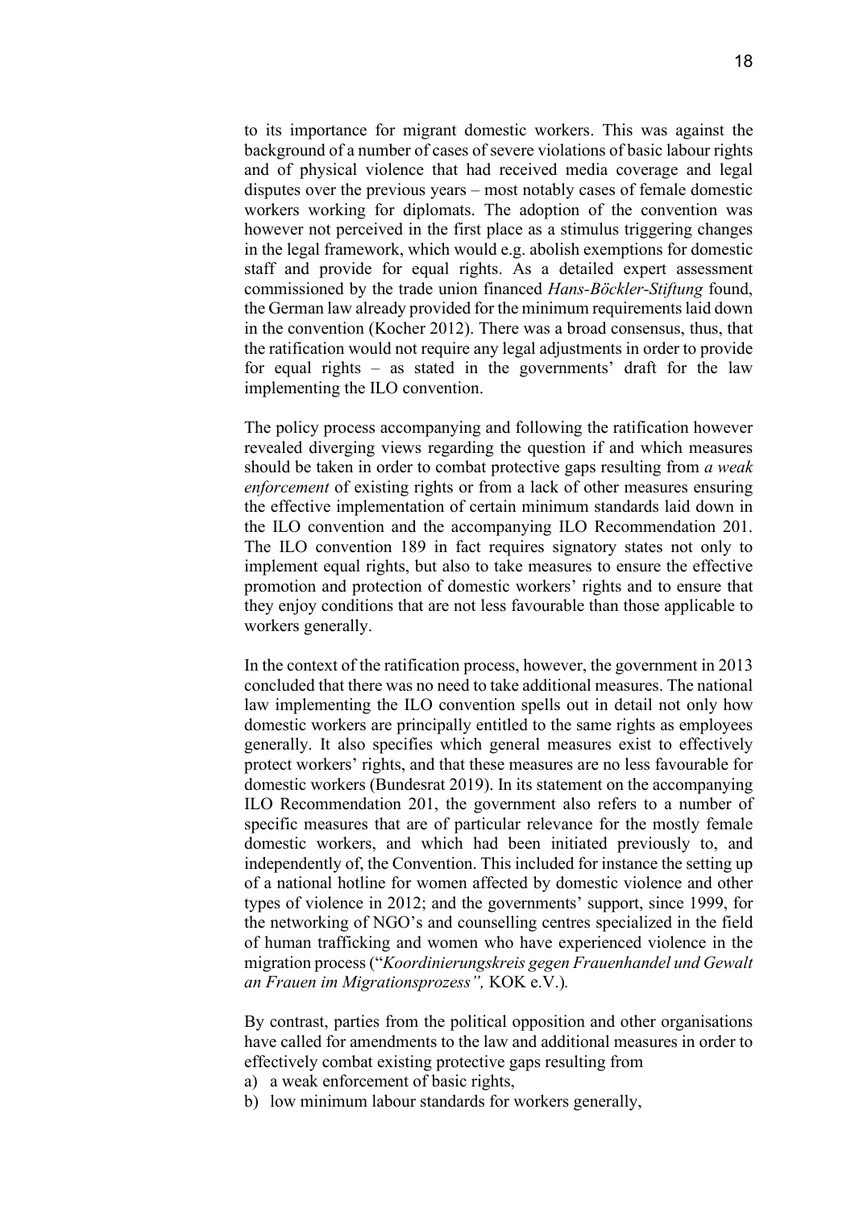to its importance for migrant domestic workers. This was against the background of a number of cases of severe violations of basic labour rights and of physical violence that had received media coverage and legal disputes over the previous years – most notably cases of female domestic workers working for diplomats. The adoption of the convention was however not perceived in the first place as a stimulus triggering changes in the legal framework, which would e.g. abolish exemptions for domestic staff and provide for equal rights. As a detailed expert assessment commissioned by the trade union financed *Hans-Böckler-Stiftung* found, the German law already provided for the minimum requirements laid down in the convention (Kocher 2012). There was a broad consensus, thus, that the ratification would not require any legal adjustments in order to provide for equal rights – as stated in the governments' draft for the law implementing the ILO convention.

The policy process accompanying and following the ratification however revealed diverging views regarding the question if and which measures should be taken in order to combat protective gaps resulting from *a weak enforcement* of existing rights or from a lack of other measures ensuring the effective implementation of certain minimum standards laid down in the ILO convention and the accompanying ILO Recommendation 201. The ILO convention 189 in fact requires signatory states not only to implement equal rights, but also to take measures to ensure the effective promotion and protection of domestic workers' rights and to ensure that they enjoy conditions that are not less favourable than those applicable to workers generally.

In the context of the ratification process, however, the government in 2013 concluded that there was no need to take additional measures. The national law implementing the ILO convention spells out in detail not only how domestic workers are principally entitled to the same rights as employees generally. It also specifies which general measures exist to effectively protect workers' rights, and that these measures are no less favourable for domestic workers (Bundesrat 2019). In its statement on the accompanying ILO Recommendation 201, the government also refers to a number of specific measures that are of particular relevance for the mostly female domestic workers, and which had been initiated previously to, and independently of, the Convention. This included for instance the setting up of a national hotline for women affected by domestic violence and other types of violence in 2012; and the governments' support, since 1999, for the networking of NGO's and counselling centres specialized in the field of human trafficking and women who have experienced violence in the migration process ("*Koordinierungskreis gegen Frauenhandel und Gewalt an Frauen im Migrationsprozess",* KOK e.V.).

By contrast, parties from the political opposition and other organisations have called for amendments to the law and additional measures in order to effectively combat existing protective gaps resulting from

a) a weak enforcement of basic rights,
b) low minimum labour standards for workers generally,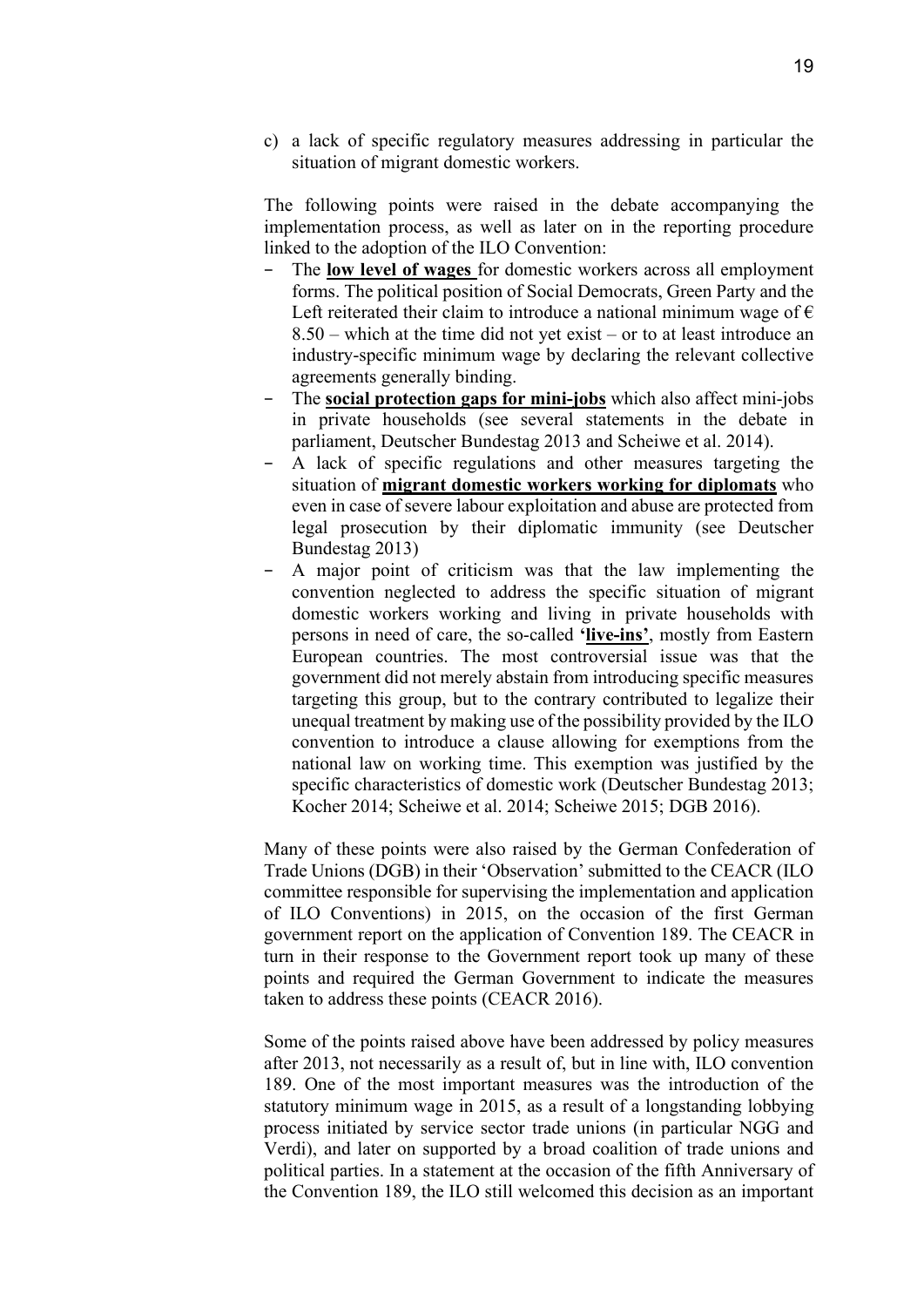c) a lack of specific regulatory measures addressing in particular the situation of migrant domestic workers.

The following points were raised in the debate accompanying the implementation process, as well as later on in the reporting procedure linked to the adoption of the ILO Convention:

- The **low level of wages** for domestic workers across all employment forms. The political position of Social Democrats, Green Party and the Left reiterated their claim to introduce a national minimum wage of € 8.50 – which at the time did not yet exist – or to at least introduce an industry-specific minimum wage by declaring the relevant collective agreements generally binding.
- The **social protection gaps for mini-jobs** which also affect mini-jobs in private households (see several statements in the debate in parliament, Deutscher Bundestag 2013 and Scheiwe et al. 2014).
- A lack of specific regulations and other measures targeting the situation of **migrant domestic workers working for diplomats** who even in case of severe labour exploitation and abuse are protected from legal prosecution by their diplomatic immunity (see Deutscher Bundestag 2013)
- A major point of criticism was that the law implementing the convention neglected to address the specific situation of migrant domestic workers working and living in private households with persons in need of care, the so-called **'live-ins'**, mostly from Eastern European countries. The most controversial issue was that the government did not merely abstain from introducing specific measures targeting this group, but to the contrary contributed to legalize their unequal treatment by making use of the possibility provided by the ILO convention to introduce a clause allowing for exemptions from the national law on working time. This exemption was justified by the specific characteristics of domestic work (Deutscher Bundestag 2013; Kocher 2014; Scheiwe et al. 2014; Scheiwe 2015; DGB 2016).

Many of these points were also raised by the German Confederation of Trade Unions (DGB) in their 'Observation' submitted to the CEACR (ILO committee responsible for supervising the implementation and application of ILO Conventions) in 2015, on the occasion of the first German government report on the application of Convention 189. The CEACR in turn in their response to the Government report took up many of these points and required the German Government to indicate the measures taken to address these points (CEACR 2016).

Some of the points raised above have been addressed by policy measures after 2013, not necessarily as a result of, but in line with, ILO convention 189. One of the most important measures was the introduction of the statutory minimum wage in 2015, as a result of a longstanding lobbying process initiated by service sector trade unions (in particular NGG and Verdi), and later on supported by a broad coalition of trade unions and political parties. In a statement at the occasion of the fifth Anniversary of the Convention 189, the ILO still welcomed this decision as an important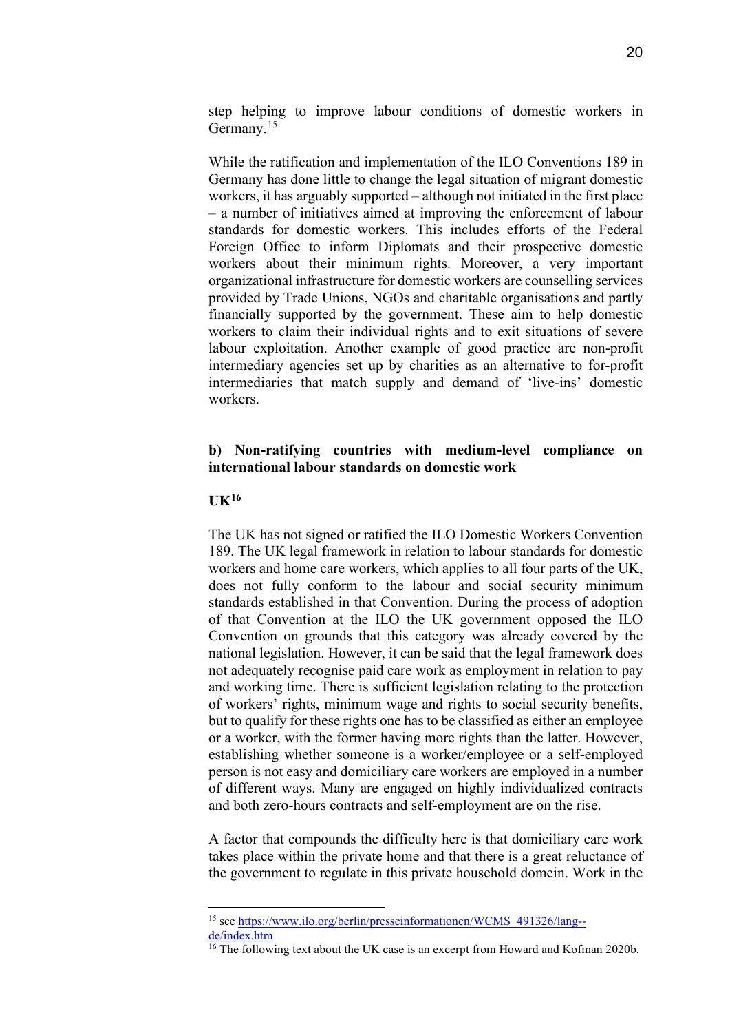step helping to improve labour conditions of domestic workers in Germany.[15]

While the ratification and implementation of the ILO Conventions 189 in Germany has done little to change the legal situation of migrant domestic workers, it has arguably supported – although not initiated in the first place – a number of initiatives aimed at improving the enforcement of labour standards for domestic workers. This includes efforts of the Federal Foreign Office to inform Diplomats and their prospective domestic workers about their minimum rights. Moreover, a very important organizational infrastructure for domestic workers are counselling services provided by Trade Unions, NGOs and charitable organisations and partly financially supported by the government. These aim to help domestic workers to claim their individual rights and to exit situations of severe labour exploitation. Another example of good practice are non-profit intermediary agencies set up by charities as an alternative to for-profit intermediaries that match supply and demand of 'live-ins' domestic workers.

**b) Non-ratifying countries with medium-level compliance on international labour standards on domestic work**

**UK[16]**

The UK has not signed or ratified the ILO Domestic Workers Convention 189. The UK legal framework in relation to labour standards for domestic workers and home care workers, which applies to all four parts of the UK, does not fully conform to the labour and social security minimum standards established in that Convention. During the process of adoption of that Convention at the ILO the UK government opposed the ILO Convention on grounds that this category was already covered by the national legislation. However, it can be said that the legal framework does not adequately recognise paid care work as employment in relation to pay and working time. There is sufficient legislation relating to the protection of workers' rights, minimum wage and rights to social security benefits, but to qualify for these rights one has to be classified as either an employee or a worker, with the former having more rights than the latter. However, establishing whether someone is a worker/employee or a self-employed person is not easy and domiciliary care workers are employed in a number of different ways. Many are engaged on highly individualized contracts and both zero-hours contracts and self-employment are on the rise.

A factor that compounds the difficulty here is that domiciliary care work takes place within the private home and that there is a great reluctance of the government to regulate in this private household domain. Work in the

---

[15] see https://www.ilo.org/berlin/presseinformationen/WCMS_491326/lang--de/index.htm

[16] The following text about the UK case is an excerpt from Howard and Kofman 2020b.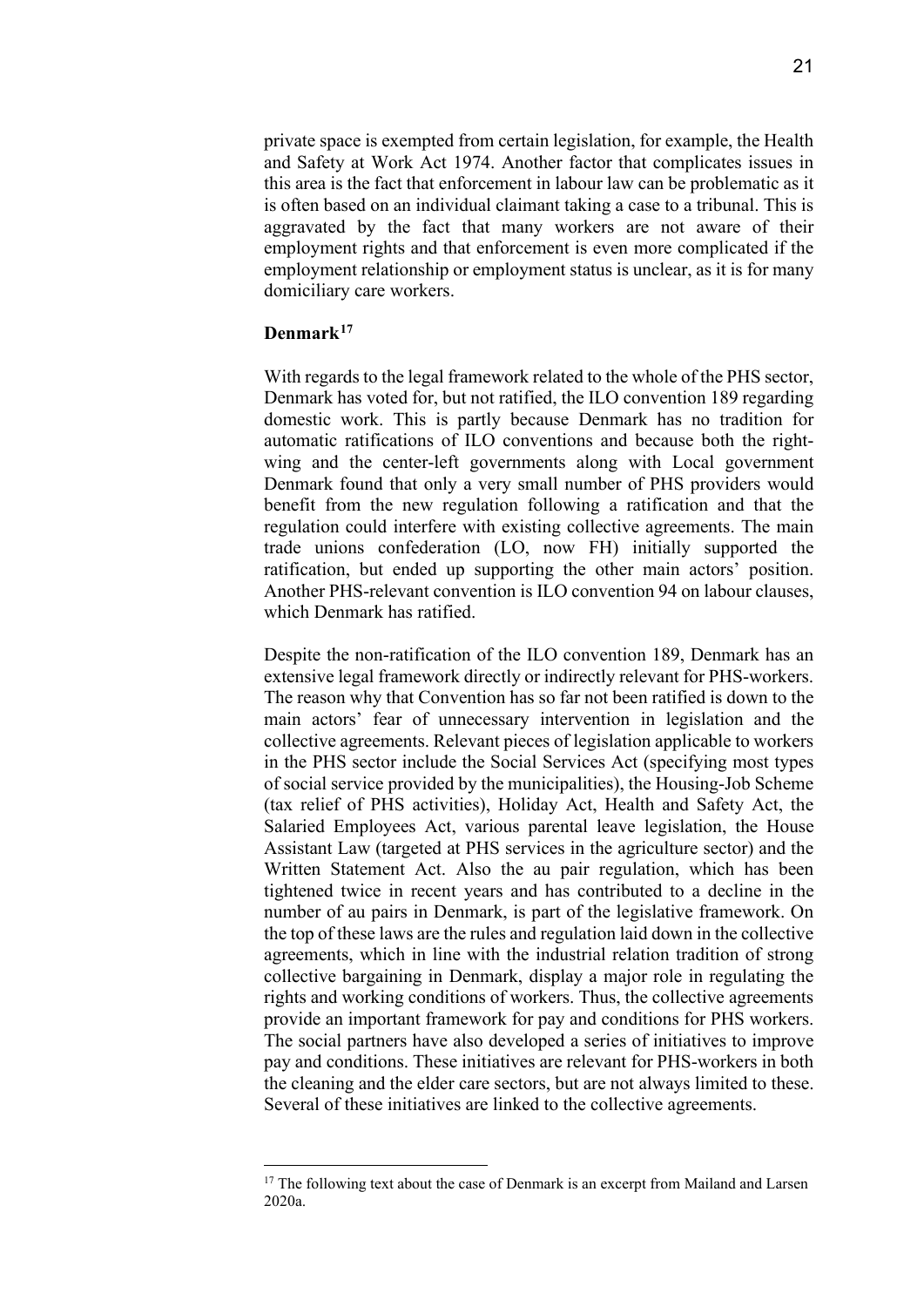private space is exempted from certain legislation, for example, the Health and Safety at Work Act 1974. Another factor that complicates issues in this area is the fact that enforcement in labour law can be problematic as it is often based on an individual claimant taking a case to a tribunal. This is aggravated by the fact that many workers are not aware of their employment rights and that enforcement is even more complicated if the employment relationship or employment status is unclear, as it is for many domiciliary care workers.

**Denmark**[17]

With regards to the legal framework related to the whole of the PHS sector, Denmark has voted for, but not ratified, the ILO convention 189 regarding domestic work. This is partly because Denmark has no tradition for automatic ratifications of ILO conventions and because both the right-wing and the center-left governments along with Local government Denmark found that only a very small number of PHS providers would benefit from the new regulation following a ratification and that the regulation could interfere with existing collective agreements. The main trade unions confederation (LO, now FH) initially supported the ratification, but ended up supporting the other main actors' position. Another PHS-relevant convention is ILO convention 94 on labour clauses, which Denmark has ratified.

Despite the non-ratification of the ILO convention 189, Denmark has an extensive legal framework directly or indirectly relevant for PHS-workers. The reason why that Convention has so far not been ratified is down to the main actors' fear of unnecessary intervention in legislation and the collective agreements. Relevant pieces of legislation applicable to workers in the PHS sector include the Social Services Act (specifying most types of social service provided by the municipalities), the Housing-Job Scheme (tax relief of PHS activities), Holiday Act, Health and Safety Act, the Salaried Employees Act, various parental leave legislation, the House Assistant Law (targeted at PHS services in the agriculture sector) and the Written Statement Act. Also the au pair regulation, which has been tightened twice in recent years and has contributed to a decline in the number of au pairs in Denmark, is part of the legislative framework. On the top of these laws are the rules and regulation laid down in the collective agreements, which in line with the industrial relation tradition of strong collective bargaining in Denmark, display a major role in regulating the rights and working conditions of workers. Thus, the collective agreements provide an important framework for pay and conditions for PHS workers. The social partners have also developed a series of initiatives to improve pay and conditions. These initiatives are relevant for PHS-workers in both the cleaning and the elder care sectors, but are not always limited to these. Several of these initiatives are linked to the collective agreements.

[17] The following text about the case of Denmark is an excerpt from Mailand and Larsen 2020a.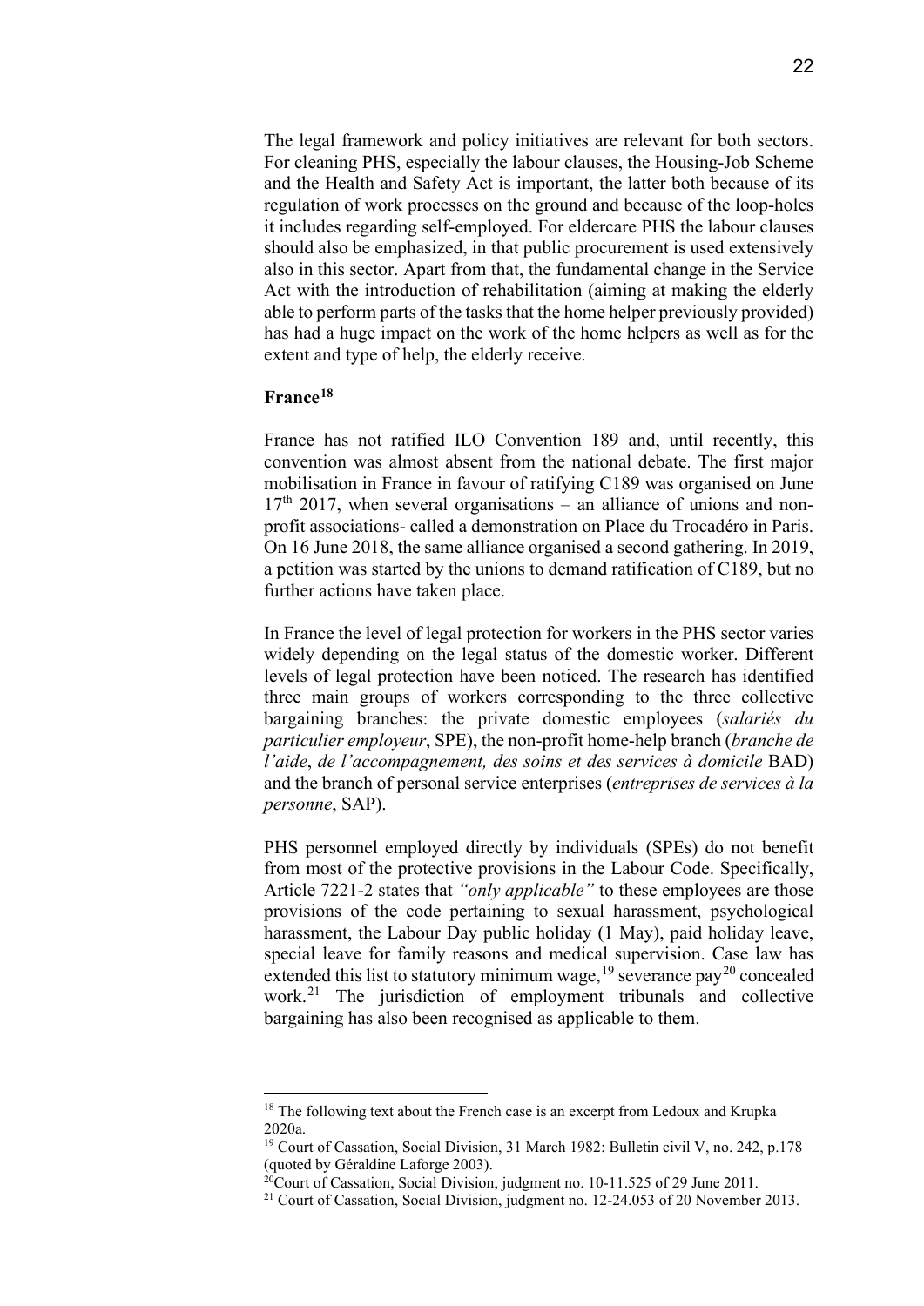The legal framework and policy initiatives are relevant for both sectors. For cleaning PHS, especially the labour clauses, the Housing-Job Scheme and the Health and Safety Act is important, the latter both because of its regulation of work processes on the ground and because of the loop-holes it includes regarding self-employed. For eldercare PHS the labour clauses should also be emphasized, in that public procurement is used extensively also in this sector. Apart from that, the fundamental change in the Service Act with the introduction of rehabilitation (aiming at making the elderly able to perform parts of the tasks that the home helper previously provided) has had a huge impact on the work of the home helpers as well as for the extent and type of help, the elderly receive.

**France**[18]

France has not ratified ILO Convention 189 and, until recently, this convention was almost absent from the national debate. The first major mobilisation in France in favour of ratifying C189 was organised on June 17th 2017, when several organisations – an alliance of unions and non-profit associations- called a demonstration on Place du Trocadéro in Paris. On 16 June 2018, the same alliance organised a second gathering. In 2019, a petition was started by the unions to demand ratification of C189, but no further actions have taken place.

In France the level of legal protection for workers in the PHS sector varies widely depending on the legal status of the domestic worker. Different levels of legal protection have been noticed. The research has identified three main groups of workers corresponding to the three collective bargaining branches: the private domestic employees (*salariés du particulier employeur*, SPE), the non-profit home-help branch (*branche de l'aide*, *de l'accompagnement, des soins et des services à domicile* BAD) and the branch of personal service enterprises (*entreprises de services à la personne*, SAP).

PHS personnel employed directly by individuals (SPEs) do not benefit from most of the protective provisions in the Labour Code. Specifically, Article 7221-2 states that *"only applicable"* to these employees are those provisions of the code pertaining to sexual harassment, psychological harassment, the Labour Day public holiday (1 May), paid holiday leave, special leave for family reasons and medical supervision. Case law has extended this list to statutory minimum wage,[19] severance pay[20] concealed work.[21] The jurisdiction of employment tribunals and collective bargaining has also been recognised as applicable to them.

---

[18] The following text about the French case is an excerpt from Ledoux and Krupka 2020a.

[19] Court of Cassation, Social Division, 31 March 1982: Bulletin civil V, no. 242, p.178 (quoted by Géraldine Laforge 2003).

[20] Court of Cassation, Social Division, judgment no. 10-11.525 of 29 June 2011.

[21] Court of Cassation, Social Division, judgment no. 12-24.053 of 20 November 2013.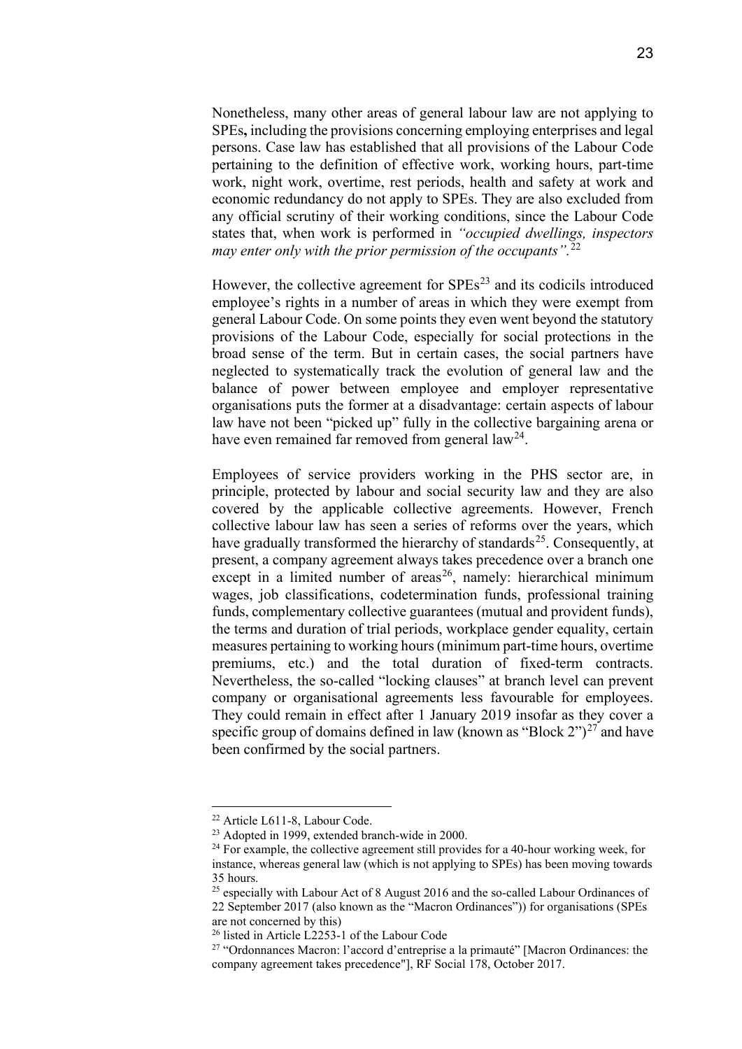Nonetheless, many other areas of general labour law are not applying to SPEs**,** including the provisions concerning employing enterprises and legal persons. Case law has established that all provisions of the Labour Code pertaining to the definition of effective work, working hours, part-time work, night work, overtime, rest periods, health and safety at work and economic redundancy do not apply to SPEs. They are also excluded from any official scrutiny of their working conditions, since the Labour Code states that, when work is performed in *"occupied dwellings, inspectors may enter only with the prior permission of the occupants"*.[22]

However, the collective agreement for SPEs[23] and its codicils introduced employee's rights in a number of areas in which they were exempt from general Labour Code. On some points they even went beyond the statutory provisions of the Labour Code, especially for social protections in the broad sense of the term. But in certain cases, the social partners have neglected to systematically track the evolution of general law and the balance of power between employee and employer representative organisations puts the former at a disadvantage: certain aspects of labour law have not been "picked up" fully in the collective bargaining arena or have even remained far removed from general law[24].

Employees of service providers working in the PHS sector are, in principle, protected by labour and social security law and they are also covered by the applicable collective agreements. However, French collective labour law has seen a series of reforms over the years, which have gradually transformed the hierarchy of standards[25]. Consequently, at present, a company agreement always takes precedence over a branch one except in a limited number of areas[26], namely: hierarchical minimum wages, job classifications, codetermination funds, professional training funds, complementary collective guarantees (mutual and provident funds), the terms and duration of trial periods, workplace gender equality, certain measures pertaining to working hours (minimum part-time hours, overtime premiums, etc.) and the total duration of fixed-term contracts. Nevertheless, the so-called "locking clauses" at branch level can prevent company or organisational agreements less favourable for employees. They could remain in effect after 1 January 2019 insofar as they cover a specific group of domains defined in law (known as "Block 2")[27] and have been confirmed by the social partners.

---

[22] Article L611-8, Labour Code.

[23] Adopted in 1999, extended branch-wide in 2000.

[24] For example, the collective agreement still provides for a 40-hour working week, for instance, whereas general law (which is not applying to SPEs) has been moving towards 35 hours.

[25] especially with Labour Act of 8 August 2016 and the so-called Labour Ordinances of 22 September 2017 (also known as the "Macron Ordinances")) for organisations (SPEs are not concerned by this)

[26] listed in Article L2253-1 of the Labour Code

[27] "Ordonnances Macron: l'accord d'entreprise a la primauté" [Macron Ordinances: the company agreement takes precedence"], RF Social 178, October 2017.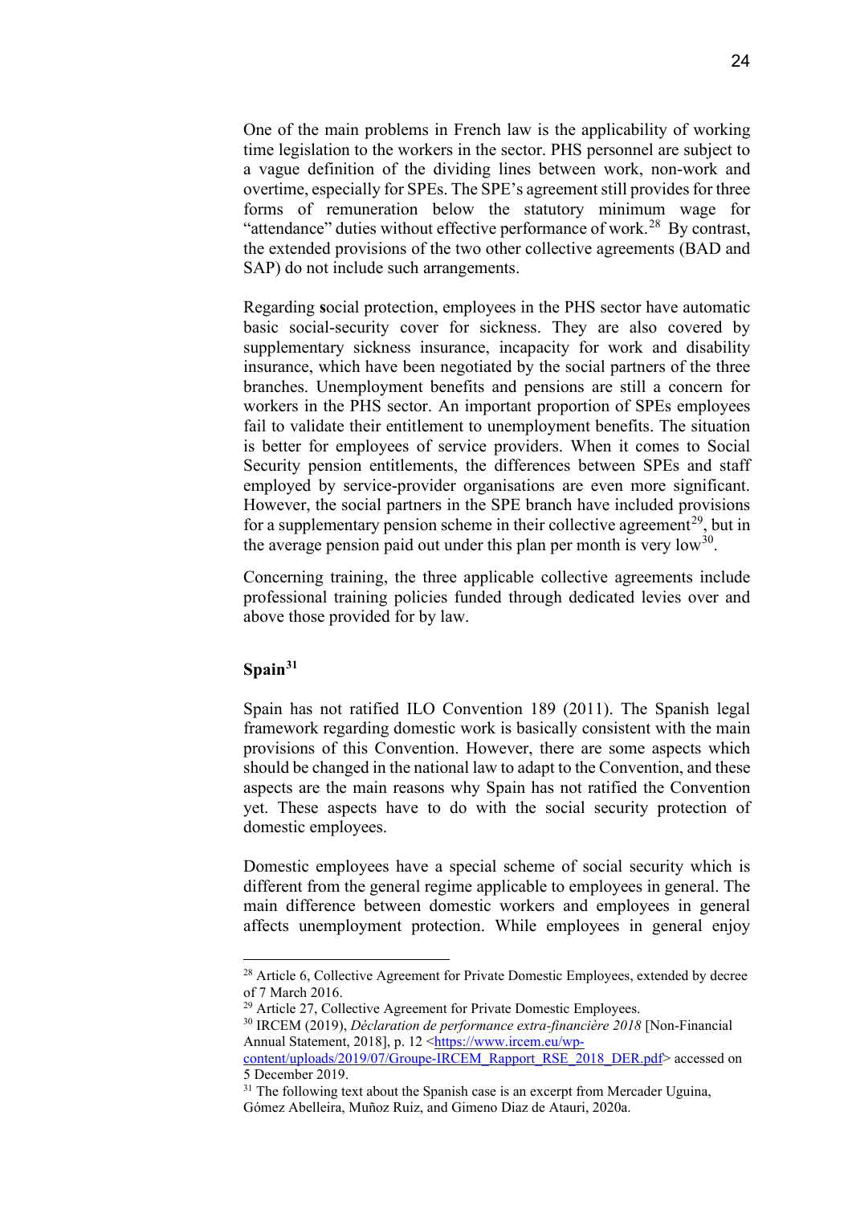One of the main problems in French law is the applicability of working time legislation to the workers in the sector. PHS personnel are subject to a vague definition of the dividing lines between work, non-work and overtime, especially for SPEs. The SPE's agreement still provides for three forms of remuneration below the statutory minimum wage for "attendance" duties without effective performance of work.[28] By contrast, the extended provisions of the two other collective agreements (BAD and SAP) do not include such arrangements.

Regarding **s**ocial protection, employees in the PHS sector have automatic basic social-security cover for sickness. They are also covered by supplementary sickness insurance, incapacity for work and disability insurance, which have been negotiated by the social partners of the three branches. Unemployment benefits and pensions are still a concern for workers in the PHS sector. An important proportion of SPEs employees fail to validate their entitlement to unemployment benefits. The situation is better for employees of service providers. When it comes to Social Security pension entitlements, the differences between SPEs and staff employed by service-provider organisations are even more significant. However, the social partners in the SPE branch have included provisions for a supplementary pension scheme in their collective agreement[29], but in the average pension paid out under this plan per month is very low[30].

Concerning training, the three applicable collective agreements include professional training policies funded through dedicated levies over and above those provided for by law.

### Spain[31]

Spain has not ratified ILO Convention 189 (2011). The Spanish legal framework regarding domestic work is basically consistent with the main provisions of this Convention. However, there are some aspects which should be changed in the national law to adapt to the Convention, and these aspects are the main reasons why Spain has not ratified the Convention yet. These aspects have to do with the social security protection of domestic employees.

Domestic employees have a special scheme of social security which is different from the general regime applicable to employees in general. The main difference between domestic workers and employees in general affects unemployment protection. While employees in general enjoy

---

[28] Article 6, Collective Agreement for Private Domestic Employees, extended by decree of 7 March 2016.

[29] Article 27, Collective Agreement for Private Domestic Employees.

[30] IRCEM (2019), *Déclaration de performance extra-financière 2018* [Non-Financial Annual Statement, 2018], p. 12 <https://www.ircem.eu/wp-content/uploads/2019/07/Groupe-IRCEM_Rapport_RSE_2018_DER.pdf> accessed on 5 December 2019.

[31] The following text about the Spanish case is an excerpt from Mercader Uguina, Gómez Abelleira, Muñoz Ruiz, and Gimeno Diaz de Atauri, 2020a.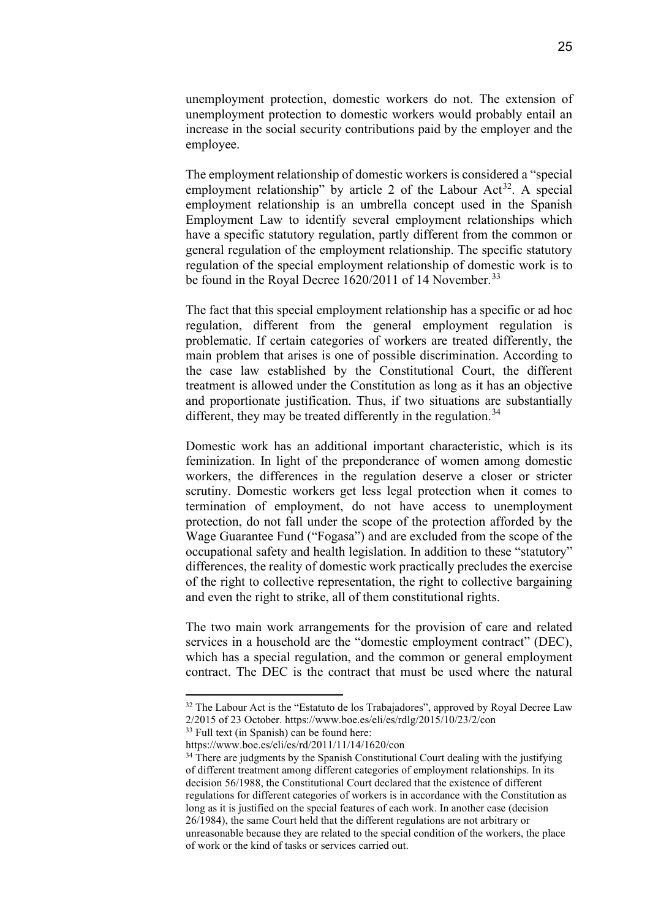unemployment protection, domestic workers do not. The extension of unemployment protection to domestic workers would probably entail an increase in the social security contributions paid by the employer and the employee.

The employment relationship of domestic workers is considered a "special employment relationship" by article 2 of the Labour Act[32]. A special employment relationship is an umbrella concept used in the Spanish Employment Law to identify several employment relationships which have a specific statutory regulation, partly different from the common or general regulation of the employment relationship. The specific statutory regulation of the special employment relationship of domestic work is to be found in the Royal Decree 1620/2011 of 14 November.[33]

The fact that this special employment relationship has a specific or ad hoc regulation, different from the general employment regulation is problematic. If certain categories of workers are treated differently, the main problem that arises is one of possible discrimination. According to the case law established by the Constitutional Court, the different treatment is allowed under the Constitution as long as it has an objective and proportionate justification. Thus, if two situations are substantially different, they may be treated differently in the regulation.[34]

Domestic work has an additional important characteristic, which is its feminization. In light of the preponderance of women among domestic workers, the differences in the regulation deserve a closer or stricter scrutiny. Domestic workers get less legal protection when it comes to termination of employment, do not have access to unemployment protection, do not fall under the scope of the protection afforded by the Wage Guarantee Fund ("Fogasa") and are excluded from the scope of the occupational safety and health legislation. In addition to these "statutory" differences, the reality of domestic work practically precludes the exercise of the right to collective representation, the right to collective bargaining and even the right to strike, all of them constitutional rights.

The two main work arrangements for the provision of care and related services in a household are the "domestic employment contract" (DEC), which has a special regulation, and the common or general employment contract. The DEC is the contract that must be used where the natural

---

[32] The Labour Act is the "Estatuto de los Trabajadores", approved by Royal Decree Law 2/2015 of 23 October. https://www.boe.es/eli/es/rdlg/2015/10/23/2/con

[33] Full text (in Spanish) can be found here: https://www.boe.es/eli/es/rd/2011/11/14/1620/con

[34] There are judgments by the Spanish Constitutional Court dealing with the justifying of different treatment among different categories of employment relationships. In its decision 56/1988, the Constitutional Court declared that the existence of different regulations for different categories of workers is in accordance with the Constitution as long as it is justified on the special features of each work. In another case (decision 26/1984), the same Court held that the different regulations are not arbitrary or unreasonable because they are related to the special condition of the workers, the place of work or the kind of tasks or services carried out.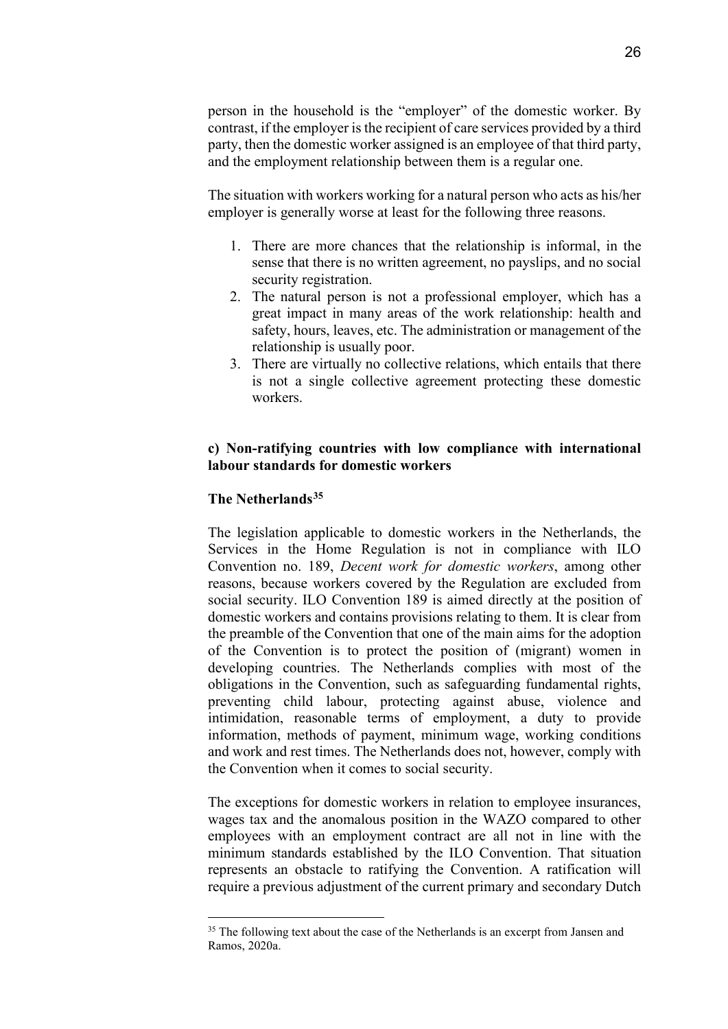person in the household is the "employer" of the domestic worker. By contrast, if the employer is the recipient of care services provided by a third party, then the domestic worker assigned is an employee of that third party, and the employment relationship between them is a regular one.

The situation with workers working for a natural person who acts as his/her employer is generally worse at least for the following three reasons.

1. There are more chances that the relationship is informal, in the sense that there is no written agreement, no payslips, and no social security registration.
2. The natural person is not a professional employer, which has a great impact in many areas of the work relationship: health and safety, hours, leaves, etc. The administration or management of the relationship is usually poor.
3. There are virtually no collective relations, which entails that there is not a single collective agreement protecting these domestic workers.

**c) Non-ratifying countries with low compliance with international labour standards for domestic workers**

**The Netherlands**[35]

The legislation applicable to domestic workers in the Netherlands, the Services in the Home Regulation is not in compliance with ILO Convention no. 189, *Decent work for domestic workers*, among other reasons, because workers covered by the Regulation are excluded from social security. ILO Convention 189 is aimed directly at the position of domestic workers and contains provisions relating to them. It is clear from the preamble of the Convention that one of the main aims for the adoption of the Convention is to protect the position of (migrant) women in developing countries. The Netherlands complies with most of the obligations in the Convention, such as safeguarding fundamental rights, preventing child labour, protecting against abuse, violence and intimidation, reasonable terms of employment, a duty to provide information, methods of payment, minimum wage, working conditions and work and rest times. The Netherlands does not, however, comply with the Convention when it comes to social security.

The exceptions for domestic workers in relation to employee insurances, wages tax and the anomalous position in the WAZO compared to other employees with an employment contract are all not in line with the minimum standards established by the ILO Convention. That situation represents an obstacle to ratifying the Convention. A ratification will require a previous adjustment of the current primary and secondary Dutch

[35] The following text about the case of the Netherlands is an excerpt from Jansen and Ramos, 2020a.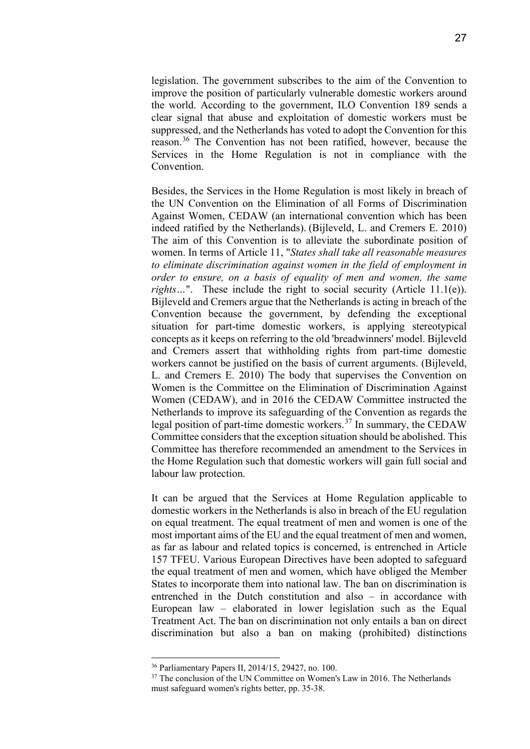legislation. The government subscribes to the aim of the Convention to improve the position of particularly vulnerable domestic workers around the world. According to the government, ILO Convention 189 sends a clear signal that abuse and exploitation of domestic workers must be suppressed, and the Netherlands has voted to adopt the Convention for this reason.[36] The Convention has not been ratified, however, because the Services in the Home Regulation is not in compliance with the Convention.

Besides, the Services in the Home Regulation is most likely in breach of the UN Convention on the Elimination of all Forms of Discrimination Against Women, CEDAW (an international convention which has been indeed ratified by the Netherlands). (Bijleveld, L. and Cremers E. 2010) The aim of this Convention is to alleviate the subordinate position of women. In terms of Article 11, "*States shall take all reasonable measures to eliminate discrimination against women in the field of employment in order to ensure, on a basis of equality of men and women, the same rights…*". These include the right to social security (Article 11.1(e)). Bijleveld and Cremers argue that the Netherlands is acting in breach of the Convention because the government, by defending the exceptional situation for part-time domestic workers, is applying stereotypical concepts as it keeps on referring to the old 'breadwinners' model. Bijleveld and Cremers assert that withholding rights from part-time domestic workers cannot be justified on the basis of current arguments. (Bijleveld, L. and Cremers E. 2010) The body that supervises the Convention on Women is the Committee on the Elimination of Discrimination Against Women (CEDAW), and in 2016 the CEDAW Committee instructed the Netherlands to improve its safeguarding of the Convention as regards the legal position of part-time domestic workers.[37] In summary, the CEDAW Committee considers that the exception situation should be abolished. This Committee has therefore recommended an amendment to the Services in the Home Regulation such that domestic workers will gain full social and labour law protection.

It can be argued that the Services at Home Regulation applicable to domestic workers in the Netherlands is also in breach of the EU regulation on equal treatment. The equal treatment of men and women is one of the most important aims of the EU and the equal treatment of men and women, as far as labour and related topics is concerned, is entrenched in Article 157 TFEU. Various European Directives have been adopted to safeguard the equal treatment of men and women, which have obliged the Member States to incorporate them into national law. The ban on discrimination is entrenched in the Dutch constitution and also – in accordance with European law – elaborated in lower legislation such as the Equal Treatment Act. The ban on discrimination not only entails a ban on direct discrimination but also a ban on making (prohibited) distinctions

[36] Parliamentary Papers II, 2014/15, 29427, no. 100.

[37] The conclusion of the UN Committee on Women's Law in 2016. The Netherlands must safeguard women's rights better, pp. 35-38.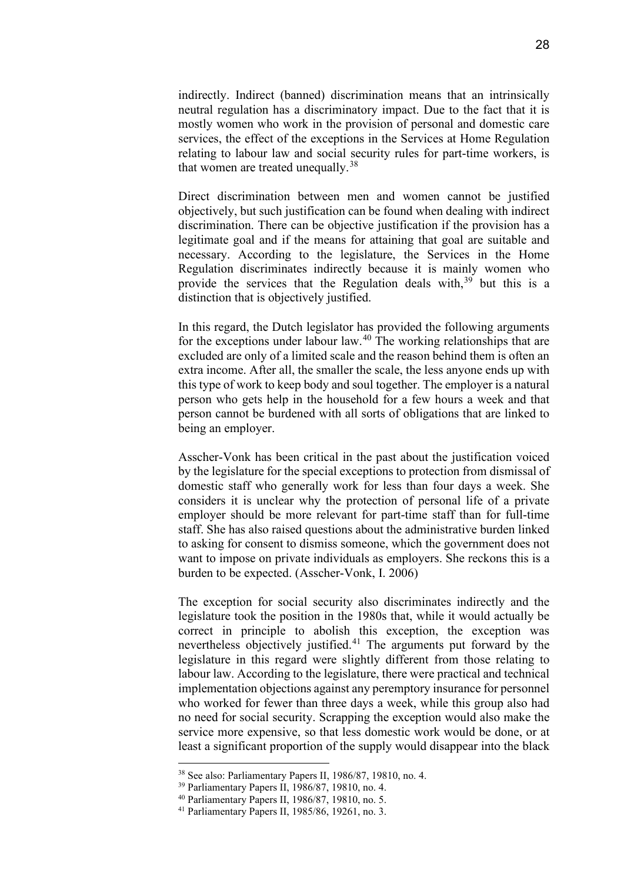indirectly. Indirect (banned) discrimination means that an intrinsically neutral regulation has a discriminatory impact. Due to the fact that it is mostly women who work in the provision of personal and domestic care services, the effect of the exceptions in the Services at Home Regulation relating to labour law and social security rules for part-time workers, is that women are treated unequally.[38]

Direct discrimination between men and women cannot be justified objectively, but such justification can be found when dealing with indirect discrimination. There can be objective justification if the provision has a legitimate goal and if the means for attaining that goal are suitable and necessary. According to the legislature, the Services in the Home Regulation discriminates indirectly because it is mainly women who provide the services that the Regulation deals with,[39] but this is a distinction that is objectively justified.

In this regard, the Dutch legislator has provided the following arguments for the exceptions under labour law.[40] The working relationships that are excluded are only of a limited scale and the reason behind them is often an extra income. After all, the smaller the scale, the less anyone ends up with this type of work to keep body and soul together. The employer is a natural person who gets help in the household for a few hours a week and that person cannot be burdened with all sorts of obligations that are linked to being an employer.

Asscher-Vonk has been critical in the past about the justification voiced by the legislature for the special exceptions to protection from dismissal of domestic staff who generally work for less than four days a week. She considers it is unclear why the protection of personal life of a private employer should be more relevant for part-time staff than for full-time staff. She has also raised questions about the administrative burden linked to asking for consent to dismiss someone, which the government does not want to impose on private individuals as employers. She reckons this is a burden to be expected. (Asscher-Vonk, I. 2006)

The exception for social security also discriminates indirectly and the legislature took the position in the 1980s that, while it would actually be correct in principle to abolish this exception, the exception was nevertheless objectively justified.[41] The arguments put forward by the legislature in this regard were slightly different from those relating to labour law. According to the legislature, there were practical and technical implementation objections against any peremptory insurance for personnel who worked for fewer than three days a week, while this group also had no need for social security. Scrapping the exception would also make the service more expensive, so that less domestic work would be done, or at least a significant proportion of the supply would disappear into the black

---

[38] See also: Parliamentary Papers II, 1986/87, 19810, no. 4.

[39] Parliamentary Papers II, 1986/87, 19810, no. 4.

[40] Parliamentary Papers II, 1986/87, 19810, no. 5.

[41] Parliamentary Papers II, 1985/86, 19261, no. 3.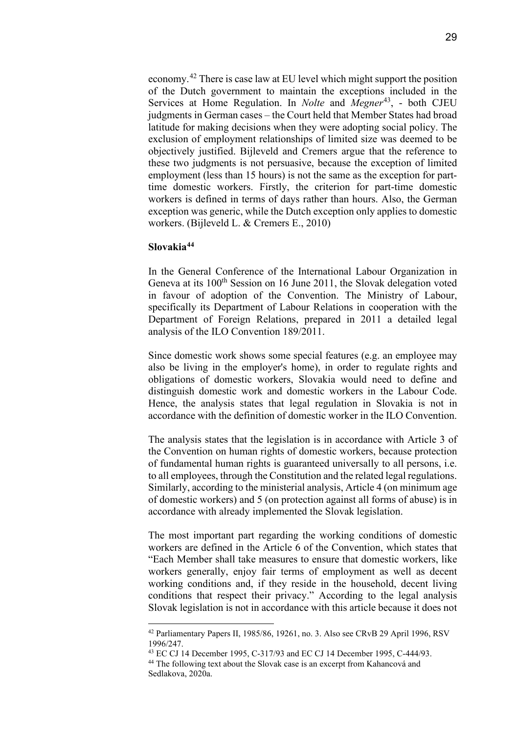economy.[42] There is case law at EU level which might support the position of the Dutch government to maintain the exceptions included in the Services at Home Regulation. In *Nolte* and *Megner*[43], - both CJEU judgments in German cases – the Court held that Member States had broad latitude for making decisions when they were adopting social policy. The exclusion of employment relationships of limited size was deemed to be objectively justified. Bijleveld and Cremers argue that the reference to these two judgments is not persuasive, because the exception of limited employment (less than 15 hours) is not the same as the exception for part-time domestic workers. Firstly, the criterion for part-time domestic workers is defined in terms of days rather than hours. Also, the German exception was generic, while the Dutch exception only applies to domestic workers. (Bijleveld L. & Cremers E., 2010)

**Slovakia[44]**

In the General Conference of the International Labour Organization in Geneva at its 100th Session on 16 June 2011, the Slovak delegation voted in favour of adoption of the Convention. The Ministry of Labour, specifically its Department of Labour Relations in cooperation with the Department of Foreign Relations, prepared in 2011 a detailed legal analysis of the ILO Convention 189/2011.

Since domestic work shows some special features (e.g. an employee may also be living in the employer's home), in order to regulate rights and obligations of domestic workers, Slovakia would need to define and distinguish domestic work and domestic workers in the Labour Code. Hence, the analysis states that legal regulation in Slovakia is not in accordance with the definition of domestic worker in the ILO Convention.

The analysis states that the legislation is in accordance with Article 3 of the Convention on human rights of domestic workers, because protection of fundamental human rights is guaranteed universally to all persons, i.e. to all employees, through the Constitution and the related legal regulations. Similarly, according to the ministerial analysis, Article 4 (on minimum age of domestic workers) and 5 (on protection against all forms of abuse) is in accordance with already implemented the Slovak legislation.

The most important part regarding the working conditions of domestic workers are defined in the Article 6 of the Convention, which states that "Each Member shall take measures to ensure that domestic workers, like workers generally, enjoy fair terms of employment as well as decent working conditions and, if they reside in the household, decent living conditions that respect their privacy." According to the legal analysis Slovak legislation is not in accordance with this article because it does not

---

[42] Parliamentary Papers II, 1985/86, 19261, no. 3. Also see CRvB 29 April 1996, RSV 1996/247.

[43] EC CJ 14 December 1995, C-317/93 and EC CJ 14 December 1995, C-444/93.

[44] The following text about the Slovak case is an excerpt from Kahancová and Sedlakova, 2020a.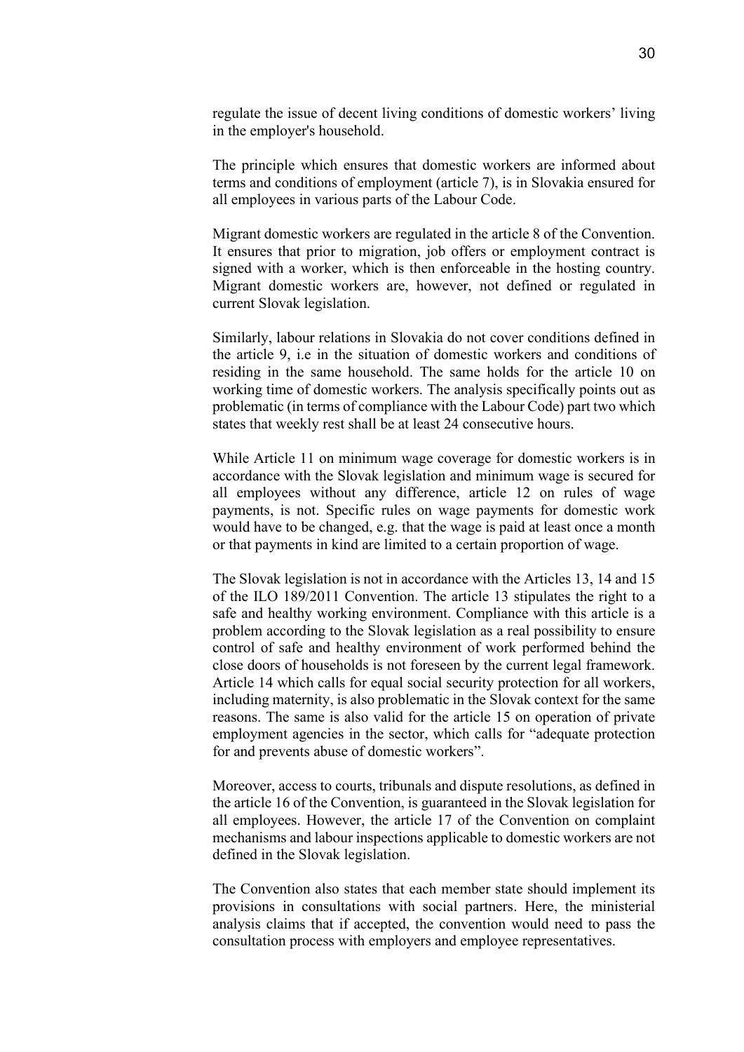regulate the issue of decent living conditions of domestic workers' living in the employer's household.

The principle which ensures that domestic workers are informed about terms and conditions of employment (article 7), is in Slovakia ensured for all employees in various parts of the Labour Code.

Migrant domestic workers are regulated in the article 8 of the Convention. It ensures that prior to migration, job offers or employment contract is signed with a worker, which is then enforceable in the hosting country. Migrant domestic workers are, however, not defined or regulated in current Slovak legislation.

Similarly, labour relations in Slovakia do not cover conditions defined in the article 9, i.e in the situation of domestic workers and conditions of residing in the same household. The same holds for the article 10 on working time of domestic workers. The analysis specifically points out as problematic (in terms of compliance with the Labour Code) part two which states that weekly rest shall be at least 24 consecutive hours.

While Article 11 on minimum wage coverage for domestic workers is in accordance with the Slovak legislation and minimum wage is secured for all employees without any difference, article 12 on rules of wage payments, is not. Specific rules on wage payments for domestic work would have to be changed, e.g. that the wage is paid at least once a month or that payments in kind are limited to a certain proportion of wage.

The Slovak legislation is not in accordance with the Articles 13, 14 and 15 of the ILO 189/2011 Convention. The article 13 stipulates the right to a safe and healthy working environment. Compliance with this article is a problem according to the Slovak legislation as a real possibility to ensure control of safe and healthy environment of work performed behind the close doors of households is not foreseen by the current legal framework. Article 14 which calls for equal social security protection for all workers, including maternity, is also problematic in the Slovak context for the same reasons. The same is also valid for the article 15 on operation of private employment agencies in the sector, which calls for "adequate protection for and prevents abuse of domestic workers".

Moreover, access to courts, tribunals and dispute resolutions, as defined in the article 16 of the Convention, is guaranteed in the Slovak legislation for all employees. However, the article 17 of the Convention on complaint mechanisms and labour inspections applicable to domestic workers are not defined in the Slovak legislation.

The Convention also states that each member state should implement its provisions in consultations with social partners. Here, the ministerial analysis claims that if accepted, the convention would need to pass the consultation process with employers and employee representatives.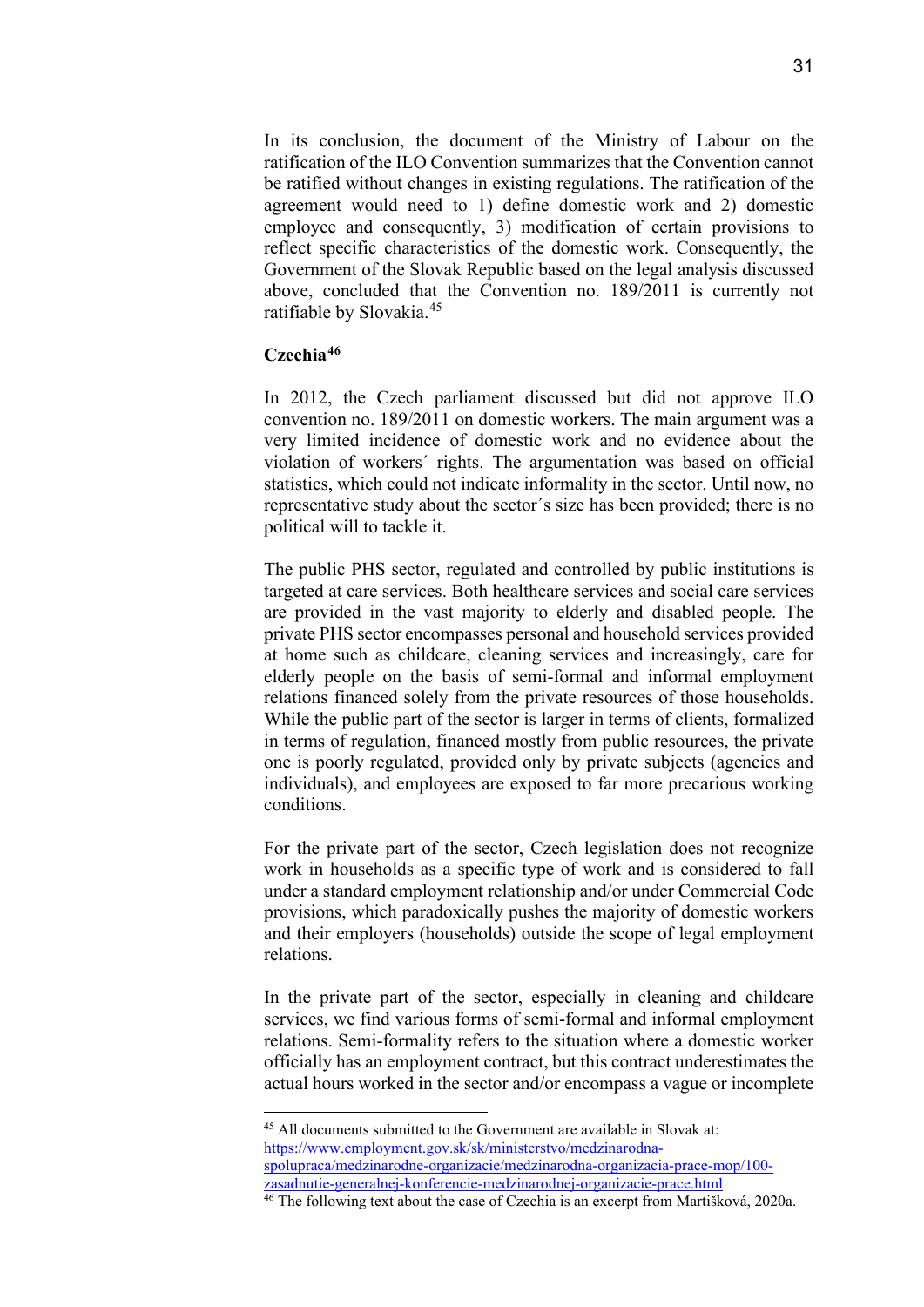In its conclusion, the document of the Ministry of Labour on the ratification of the ILO Convention summarizes that the Convention cannot be ratified without changes in existing regulations. The ratification of the agreement would need to 1) define domestic work and 2) domestic employee and consequently, 3) modification of certain provisions to reflect specific characteristics of the domestic work. Consequently, the Government of the Slovak Republic based on the legal analysis discussed above, concluded that the Convention no. 189/2011 is currently not ratifiable by Slovakia.[45]

### Czechia[46]

In 2012, the Czech parliament discussed but did not approve ILO convention no. 189/2011 on domestic workers. The main argument was a very limited incidence of domestic work and no evidence about the violation of workers´ rights. The argumentation was based on official statistics, which could not indicate informality in the sector. Until now, no representative study about the sector´s size has been provided; there is no political will to tackle it.

The public PHS sector, regulated and controlled by public institutions is targeted at care services. Both healthcare services and social care services are provided in the vast majority to elderly and disabled people. The private PHS sector encompasses personal and household services provided at home such as childcare, cleaning services and increasingly, care for elderly people on the basis of semi-formal and informal employment relations financed solely from the private resources of those households. While the public part of the sector is larger in terms of clients, formalized in terms of regulation, financed mostly from public resources, the private one is poorly regulated, provided only by private subjects (agencies and individuals), and employees are exposed to far more precarious working conditions.

For the private part of the sector, Czech legislation does not recognize work in households as a specific type of work and is considered to fall under a standard employment relationship and/or under Commercial Code provisions, which paradoxically pushes the majority of domestic workers and their employers (households) outside the scope of legal employment relations.

In the private part of the sector, especially in cleaning and childcare services, we find various forms of semi-formal and informal employment relations. Semi-formality refers to the situation where a domestic worker officially has an employment contract, but this contract underestimates the actual hours worked in the sector and/or encompass a vague or incomplete

---

[45] All documents submitted to the Government are available in Slovak at: https://www.employment.gov.sk/sk/ministerstvo/medzinarodna-spolupraca/medzinarodne-organizacie/medzinarodna-organizacia-prace-mop/100-zasadnutie-generalnej-konferencie-medzinarodnej-organizacie-prace.html

[46] The following text about the case of Czechia is an excerpt from Martišková, 2020a.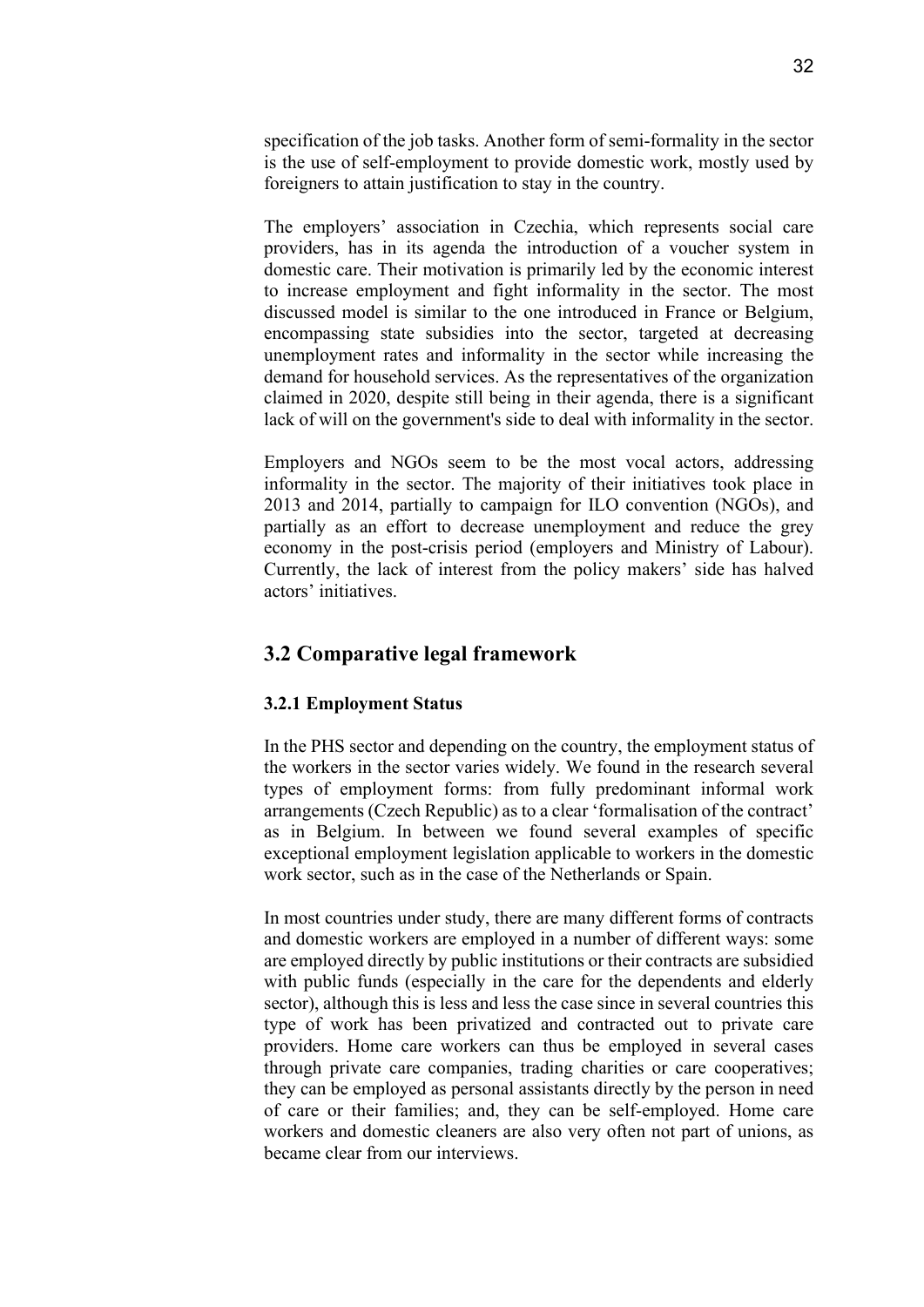specification of the job tasks. Another form of semi-formality in the sector is the use of self-employment to provide domestic work, mostly used by foreigners to attain justification to stay in the country.

The employers' association in Czechia, which represents social care providers, has in its agenda the introduction of a voucher system in domestic care. Their motivation is primarily led by the economic interest to increase employment and fight informality in the sector. The most discussed model is similar to the one introduced in France or Belgium, encompassing state subsidies into the sector, targeted at decreasing unemployment rates and informality in the sector while increasing the demand for household services. As the representatives of the organization claimed in 2020, despite still being in their agenda, there is a significant lack of will on the government's side to deal with informality in the sector.

Employers and NGOs seem to be the most vocal actors, addressing informality in the sector. The majority of their initiatives took place in 2013 and 2014, partially to campaign for ILO convention (NGOs), and partially as an effort to decrease unemployment and reduce the grey economy in the post-crisis period (employers and Ministry of Labour). Currently, the lack of interest from the policy makers' side has halved actors' initiatives.

## 3.2 Comparative legal framework

### 3.2.1 Employment Status

In the PHS sector and depending on the country, the employment status of the workers in the sector varies widely. We found in the research several types of employment forms: from fully predominant informal work arrangements (Czech Republic) as to a clear 'formalisation of the contract' as in Belgium. In between we found several examples of specific exceptional employment legislation applicable to workers in the domestic work sector, such as in the case of the Netherlands or Spain.

In most countries under study, there are many different forms of contracts and domestic workers are employed in a number of different ways: some are employed directly by public institutions or their contracts are subsidied with public funds (especially in the care for the dependents and elderly sector), although this is less and less the case since in several countries this type of work has been privatized and contracted out to private care providers. Home care workers can thus be employed in several cases through private care companies, trading charities or care cooperatives; they can be employed as personal assistants directly by the person in need of care or their families; and, they can be self-employed. Home care workers and domestic cleaners are also very often not part of unions, as became clear from our interviews.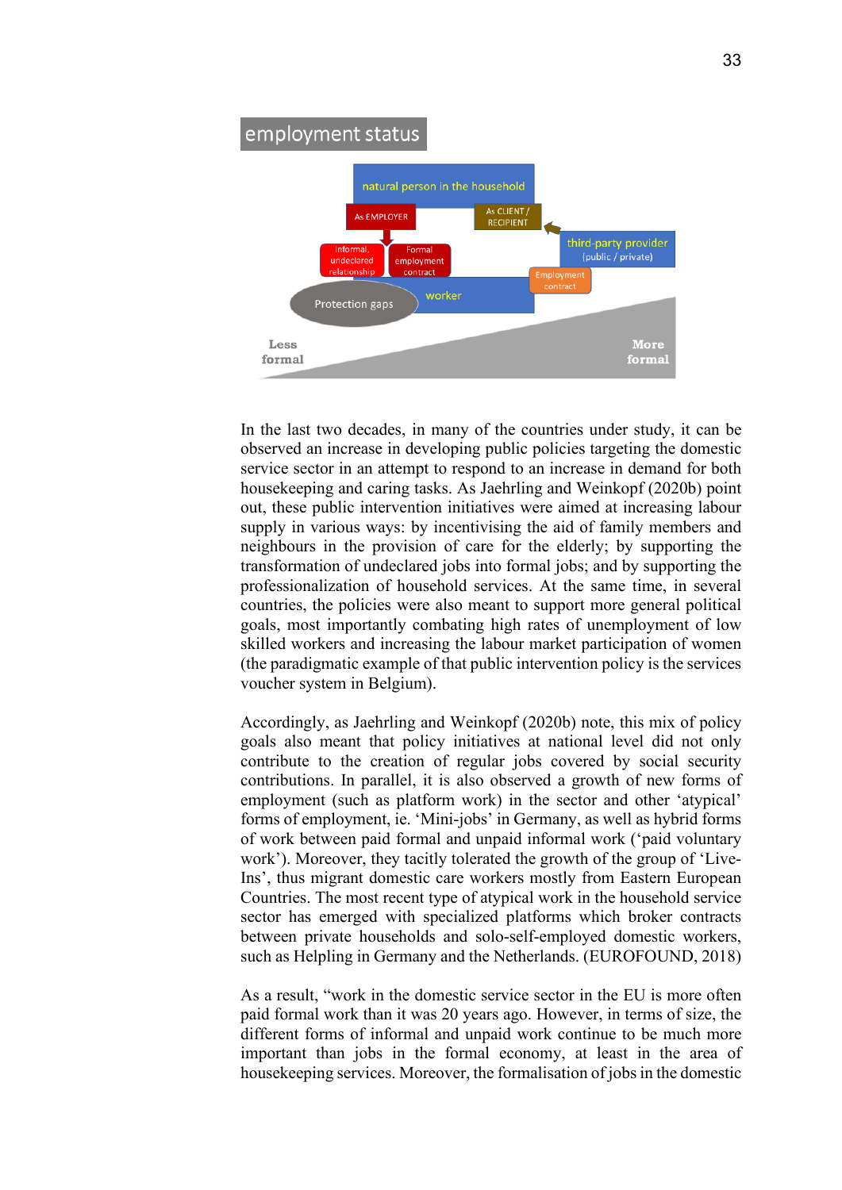**employment status**

natural person in the household

As EMPLOYER

As CLIENT / RECIPIENT

Informal, undeclared relationship

Formal employment contract

third-party provider (public / private)

Employment contract

worker

Protection gaps

Less formal

More formal

In the last two decades, in many of the countries under study, it can be observed an increase in developing public policies targeting the domestic service sector in an attempt to respond to an increase in demand for both housekeeping and caring tasks. As Jaehrling and Weinkopf (2020b) point out, these public intervention initiatives were aimed at increasing labour supply in various ways: by incentivising the aid of family members and neighbours in the provision of care for the elderly; by supporting the transformation of undeclared jobs into formal jobs; and by supporting the professionalization of household services. At the same time, in several countries, the policies were also meant to support more general political goals, most importantly combating high rates of unemployment of low skilled workers and increasing the labour market participation of women (the paradigmatic example of that public intervention policy is the services voucher system in Belgium).

Accordingly, as Jaehrling and Weinkopf (2020b) note, this mix of policy goals also meant that policy initiatives at national level did not only contribute to the creation of regular jobs covered by social security contributions. In parallel, it is also observed a growth of new forms of employment (such as platform work) in the sector and other 'atypical' forms of employment, ie. 'Mini-jobs' in Germany, as well as hybrid forms of work between paid formal and unpaid informal work ('paid voluntary work'). Moreover, they tacitly tolerated the growth of the group of 'Live-Ins', thus migrant domestic care workers mostly from Eastern European Countries. The most recent type of atypical work in the household service sector has emerged with specialized platforms which broker contracts between private households and solo-self-employed domestic workers, such as Helpling in Germany and the Netherlands. (EUROFOUND, 2018)

As a result, "work in the domestic service sector in the EU is more often paid formal work than it was 20 years ago. However, in terms of size, the different forms of informal and unpaid work continue to be much more important than jobs in the formal economy, at least in the area of housekeeping services. Moreover, the formalisation of jobs in the domestic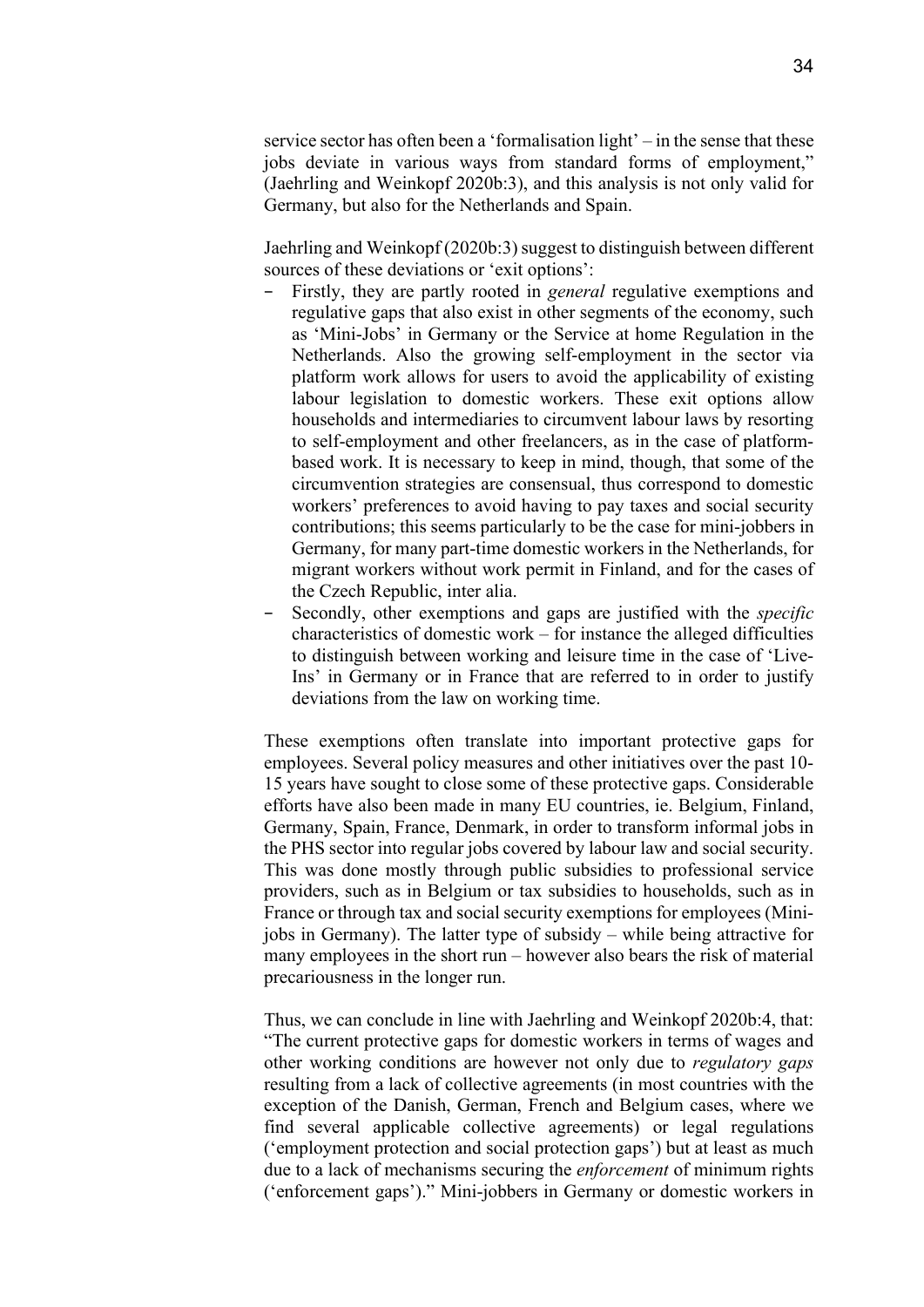service sector has often been a 'formalisation light' – in the sense that these jobs deviate in various ways from standard forms of employment," (Jaehrling and Weinkopf 2020b:3), and this analysis is not only valid for Germany, but also for the Netherlands and Spain.

Jaehrling and Weinkopf (2020b:3) suggest to distinguish between different sources of these deviations or 'exit options':

- Firstly, they are partly rooted in *general* regulative exemptions and regulative gaps that also exist in other segments of the economy, such as 'Mini-Jobs' in Germany or the Service at home Regulation in the Netherlands. Also the growing self-employment in the sector via platform work allows for users to avoid the applicability of existing labour legislation to domestic workers. These exit options allow households and intermediaries to circumvent labour laws by resorting to self-employment and other freelancers, as in the case of platform-based work. It is necessary to keep in mind, though, that some of the circumvention strategies are consensual, thus correspond to domestic workers' preferences to avoid having to pay taxes and social security contributions; this seems particularly to be the case for mini-jobbers in Germany, for many part-time domestic workers in the Netherlands, for migrant workers without work permit in Finland, and for the cases of the Czech Republic, inter alia.
- Secondly, other exemptions and gaps are justified with the *specific* characteristics of domestic work – for instance the alleged difficulties to distinguish between working and leisure time in the case of 'Live-Ins' in Germany or in France that are referred to in order to justify deviations from the law on working time.

These exemptions often translate into important protective gaps for employees. Several policy measures and other initiatives over the past 10-15 years have sought to close some of these protective gaps. Considerable efforts have also been made in many EU countries, ie. Belgium, Finland, Germany, Spain, France, Denmark, in order to transform informal jobs in the PHS sector into regular jobs covered by labour law and social security. This was done mostly through public subsidies to professional service providers, such as in Belgium or tax subsidies to households, such as in France or through tax and social security exemptions for employees (Mini-jobs in Germany). The latter type of subsidy – while being attractive for many employees in the short run – however also bears the risk of material precariousness in the longer run.

Thus, we can conclude in line with Jaehrling and Weinkopf 2020b:4, that: "The current protective gaps for domestic workers in terms of wages and other working conditions are however not only due to *regulatory gaps* resulting from a lack of collective agreements (in most countries with the exception of the Danish, German, French and Belgium cases, where we find several applicable collective agreements) or legal regulations ('employment protection and social protection gaps') but at least as much due to a lack of mechanisms securing the *enforcement* of minimum rights ('enforcement gaps')." Mini-jobbers in Germany or domestic workers in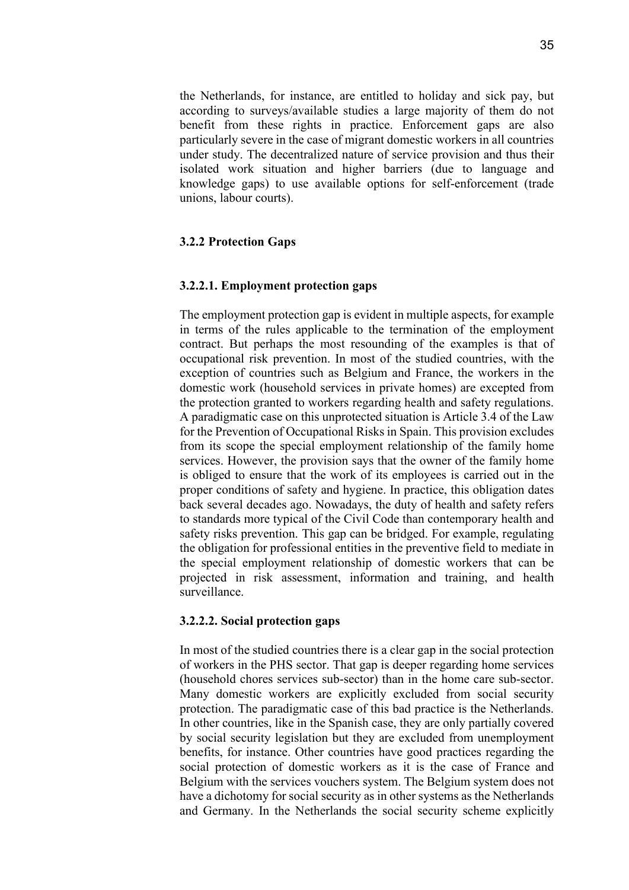the Netherlands, for instance, are entitled to holiday and sick pay, but according to surveys/available studies a large majority of them do not benefit from these rights in practice. Enforcement gaps are also particularly severe in the case of migrant domestic workers in all countries under study. The decentralized nature of service provision and thus their isolated work situation and higher barriers (due to language and knowledge gaps) to use available options for self-enforcement (trade unions, labour courts).

### 3.2.2 Protection Gaps

#### 3.2.2.1. Employment protection gaps

The employment protection gap is evident in multiple aspects, for example in terms of the rules applicable to the termination of the employment contract. But perhaps the most resounding of the examples is that of occupational risk prevention. In most of the studied countries, with the exception of countries such as Belgium and France, the workers in the domestic work (household services in private homes) are excepted from the protection granted to workers regarding health and safety regulations. A paradigmatic case on this unprotected situation is Article 3.4 of the Law for the Prevention of Occupational Risks in Spain. This provision excludes from its scope the special employment relationship of the family home services. However, the provision says that the owner of the family home is obliged to ensure that the work of its employees is carried out in the proper conditions of safety and hygiene. In practice, this obligation dates back several decades ago. Nowadays, the duty of health and safety refers to standards more typical of the Civil Code than contemporary health and safety risks prevention. This gap can be bridged. For example, regulating the obligation for professional entities in the preventive field to mediate in the special employment relationship of domestic workers that can be projected in risk assessment, information and training, and health surveillance.

#### 3.2.2.2. Social protection gaps

In most of the studied countries there is a clear gap in the social protection of workers in the PHS sector. That gap is deeper regarding home services (household chores services sub-sector) than in the home care sub-sector. Many domestic workers are explicitly excluded from social security protection. The paradigmatic case of this bad practice is the Netherlands. In other countries, like in the Spanish case, they are only partially covered by social security legislation but they are excluded from unemployment benefits, for instance. Other countries have good practices regarding the social protection of domestic workers as it is the case of France and Belgium with the services vouchers system. The Belgium system does not have a dichotomy for social security as in other systems as the Netherlands and Germany. In the Netherlands the social security scheme explicitly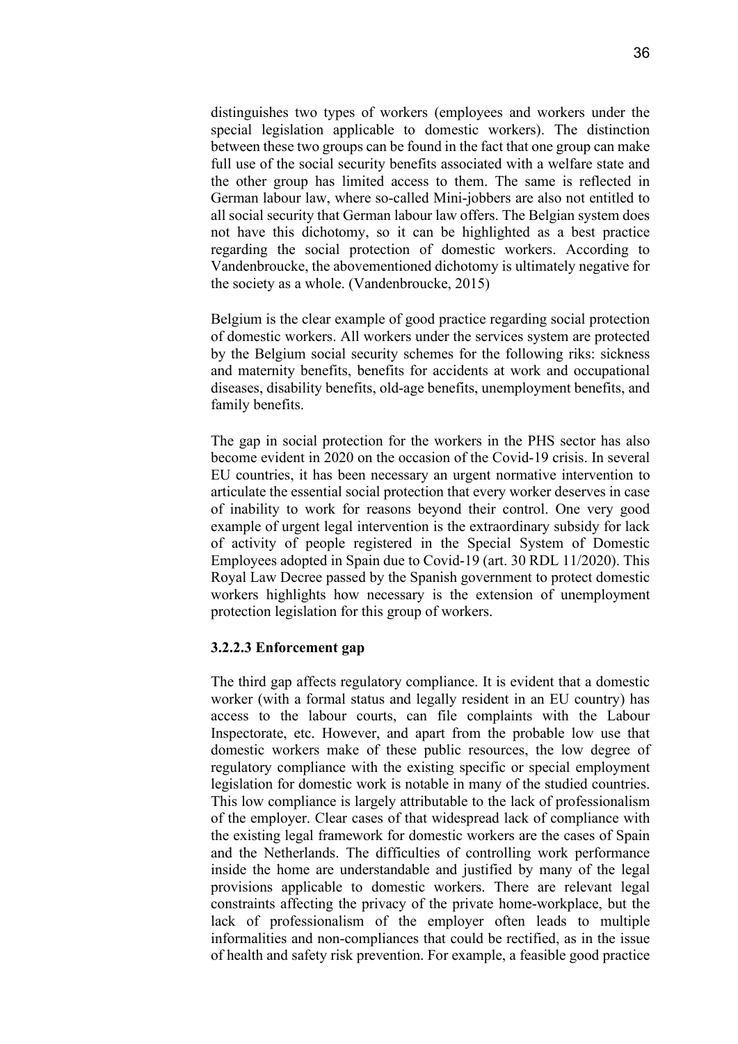distinguishes two types of workers (employees and workers under the special legislation applicable to domestic workers). The distinction between these two groups can be found in the fact that one group can make full use of the social security benefits associated with a welfare state and the other group has limited access to them. The same is reflected in German labour law, where so-called Mini-jobbers are also not entitled to all social security that German labour law offers. The Belgian system does not have this dichotomy, so it can be highlighted as a best practice regarding the social protection of domestic workers. According to Vandenbroucke, the abovementioned dichotomy is ultimately negative for the society as a whole. (Vandenbroucke, 2015)

Belgium is the clear example of good practice regarding social protection of domestic workers. All workers under the services system are protected by the Belgium social security schemes for the following riks: sickness and maternity benefits, benefits for accidents at work and occupational diseases, disability benefits, old-age benefits, unemployment benefits, and family benefits.

The gap in social protection for the workers in the PHS sector has also become evident in 2020 on the occasion of the Covid-19 crisis. In several EU countries, it has been necessary an urgent normative intervention to articulate the essential social protection that every worker deserves in case of inability to work for reasons beyond their control. One very good example of urgent legal intervention is the extraordinary subsidy for lack of activity of people registered in the Special System of Domestic Employees adopted in Spain due to Covid-19 (art. 30 RDL 11/2020). This Royal Law Decree passed by the Spanish government to protect domestic workers highlights how necessary is the extension of unemployment protection legislation for this group of workers.

#### 3.2.2.3 Enforcement gap

The third gap affects regulatory compliance. It is evident that a domestic worker (with a formal status and legally resident in an EU country) has access to the labour courts, can file complaints with the Labour Inspectorate, etc. However, and apart from the probable low use that domestic workers make of these public resources, the low degree of regulatory compliance with the existing specific or special employment legislation for domestic work is notable in many of the studied countries. This low compliance is largely attributable to the lack of professionalism of the employer. Clear cases of that widespread lack of compliance with the existing legal framework for domestic workers are the cases of Spain and the Netherlands. The difficulties of controlling work performance inside the home are understandable and justified by many of the legal provisions applicable to domestic workers. There are relevant legal constraints affecting the privacy of the private home-workplace, but the lack of professionalism of the employer often leads to multiple informalities and non-compliances that could be rectified, as in the issue of health and safety risk prevention. For example, a feasible good practice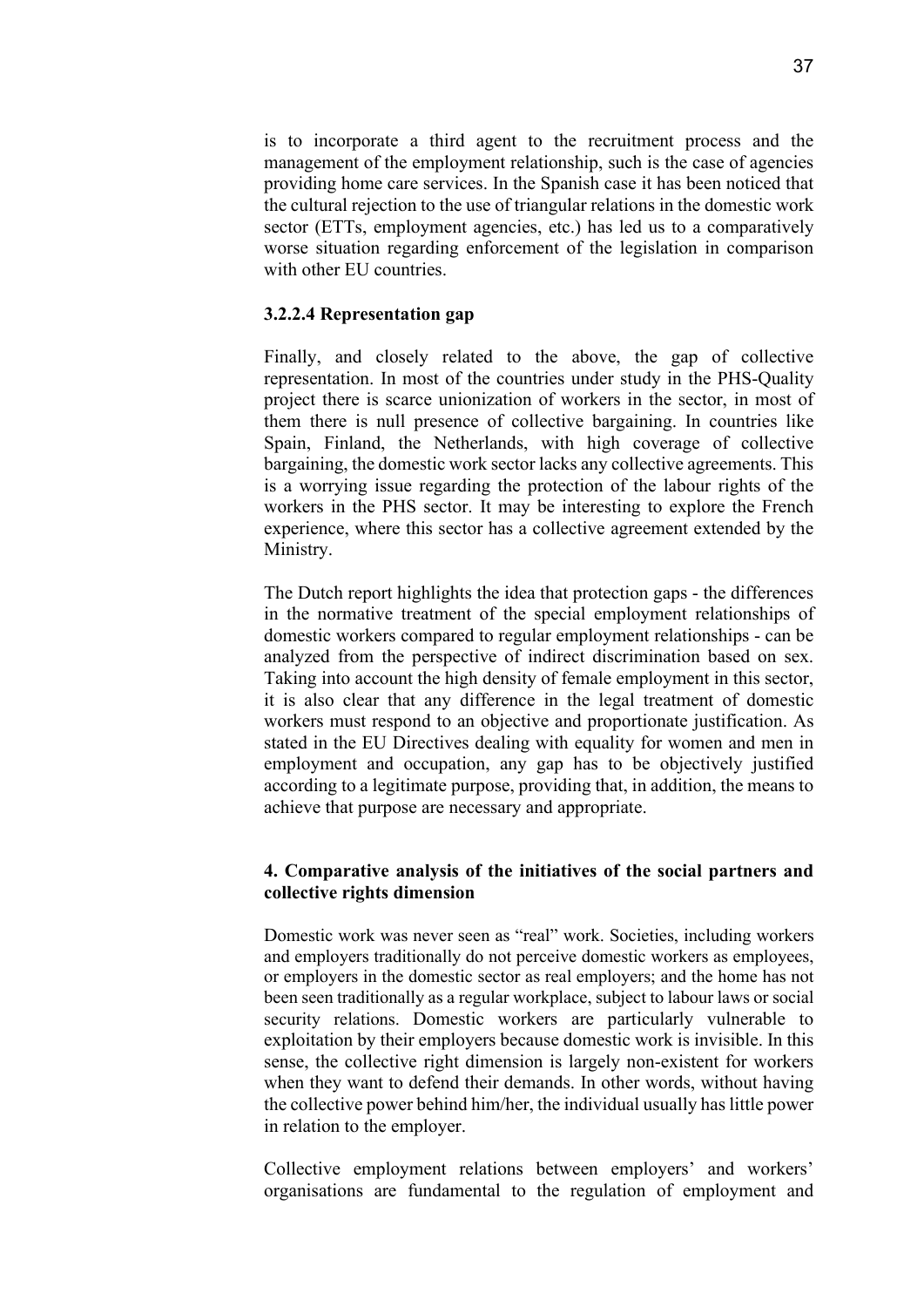is to incorporate a third agent to the recruitment process and the management of the employment relationship, such is the case of agencies providing home care services. In the Spanish case it has been noticed that the cultural rejection to the use of triangular relations in the domestic work sector (ETTs, employment agencies, etc.) has led us to a comparatively worse situation regarding enforcement of the legislation in comparison with other EU countries.

#### 3.2.2.4 Representation gap

Finally, and closely related to the above, the gap of collective representation. In most of the countries under study in the PHS-Quality project there is scarce unionization of workers in the sector, in most of them there is null presence of collective bargaining. In countries like Spain, Finland, the Netherlands, with high coverage of collective bargaining, the domestic work sector lacks any collective agreements. This is a worrying issue regarding the protection of the labour rights of the workers in the PHS sector. It may be interesting to explore the French experience, where this sector has a collective agreement extended by the Ministry.

The Dutch report highlights the idea that protection gaps - the differences in the normative treatment of the special employment relationships of domestic workers compared to regular employment relationships - can be analyzed from the perspective of indirect discrimination based on sex. Taking into account the high density of female employment in this sector, it is also clear that any difference in the legal treatment of domestic workers must respond to an objective and proportionate justification. As stated in the EU Directives dealing with equality for women and men in employment and occupation, any gap has to be objectively justified according to a legitimate purpose, providing that, in addition, the means to achieve that purpose are necessary and appropriate.

## 4. Comparative analysis of the initiatives of the social partners and collective rights dimension

Domestic work was never seen as "real" work. Societies, including workers and employers traditionally do not perceive domestic workers as employees, or employers in the domestic sector as real employers; and the home has not been seen traditionally as a regular workplace, subject to labour laws or social security relations. Domestic workers are particularly vulnerable to exploitation by their employers because domestic work is invisible. In this sense, the collective right dimension is largely non-existent for workers when they want to defend their demands. In other words, without having the collective power behind him/her, the individual usually has little power in relation to the employer.

Collective employment relations between employers' and workers' organisations are fundamental to the regulation of employment and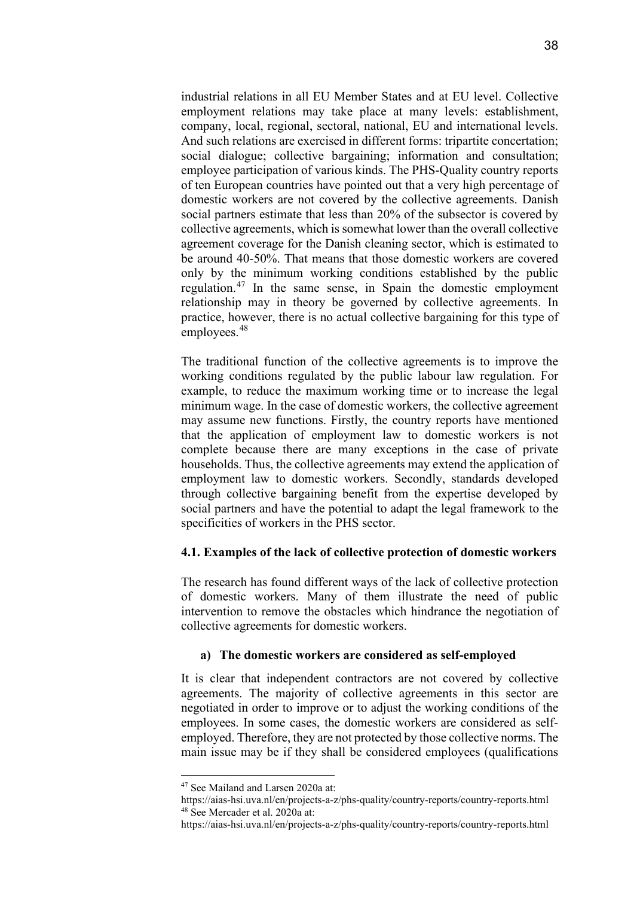industrial relations in all EU Member States and at EU level. Collective employment relations may take place at many levels: establishment, company, local, regional, sectoral, national, EU and international levels. And such relations are exercised in different forms: tripartite concertation; social dialogue; collective bargaining; information and consultation; employee participation of various kinds. The PHS-Quality country reports of ten European countries have pointed out that a very high percentage of domestic workers are not covered by the collective agreements. Danish social partners estimate that less than 20% of the subsector is covered by collective agreements, which is somewhat lower than the overall collective agreement coverage for the Danish cleaning sector, which is estimated to be around 40-50%. That means that those domestic workers are covered only by the minimum working conditions established by the public regulation.[47] In the same sense, in Spain the domestic employment relationship may in theory be governed by collective agreements. In practice, however, there is no actual collective bargaining for this type of employees.[48]

The traditional function of the collective agreements is to improve the working conditions regulated by the public labour law regulation. For example, to reduce the maximum working time or to increase the legal minimum wage. In the case of domestic workers, the collective agreement may assume new functions. Firstly, the country reports have mentioned that the application of employment law to domestic workers is not complete because there are many exceptions in the case of private households. Thus, the collective agreements may extend the application of employment law to domestic workers. Secondly, standards developed through collective bargaining benefit from the expertise developed by social partners and have the potential to adapt the legal framework to the specificities of workers in the PHS sector.

### 4.1. Examples of the lack of collective protection of domestic workers

The research has found different ways of the lack of collective protection of domestic workers. Many of them illustrate the need of public intervention to remove the obstacles which hindrance the negotiation of collective agreements for domestic workers.

#### a) The domestic workers are considered as self-employed

It is clear that independent contractors are not covered by collective agreements. The majority of collective agreements in this sector are negotiated in order to improve or to adjust the working conditions of the employees. In some cases, the domestic workers are considered as self-employed. Therefore, they are not protected by those collective norms. The main issue may be if they shall be considered employees (qualifications

---

[47] See Mailand and Larsen 2020a at: https://aias-hsi.uva.nl/en/projects-a-z/phs-quality/country-reports/country-reports.html

[48] See Mercader et al. 2020a at: https://aias-hsi.uva.nl/en/projects-a-z/phs-quality/country-reports/country-reports.html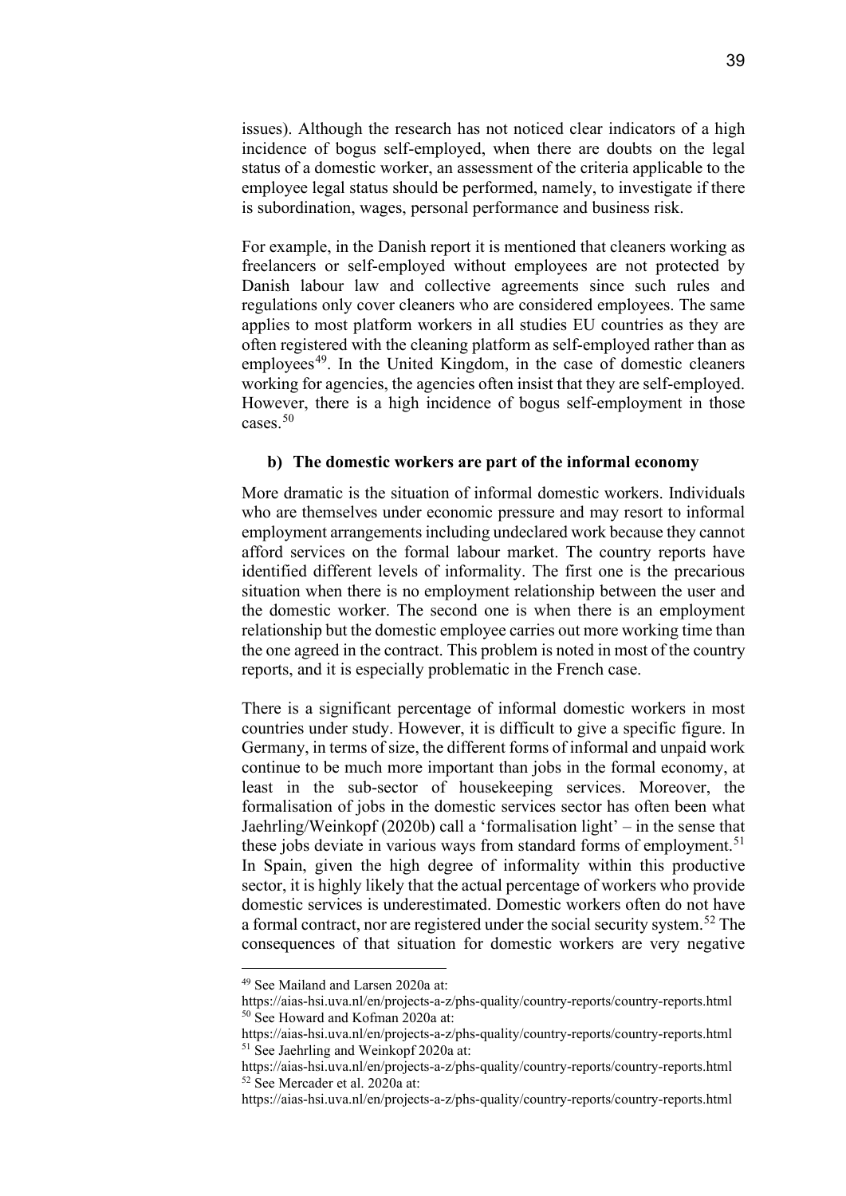issues). Although the research has not noticed clear indicators of a high incidence of bogus self-employed, when there are doubts on the legal status of a domestic worker, an assessment of the criteria applicable to the employee legal status should be performed, namely, to investigate if there is subordination, wages, personal performance and business risk.

For example, in the Danish report it is mentioned that cleaners working as freelancers or self-employed without employees are not protected by Danish labour law and collective agreements since such rules and regulations only cover cleaners who are considered employees. The same applies to most platform workers in all studies EU countries as they are often registered with the cleaning platform as self-employed rather than as employees[49]. In the United Kingdom, in the case of domestic cleaners working for agencies, the agencies often insist that they are self-employed. However, there is a high incidence of bogus self-employment in those cases.[50]

### b) The domestic workers are part of the informal economy

More dramatic is the situation of informal domestic workers. Individuals who are themselves under economic pressure and may resort to informal employment arrangements including undeclared work because they cannot afford services on the formal labour market. The country reports have identified different levels of informality. The first one is the precarious situation when there is no employment relationship between the user and the domestic worker. The second one is when there is an employment relationship but the domestic employee carries out more working time than the one agreed in the contract. This problem is noted in most of the country reports, and it is especially problematic in the French case.

There is a significant percentage of informal domestic workers in most countries under study. However, it is difficult to give a specific figure. In Germany, in terms of size, the different forms of informal and unpaid work continue to be much more important than jobs in the formal economy, at least in the sub-sector of housekeeping services. Moreover, the formalisation of jobs in the domestic services sector has often been what Jaehrling/Weinkopf (2020b) call a 'formalisation light' – in the sense that these jobs deviate in various ways from standard forms of employment.[51] In Spain, given the high degree of informality within this productive sector, it is highly likely that the actual percentage of workers who provide domestic services is underestimated. Domestic workers often do not have a formal contract, nor are registered under the social security system.[52] The consequences of that situation for domestic workers are very negative

---

[49] See Mailand and Larsen 2020a at: https://aias-hsi.uva.nl/en/projects-a-z/phs-quality/country-reports/country-reports.html

[50] See Howard and Kofman 2020a at: https://aias-hsi.uva.nl/en/projects-a-z/phs-quality/country-reports/country-reports.html

[51] See Jaehrling and Weinkopf 2020a at: https://aias-hsi.uva.nl/en/projects-a-z/phs-quality/country-reports/country-reports.html

[52] See Mercader et al. 2020a at: https://aias-hsi.uva.nl/en/projects-a-z/phs-quality/country-reports/country-reports.html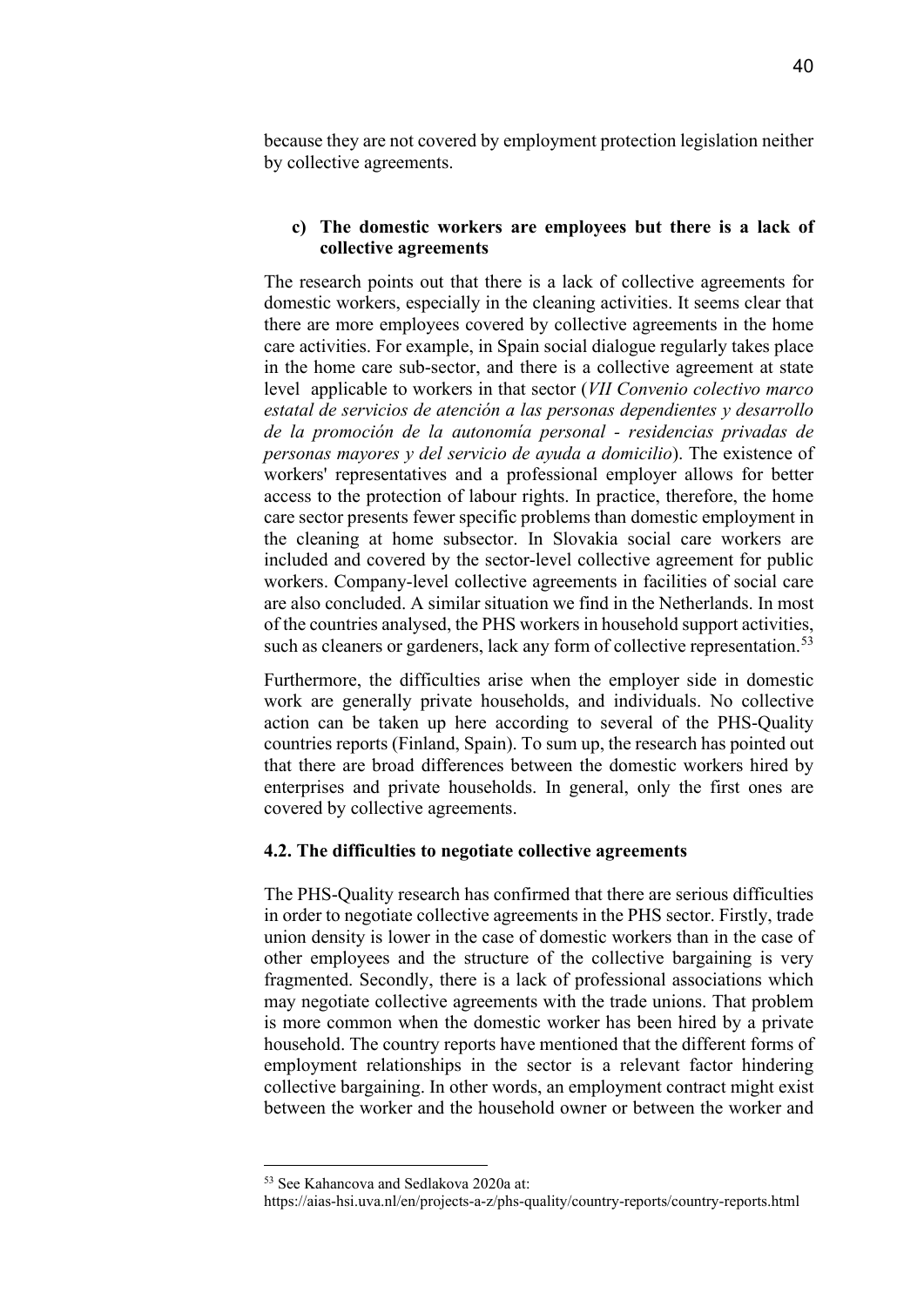because they are not covered by employment protection legislation neither by collective agreements.

**c) The domestic workers are employees but there is a lack of collective agreements**

The research points out that there is a lack of collective agreements for domestic workers, especially in the cleaning activities. It seems clear that there are more employees covered by collective agreements in the home care activities. For example, in Spain social dialogue regularly takes place in the home care sub-sector, and there is a collective agreement at state level applicable to workers in that sector (*VII Convenio colectivo marco estatal de servicios de atención a las personas dependientes y desarrollo de la promoción de la autonomía personal - residencias privadas de personas mayores y del servicio de ayuda a domicilio*). The existence of workers' representatives and a professional employer allows for better access to the protection of labour rights. In practice, therefore, the home care sector presents fewer specific problems than domestic employment in the cleaning at home subsector. In Slovakia social care workers are included and covered by the sector-level collective agreement for public workers. Company-level collective agreements in facilities of social care are also concluded. A similar situation we find in the Netherlands. In most of the countries analysed, the PHS workers in household support activities, such as cleaners or gardeners, lack any form of collective representation.[53]

Furthermore, the difficulties arise when the employer side in domestic work are generally private households, and individuals. No collective action can be taken up here according to several of the PHS-Quality countries reports (Finland, Spain). To sum up, the research has pointed out that there are broad differences between the domestic workers hired by enterprises and private households. In general, only the first ones are covered by collective agreements.

### 4.2. The difficulties to negotiate collective agreements

The PHS-Quality research has confirmed that there are serious difficulties in order to negotiate collective agreements in the PHS sector. Firstly, trade union density is lower in the case of domestic workers than in the case of other employees and the structure of the collective bargaining is very fragmented. Secondly, there is a lack of professional associations which may negotiate collective agreements with the trade unions. That problem is more common when the domestic worker has been hired by a private household. The country reports have mentioned that the different forms of employment relationships in the sector is a relevant factor hindering collective bargaining. In other words, an employment contract might exist between the worker and the household owner or between the worker and

[53] See Kahancova and Sedlakova 2020a at: https://aias-hsi.uva.nl/en/projects-a-z/phs-quality/country-reports/country-reports.html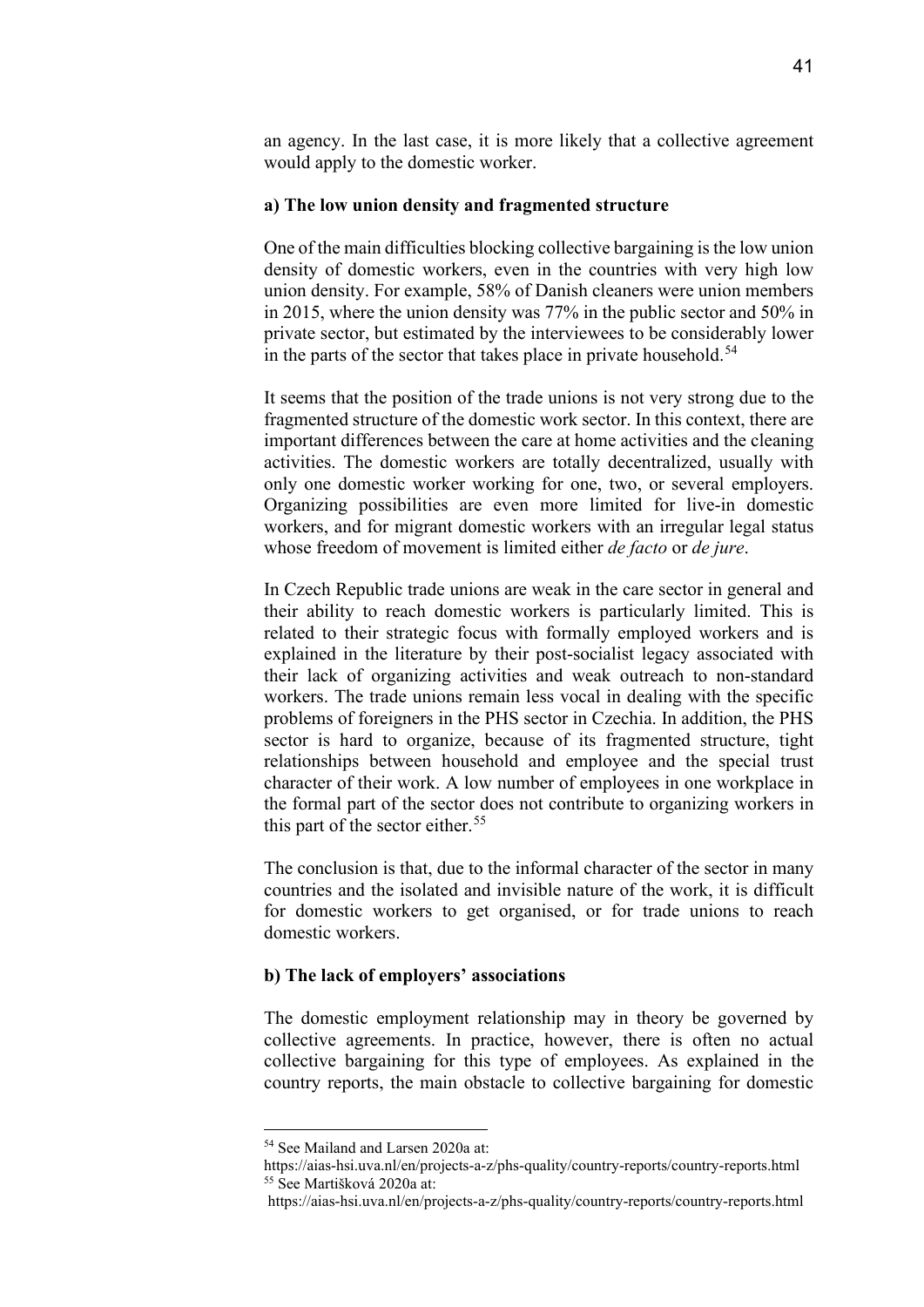an agency. In the last case, it is more likely that a collective agreement would apply to the domestic worker.

**a) The low union density and fragmented structure**

One of the main difficulties blocking collective bargaining is the low union density of domestic workers, even in the countries with very high low union density. For example, 58% of Danish cleaners were union members in 2015, where the union density was 77% in the public sector and 50% in private sector, but estimated by the interviewees to be considerably lower in the parts of the sector that takes place in private household.[54]

It seems that the position of the trade unions is not very strong due to the fragmented structure of the domestic work sector. In this context, there are important differences between the care at home activities and the cleaning activities. The domestic workers are totally decentralized, usually with only one domestic worker working for one, two, or several employers. Organizing possibilities are even more limited for live-in domestic workers, and for migrant domestic workers with an irregular legal status whose freedom of movement is limited either *de facto* or *de jure*.

In Czech Republic trade unions are weak in the care sector in general and their ability to reach domestic workers is particularly limited. This is related to their strategic focus with formally employed workers and is explained in the literature by their post-socialist legacy associated with their lack of organizing activities and weak outreach to non-standard workers. The trade unions remain less vocal in dealing with the specific problems of foreigners in the PHS sector in Czechia. In addition, the PHS sector is hard to organize, because of its fragmented structure, tight relationships between household and employee and the special trust character of their work. A low number of employees in one workplace in the formal part of the sector does not contribute to organizing workers in this part of the sector either.[55]

The conclusion is that, due to the informal character of the sector in many countries and the isolated and invisible nature of the work, it is difficult for domestic workers to get organised, or for trade unions to reach domestic workers.

**b) The lack of employers' associations**

The domestic employment relationship may in theory be governed by collective agreements. In practice, however, there is often no actual collective bargaining for this type of employees. As explained in the country reports, the main obstacle to collective bargaining for domestic

[54] See Mailand and Larsen 2020a at: https://aias-hsi.uva.nl/en/projects-a-z/phs-quality/country-reports/country-reports.html

[55] See Martišková 2020a at: https://aias-hsi.uva.nl/en/projects-a-z/phs-quality/country-reports/country-reports.html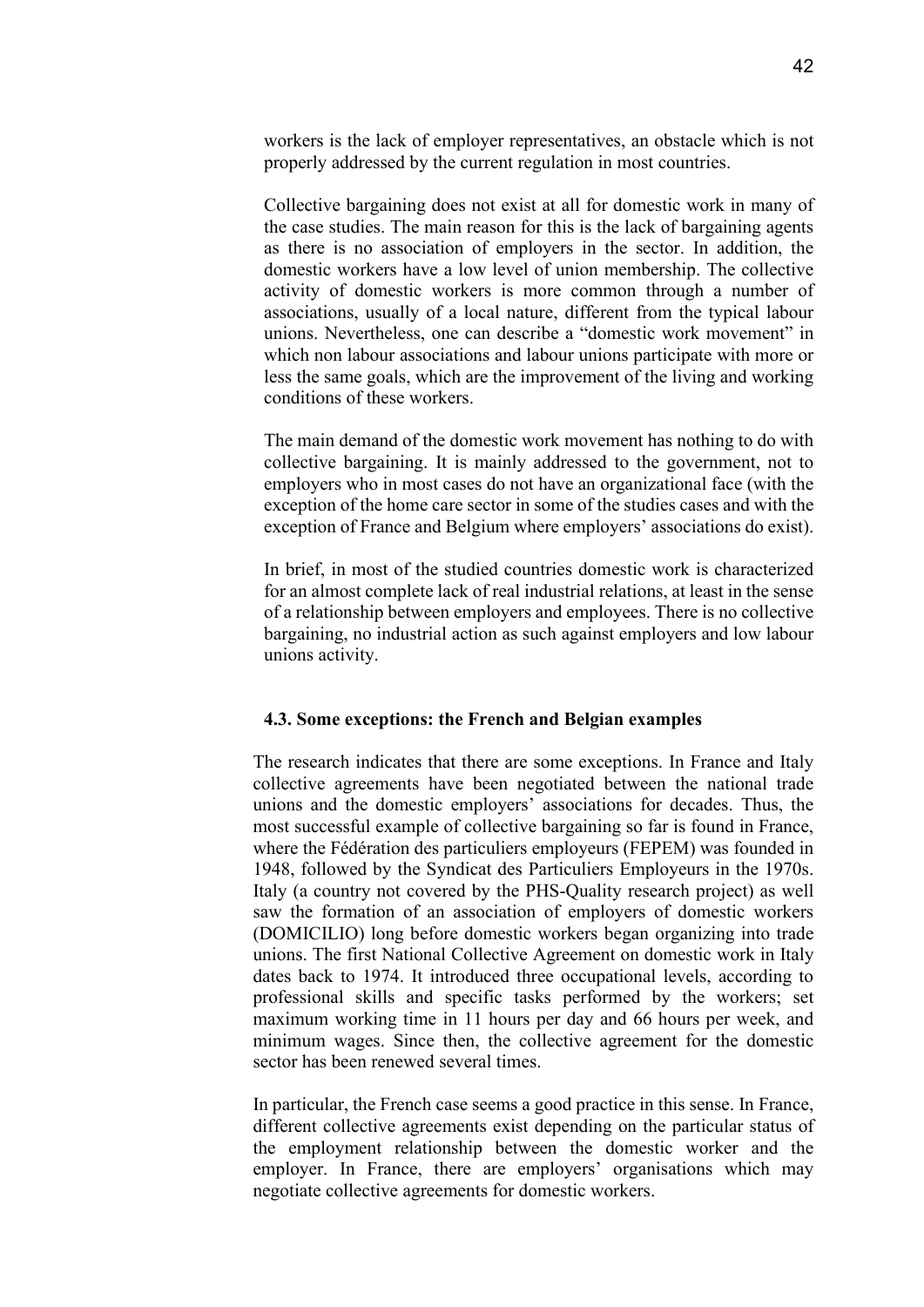workers is the lack of employer representatives, an obstacle which is not properly addressed by the current regulation in most countries.

Collective bargaining does not exist at all for domestic work in many of the case studies. The main reason for this is the lack of bargaining agents as there is no association of employers in the sector. In addition, the domestic workers have a low level of union membership. The collective activity of domestic workers is more common through a number of associations, usually of a local nature, different from the typical labour unions. Nevertheless, one can describe a "domestic work movement" in which non labour associations and labour unions participate with more or less the same goals, which are the improvement of the living and working conditions of these workers.

The main demand of the domestic work movement has nothing to do with collective bargaining. It is mainly addressed to the government, not to employers who in most cases do not have an organizational face (with the exception of the home care sector in some of the studies cases and with the exception of France and Belgium where employers' associations do exist).

In brief, in most of the studied countries domestic work is characterized for an almost complete lack of real industrial relations, at least in the sense of a relationship between employers and employees. There is no collective bargaining, no industrial action as such against employers and low labour unions activity.

### 4.3. Some exceptions: the French and Belgian examples

The research indicates that there are some exceptions. In France and Italy collective agreements have been negotiated between the national trade unions and the domestic employers' associations for decades. Thus, the most successful example of collective bargaining so far is found in France, where the Fédération des particuliers employeurs (FEPEM) was founded in 1948, followed by the Syndicat des Particuliers Employeurs in the 1970s. Italy (a country not covered by the PHS-Quality research project) as well saw the formation of an association of employers of domestic workers (DOMICILIO) long before domestic workers began organizing into trade unions. The first National Collective Agreement on domestic work in Italy dates back to 1974. It introduced three occupational levels, according to professional skills and specific tasks performed by the workers; set maximum working time in 11 hours per day and 66 hours per week, and minimum wages. Since then, the collective agreement for the domestic sector has been renewed several times.

In particular, the French case seems a good practice in this sense. In France, different collective agreements exist depending on the particular status of the employment relationship between the domestic worker and the employer. In France, there are employers' organisations which may negotiate collective agreements for domestic workers.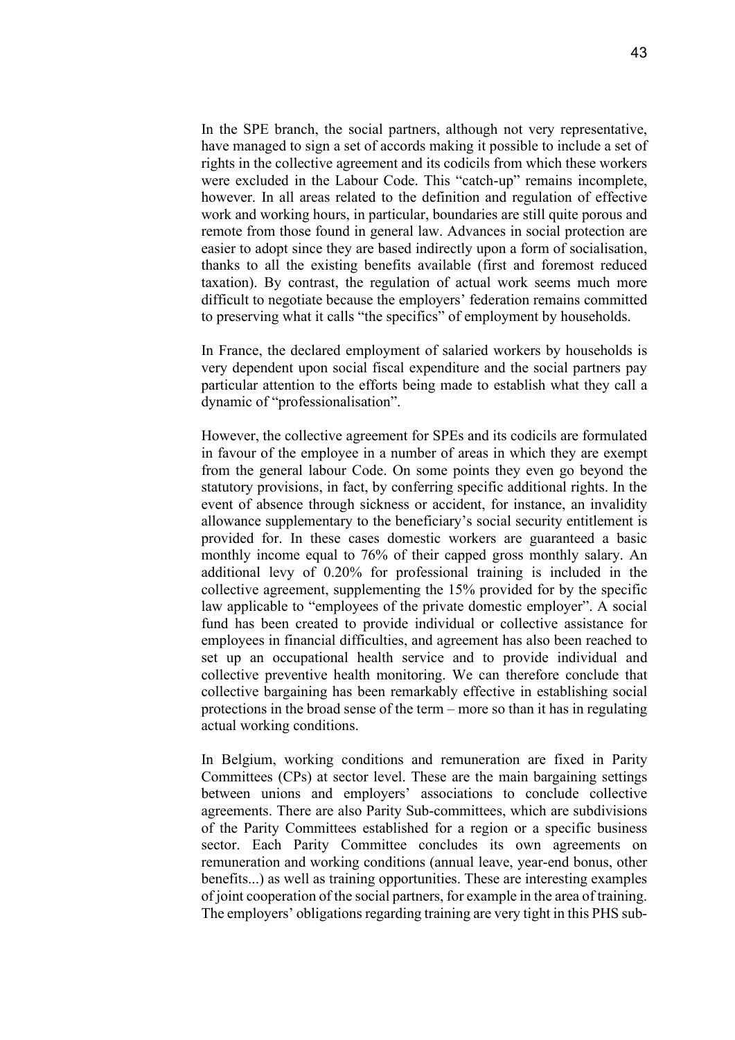In the SPE branch, the social partners, although not very representative, have managed to sign a set of accords making it possible to include a set of rights in the collective agreement and its codicils from which these workers were excluded in the Labour Code. This "catch-up" remains incomplete, however. In all areas related to the definition and regulation of effective work and working hours, in particular, boundaries are still quite porous and remote from those found in general law. Advances in social protection are easier to adopt since they are based indirectly upon a form of socialisation, thanks to all the existing benefits available (first and foremost reduced taxation). By contrast, the regulation of actual work seems much more difficult to negotiate because the employers' federation remains committed to preserving what it calls "the specifics" of employment by households.

In France, the declared employment of salaried workers by households is very dependent upon social fiscal expenditure and the social partners pay particular attention to the efforts being made to establish what they call a dynamic of "professionalisation".

However, the collective agreement for SPEs and its codicils are formulated in favour of the employee in a number of areas in which they are exempt from the general labour Code. On some points they even go beyond the statutory provisions, in fact, by conferring specific additional rights. In the event of absence through sickness or accident, for instance, an invalidity allowance supplementary to the beneficiary's social security entitlement is provided for. In these cases domestic workers are guaranteed a basic monthly income equal to 76% of their capped gross monthly salary. An additional levy of 0.20% for professional training is included in the collective agreement, supplementing the 15% provided for by the specific law applicable to "employees of the private domestic employer". A social fund has been created to provide individual or collective assistance for employees in financial difficulties, and agreement has also been reached to set up an occupational health service and to provide individual and collective preventive health monitoring. We can therefore conclude that collective bargaining has been remarkably effective in establishing social protections in the broad sense of the term – more so than it has in regulating actual working conditions.

In Belgium, working conditions and remuneration are fixed in Parity Committees (CPs) at sector level. These are the main bargaining settings between unions and employers' associations to conclude collective agreements. There are also Parity Sub-committees, which are subdivisions of the Parity Committees established for a region or a specific business sector. Each Parity Committee concludes its own agreements on remuneration and working conditions (annual leave, year-end bonus, other benefits...) as well as training opportunities. These are interesting examples of joint cooperation of the social partners, for example in the area of training. The employers' obligations regarding training are very tight in this PHS sub-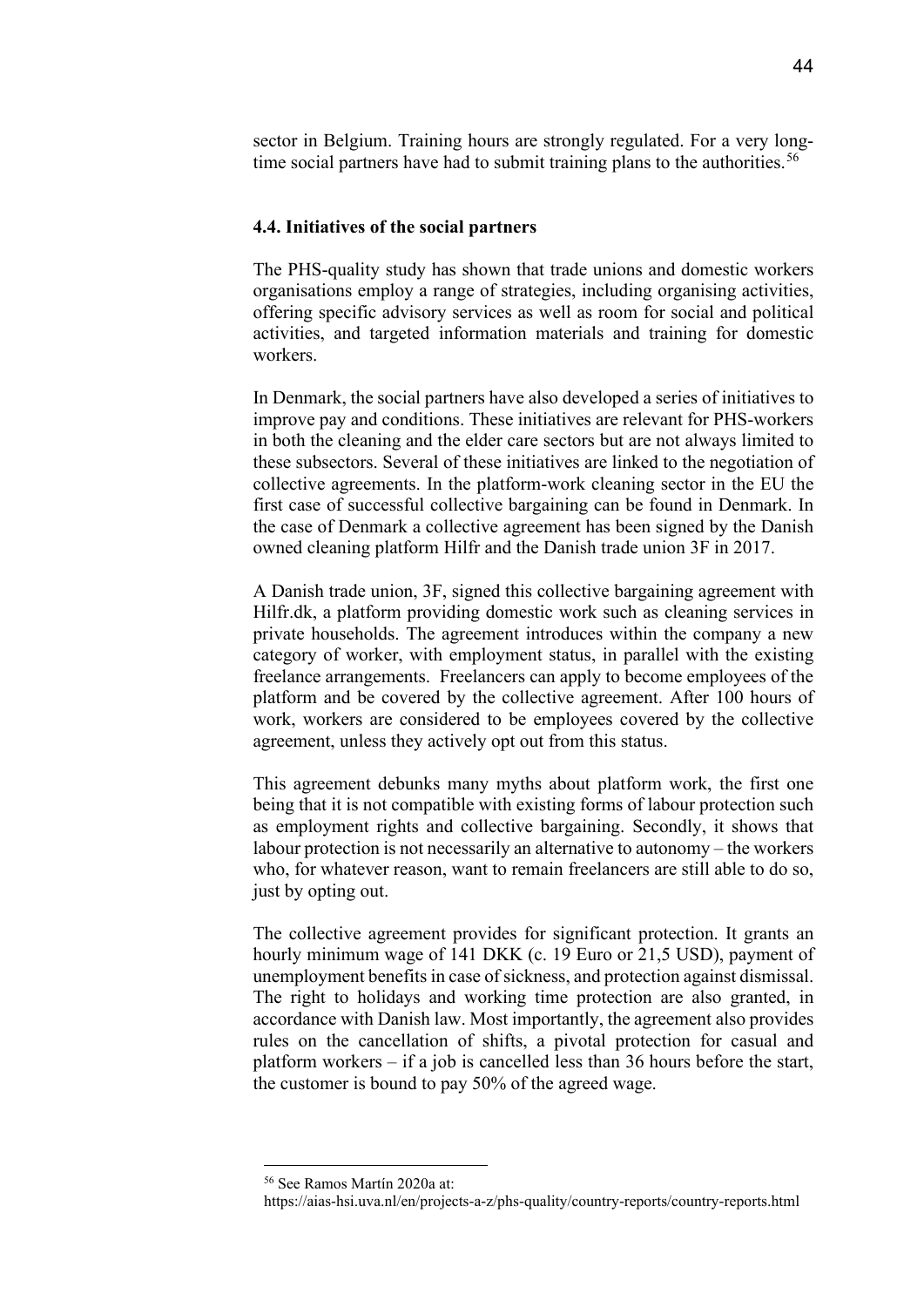sector in Belgium. Training hours are strongly regulated. For a very long-time social partners have had to submit training plans to the authorities.[56]

### 4.4. Initiatives of the social partners

The PHS-quality study has shown that trade unions and domestic workers organisations employ a range of strategies, including organising activities, offering specific advisory services as well as room for social and political activities, and targeted information materials and training for domestic workers.

In Denmark, the social partners have also developed a series of initiatives to improve pay and conditions. These initiatives are relevant for PHS-workers in both the cleaning and the elder care sectors but are not always limited to these subsectors. Several of these initiatives are linked to the negotiation of collective agreements. In the platform-work cleaning sector in the EU the first case of successful collective bargaining can be found in Denmark. In the case of Denmark a collective agreement has been signed by the Danish owned cleaning platform Hilfr and the Danish trade union 3F in 2017.

A Danish trade union, 3F, signed this collective bargaining agreement with Hilfr.dk, a platform providing domestic work such as cleaning services in private households. The agreement introduces within the company a new category of worker, with employment status, in parallel with the existing freelance arrangements. Freelancers can apply to become employees of the platform and be covered by the collective agreement. After 100 hours of work, workers are considered to be employees covered by the collective agreement, unless they actively opt out from this status.

This agreement debunks many myths about platform work, the first one being that it is not compatible with existing forms of labour protection such as employment rights and collective bargaining. Secondly, it shows that labour protection is not necessarily an alternative to autonomy – the workers who, for whatever reason, want to remain freelancers are still able to do so, just by opting out.

The collective agreement provides for significant protection. It grants an hourly minimum wage of 141 DKK (c. 19 Euro or 21,5 USD), payment of unemployment benefits in case of sickness, and protection against dismissal. The right to holidays and working time protection are also granted, in accordance with Danish law. Most importantly, the agreement also provides rules on the cancellation of shifts, a pivotal protection for casual and platform workers – if a job is cancelled less than 36 hours before the start, the customer is bound to pay 50% of the agreed wage.

---

[56] See Ramos Martín 2020a at: https://aias-hsi.uva.nl/en/projects-a-z/phs-quality/country-reports/country-reports.html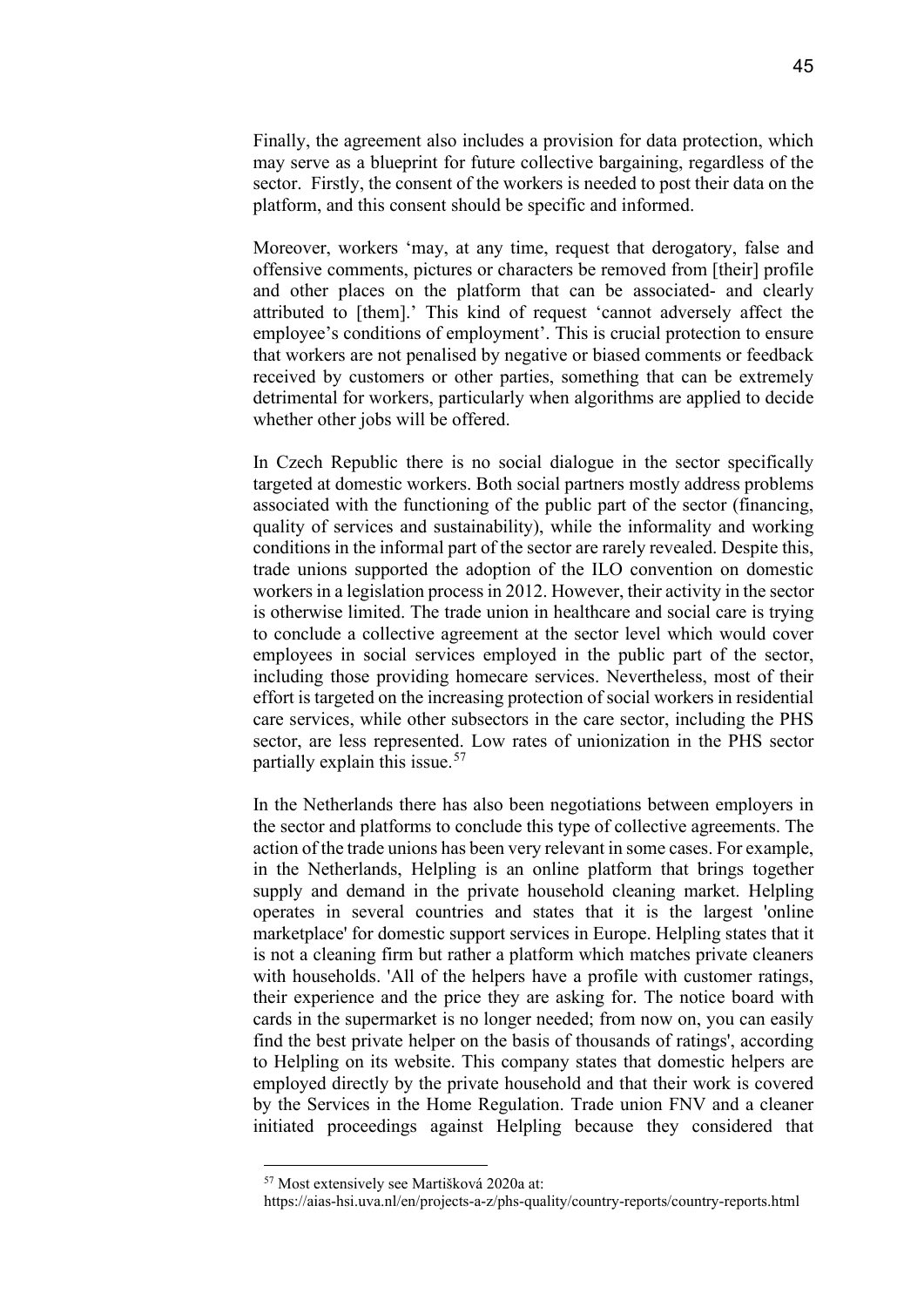Finally, the agreement also includes a provision for data protection, which may serve as a blueprint for future collective bargaining, regardless of the sector. Firstly, the consent of the workers is needed to post their data on the platform, and this consent should be specific and informed.

Moreover, workers 'may, at any time, request that derogatory, false and offensive comments, pictures or characters be removed from [their] profile and other places on the platform that can be associated- and clearly attributed to [them].' This kind of request 'cannot adversely affect the employee's conditions of employment'. This is crucial protection to ensure that workers are not penalised by negative or biased comments or feedback received by customers or other parties, something that can be extremely detrimental for workers, particularly when algorithms are applied to decide whether other jobs will be offered.

In Czech Republic there is no social dialogue in the sector specifically targeted at domestic workers. Both social partners mostly address problems associated with the functioning of the public part of the sector (financing, quality of services and sustainability), while the informality and working conditions in the informal part of the sector are rarely revealed. Despite this, trade unions supported the adoption of the ILO convention on domestic workers in a legislation process in 2012. However, their activity in the sector is otherwise limited. The trade union in healthcare and social care is trying to conclude a collective agreement at the sector level which would cover employees in social services employed in the public part of the sector, including those providing homecare services. Nevertheless, most of their effort is targeted on the increasing protection of social workers in residential care services, while other subsectors in the care sector, including the PHS sector, are less represented. Low rates of unionization in the PHS sector partially explain this issue.[57]

In the Netherlands there has also been negotiations between employers in the sector and platforms to conclude this type of collective agreements. The action of the trade unions has been very relevant in some cases. For example, in the Netherlands, Helpling is an online platform that brings together supply and demand in the private household cleaning market. Helpling operates in several countries and states that it is the largest 'online marketplace' for domestic support services in Europe. Helpling states that it is not a cleaning firm but rather a platform which matches private cleaners with households. 'All of the helpers have a profile with customer ratings, their experience and the price they are asking for. The notice board with cards in the supermarket is no longer needed; from now on, you can easily find the best private helper on the basis of thousands of ratings', according to Helpling on its website. This company states that domestic helpers are employed directly by the private household and that their work is covered by the Services in the Home Regulation. Trade union FNV and a cleaner initiated proceedings against Helpling because they considered that

[57] Most extensively see Martišková 2020a at: https://aias-hsi.uva.nl/en/projects-a-z/phs-quality/country-reports/country-reports.html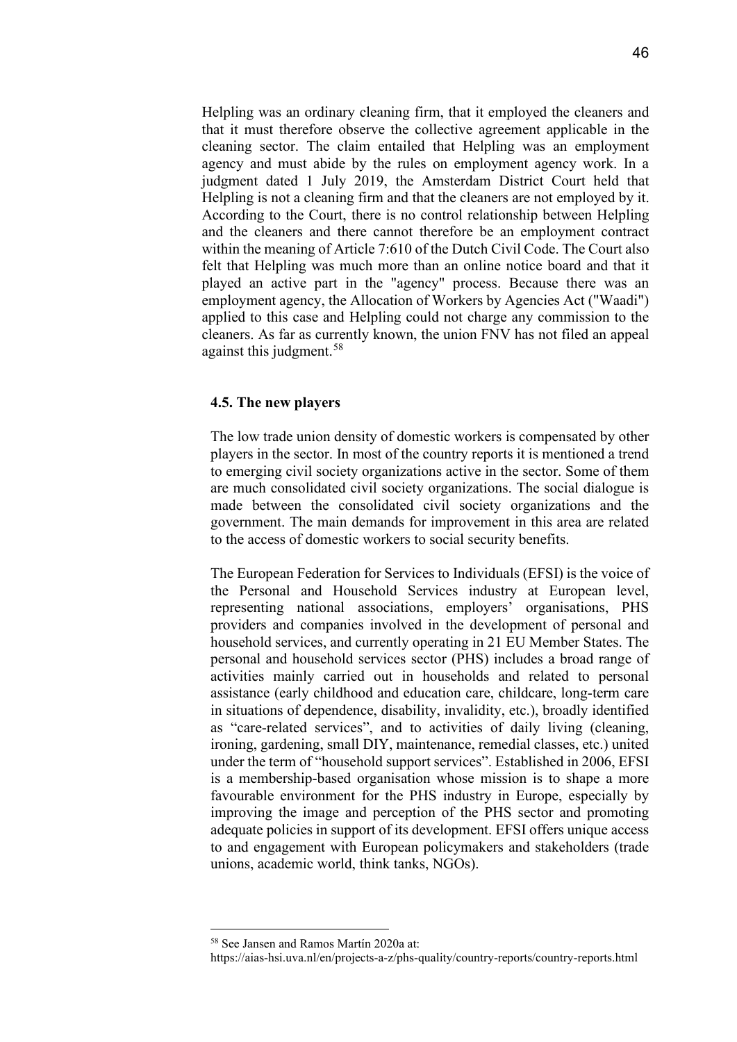Helpling was an ordinary cleaning firm, that it employed the cleaners and that it must therefore observe the collective agreement applicable in the cleaning sector. The claim entailed that Helpling was an employment agency and must abide by the rules on employment agency work. In a judgment dated 1 July 2019, the Amsterdam District Court held that Helpling is not a cleaning firm and that the cleaners are not employed by it. According to the Court, there is no control relationship between Helpling and the cleaners and there cannot therefore be an employment contract within the meaning of Article 7:610 of the Dutch Civil Code. The Court also felt that Helpling was much more than an online notice board and that it played an active part in the "agency" process. Because there was an employment agency, the Allocation of Workers by Agencies Act ("Waadi") applied to this case and Helpling could not charge any commission to the cleaners. As far as currently known, the union FNV has not filed an appeal against this judgment.[58]

### 4.5. The new players

The low trade union density of domestic workers is compensated by other players in the sector. In most of the country reports it is mentioned a trend to emerging civil society organizations active in the sector. Some of them are much consolidated civil society organizations. The social dialogue is made between the consolidated civil society organizations and the government. The main demands for improvement in this area are related to the access of domestic workers to social security benefits.

The European Federation for Services to Individuals (EFSI) is the voice of the Personal and Household Services industry at European level, representing national associations, employers' organisations, PHS providers and companies involved in the development of personal and household services, and currently operating in 21 EU Member States. The personal and household services sector (PHS) includes a broad range of activities mainly carried out in households and related to personal assistance (early childhood and education care, childcare, long-term care in situations of dependence, disability, invalidity, etc.), broadly identified as "care-related services", and to activities of daily living (cleaning, ironing, gardening, small DIY, maintenance, remedial classes, etc.) united under the term of "household support services". Established in 2006, EFSI is a membership-based organisation whose mission is to shape a more favourable environment for the PHS industry in Europe, especially by improving the image and perception of the PHS sector and promoting adequate policies in support of its development. EFSI offers unique access to and engagement with European policymakers and stakeholders (trade unions, academic world, think tanks, NGOs).

---

[58] See Jansen and Ramos Martín 2020a at: https://aias-hsi.uva.nl/en/projects-a-z/phs-quality/country-reports/country-reports.html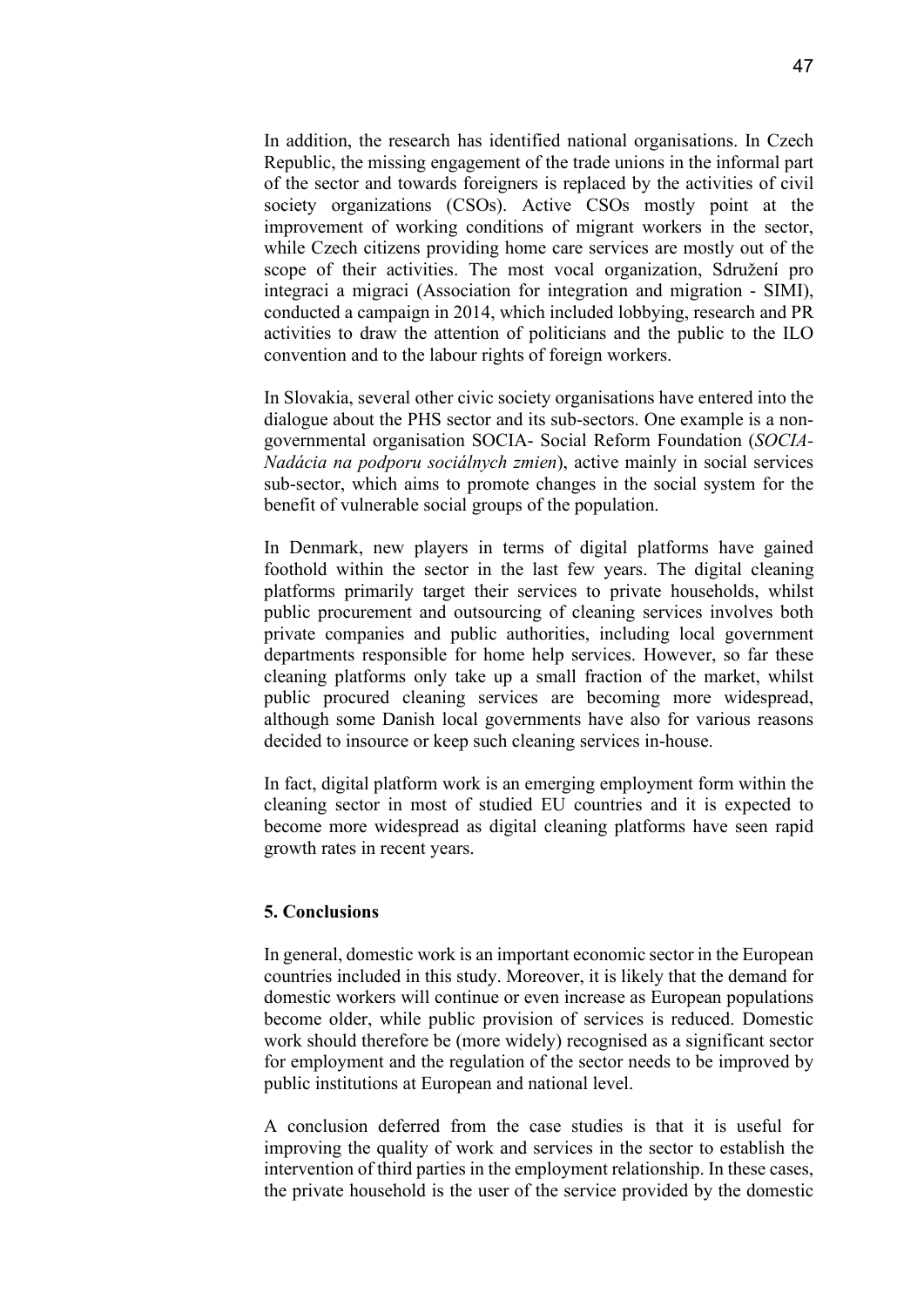In addition, the research has identified national organisations. In Czech Republic, the missing engagement of the trade unions in the informal part of the sector and towards foreigners is replaced by the activities of civil society organizations (CSOs). Active CSOs mostly point at the improvement of working conditions of migrant workers in the sector, while Czech citizens providing home care services are mostly out of the scope of their activities. The most vocal organization, Sdružení pro integraci a migraci (Association for integration and migration - SIMI), conducted a campaign in 2014, which included lobbying, research and PR activities to draw the attention of politicians and the public to the ILO convention and to the labour rights of foreign workers.

In Slovakia, several other civic society organisations have entered into the dialogue about the PHS sector and its sub-sectors. One example is a non-governmental organisation SOCIA- Social Reform Foundation (*SOCIA- Nadácia na podporu sociálnych zmien*), active mainly in social services sub-sector, which aims to promote changes in the social system for the benefit of vulnerable social groups of the population.

In Denmark, new players in terms of digital platforms have gained foothold within the sector in the last few years. The digital cleaning platforms primarily target their services to private households, whilst public procurement and outsourcing of cleaning services involves both private companies and public authorities, including local government departments responsible for home help services. However, so far these cleaning platforms only take up a small fraction of the market, whilst public procured cleaning services are becoming more widespread, although some Danish local governments have also for various reasons decided to insource or keep such cleaning services in-house.

In fact, digital platform work is an emerging employment form within the cleaning sector in most of studied EU countries and it is expected to become more widespread as digital cleaning platforms have seen rapid growth rates in recent years.

## 5. Conclusions

In general, domestic work is an important economic sector in the European countries included in this study. Moreover, it is likely that the demand for domestic workers will continue or even increase as European populations become older, while public provision of services is reduced. Domestic work should therefore be (more widely) recognised as a significant sector for employment and the regulation of the sector needs to be improved by public institutions at European and national level.

A conclusion deferred from the case studies is that it is useful for improving the quality of work and services in the sector to establish the intervention of third parties in the employment relationship. In these cases, the private household is the user of the service provided by the domestic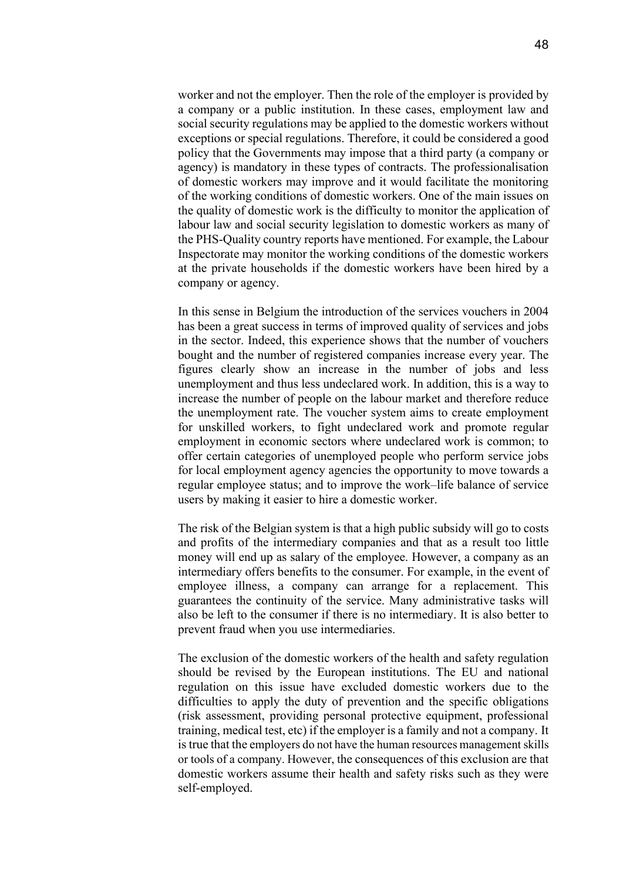worker and not the employer. Then the role of the employer is provided by a company or a public institution. In these cases, employment law and social security regulations may be applied to the domestic workers without exceptions or special regulations. Therefore, it could be considered a good policy that the Governments may impose that a third party (a company or agency) is mandatory in these types of contracts. The professionalisation of domestic workers may improve and it would facilitate the monitoring of the working conditions of domestic workers. One of the main issues on the quality of domestic work is the difficulty to monitor the application of labour law and social security legislation to domestic workers as many of the PHS-Quality country reports have mentioned. For example, the Labour Inspectorate may monitor the working conditions of the domestic workers at the private households if the domestic workers have been hired by a company or agency.

In this sense in Belgium the introduction of the services vouchers in 2004 has been a great success in terms of improved quality of services and jobs in the sector. Indeed, this experience shows that the number of vouchers bought and the number of registered companies increase every year. The figures clearly show an increase in the number of jobs and less unemployment and thus less undeclared work. In addition, this is a way to increase the number of people on the labour market and therefore reduce the unemployment rate. The voucher system aims to create employment for unskilled workers, to fight undeclared work and promote regular employment in economic sectors where undeclared work is common; to offer certain categories of unemployed people who perform service jobs for local employment agency agencies the opportunity to move towards a regular employee status; and to improve the work–life balance of service users by making it easier to hire a domestic worker.

The risk of the Belgian system is that a high public subsidy will go to costs and profits of the intermediary companies and that as a result too little money will end up as salary of the employee. However, a company as an intermediary offers benefits to the consumer. For example, in the event of employee illness, a company can arrange for a replacement. This guarantees the continuity of the service. Many administrative tasks will also be left to the consumer if there is no intermediary. It is also better to prevent fraud when you use intermediaries.

The exclusion of the domestic workers of the health and safety regulation should be revised by the European institutions. The EU and national regulation on this issue have excluded domestic workers due to the difficulties to apply the duty of prevention and the specific obligations (risk assessment, providing personal protective equipment, professional training, medical test, etc) if the employer is a family and not a company. It is true that the employers do not have the human resources management skills or tools of a company. However, the consequences of this exclusion are that domestic workers assume their health and safety risks such as they were self-employed.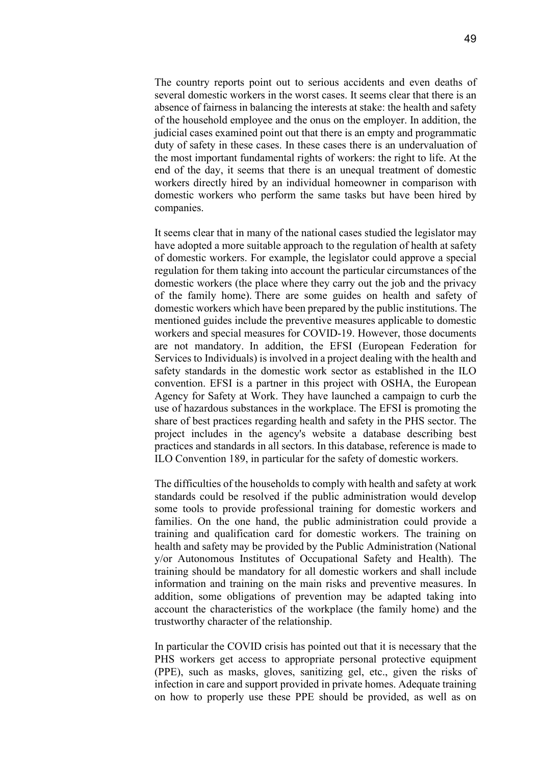The country reports point out to serious accidents and even deaths of several domestic workers in the worst cases. It seems clear that there is an absence of fairness in balancing the interests at stake: the health and safety of the household employee and the onus on the employer. In addition, the judicial cases examined point out that there is an empty and programmatic duty of safety in these cases. In these cases there is an undervaluation of the most important fundamental rights of workers: the right to life. At the end of the day, it seems that there is an unequal treatment of domestic workers directly hired by an individual homeowner in comparison with domestic workers who perform the same tasks but have been hired by companies.

It seems clear that in many of the national cases studied the legislator may have adopted a more suitable approach to the regulation of health at safety of domestic workers. For example, the legislator could approve a special regulation for them taking into account the particular circumstances of the domestic workers (the place where they carry out the job and the privacy of the family home). There are some guides on health and safety of domestic workers which have been prepared by the public institutions. The mentioned guides include the preventive measures applicable to domestic workers and special measures for COVID-19. However, those documents are not mandatory. In addition, the EFSI (European Federation for Services to Individuals) is involved in a project dealing with the health and safety standards in the domestic work sector as established in the ILO convention. EFSI is a partner in this project with OSHA, the European Agency for Safety at Work. They have launched a campaign to curb the use of hazardous substances in the workplace. The EFSI is promoting the share of best practices regarding health and safety in the PHS sector. The project includes in the agency's website a database describing best practices and standards in all sectors. In this database, reference is made to ILO Convention 189, in particular for the safety of domestic workers.

The difficulties of the households to comply with health and safety at work standards could be resolved if the public administration would develop some tools to provide professional training for domestic workers and families. On the one hand, the public administration could provide a training and qualification card for domestic workers. The training on health and safety may be provided by the Public Administration (National y/or Autonomous Institutes of Occupational Safety and Health). The training should be mandatory for all domestic workers and shall include information and training on the main risks and preventive measures. In addition, some obligations of prevention may be adapted taking into account the characteristics of the workplace (the family home) and the trustworthy character of the relationship.

In particular the COVID crisis has pointed out that it is necessary that the PHS workers get access to appropriate personal protective equipment (PPE), such as masks, gloves, sanitizing gel, etc., given the risks of infection in care and support provided in private homes. Adequate training on how to properly use these PPE should be provided, as well as on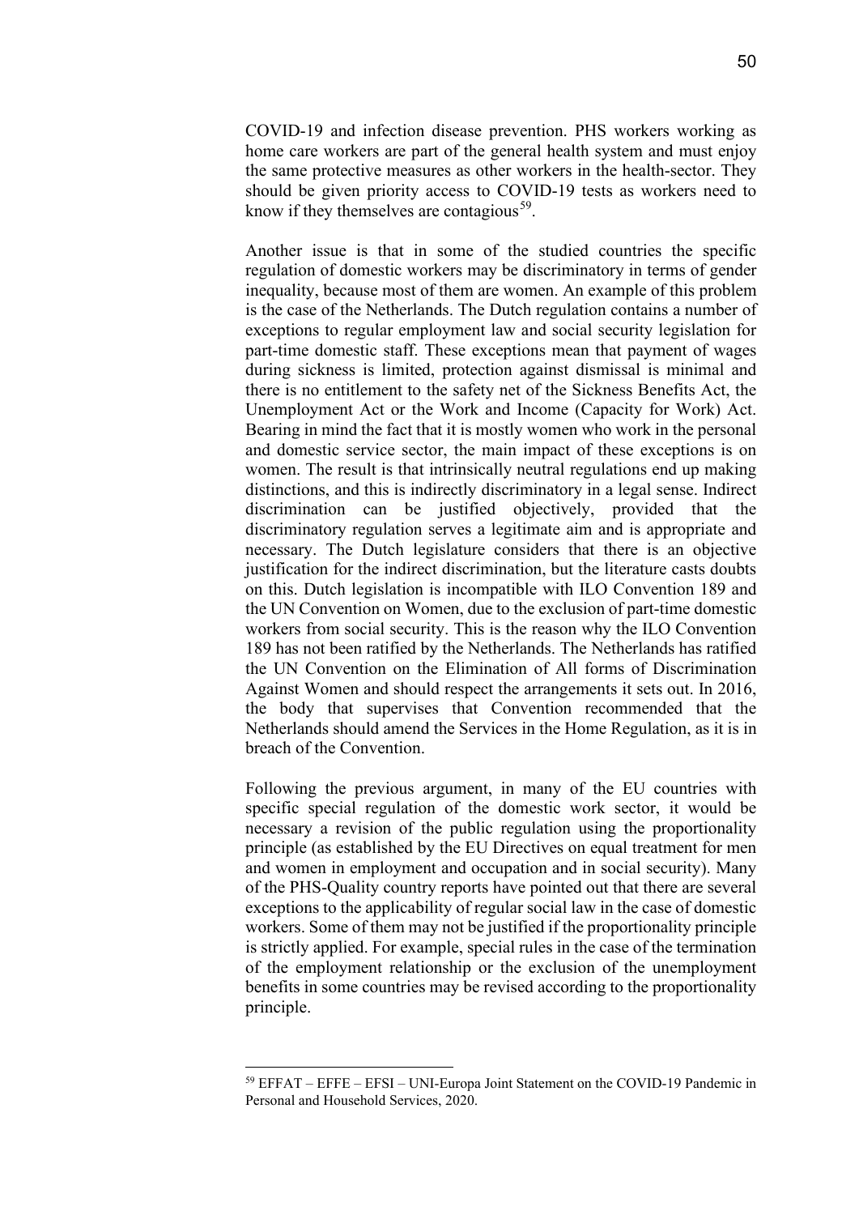COVID-19 and infection disease prevention. PHS workers working as home care workers are part of the general health system and must enjoy the same protective measures as other workers in the health-sector. They should be given priority access to COVID-19 tests as workers need to know if they themselves are contagious[59].

Another issue is that in some of the studied countries the specific regulation of domestic workers may be discriminatory in terms of gender inequality, because most of them are women. An example of this problem is the case of the Netherlands. The Dutch regulation contains a number of exceptions to regular employment law and social security legislation for part-time domestic staff. These exceptions mean that payment of wages during sickness is limited, protection against dismissal is minimal and there is no entitlement to the safety net of the Sickness Benefits Act, the Unemployment Act or the Work and Income (Capacity for Work) Act. Bearing in mind the fact that it is mostly women who work in the personal and domestic service sector, the main impact of these exceptions is on women. The result is that intrinsically neutral regulations end up making distinctions, and this is indirectly discriminatory in a legal sense. Indirect discrimination can be justified objectively, provided that the discriminatory regulation serves a legitimate aim and is appropriate and necessary. The Dutch legislature considers that there is an objective justification for the indirect discrimination, but the literature casts doubts on this. Dutch legislation is incompatible with ILO Convention 189 and the UN Convention on Women, due to the exclusion of part-time domestic workers from social security. This is the reason why the ILO Convention 189 has not been ratified by the Netherlands. The Netherlands has ratified the UN Convention on the Elimination of All forms of Discrimination Against Women and should respect the arrangements it sets out. In 2016, the body that supervises that Convention recommended that the Netherlands should amend the Services in the Home Regulation, as it is in breach of the Convention.

Following the previous argument, in many of the EU countries with specific special regulation of the domestic work sector, it would be necessary a revision of the public regulation using the proportionality principle (as established by the EU Directives on equal treatment for men and women in employment and occupation and in social security). Many of the PHS-Quality country reports have pointed out that there are several exceptions to the applicability of regular social law in the case of domestic workers. Some of them may not be justified if the proportionality principle is strictly applied. For example, special rules in the case of the termination of the employment relationship or the exclusion of the unemployment benefits in some countries may be revised according to the proportionality principle.

[59] EFFAT – EFFE – EFSI – UNI-Europa Joint Statement on the COVID-19 Pandemic in Personal and Household Services, 2020.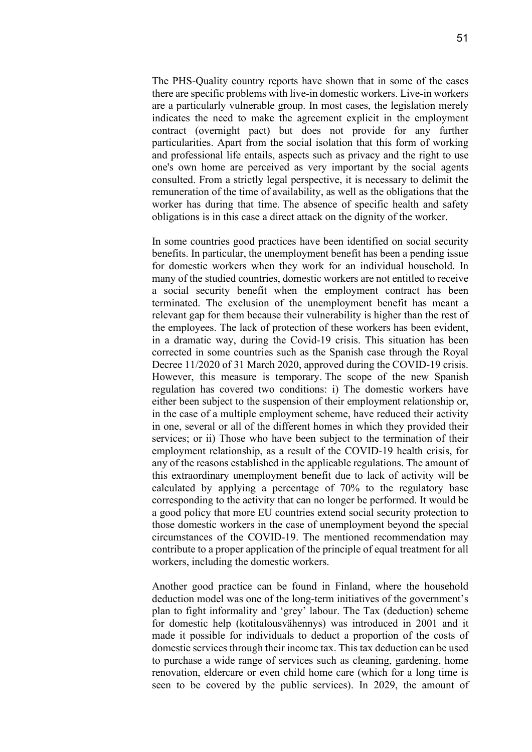The PHS-Quality country reports have shown that in some of the cases there are specific problems with live-in domestic workers. Live-in workers are a particularly vulnerable group. In most cases, the legislation merely indicates the need to make the agreement explicit in the employment contract (overnight pact) but does not provide for any further particularities. Apart from the social isolation that this form of working and professional life entails, aspects such as privacy and the right to use one's own home are perceived as very important by the social agents consulted. From a strictly legal perspective, it is necessary to delimit the remuneration of the time of availability, as well as the obligations that the worker has during that time. The absence of specific health and safety obligations is in this case a direct attack on the dignity of the worker.

In some countries good practices have been identified on social security benefits. In particular, the unemployment benefit has been a pending issue for domestic workers when they work for an individual household. In many of the studied countries, domestic workers are not entitled to receive a social security benefit when the employment contract has been terminated. The exclusion of the unemployment benefit has meant a relevant gap for them because their vulnerability is higher than the rest of the employees. The lack of protection of these workers has been evident, in a dramatic way, during the Covid-19 crisis. This situation has been corrected in some countries such as the Spanish case through the Royal Decree 11/2020 of 31 March 2020, approved during the COVID-19 crisis. However, this measure is temporary. The scope of the new Spanish regulation has covered two conditions: i) The domestic workers have either been subject to the suspension of their employment relationship or, in the case of a multiple employment scheme, have reduced their activity in one, several or all of the different homes in which they provided their services; or ii) Those who have been subject to the termination of their employment relationship, as a result of the COVID-19 health crisis, for any of the reasons established in the applicable regulations. The amount of this extraordinary unemployment benefit due to lack of activity will be calculated by applying a percentage of 70% to the regulatory base corresponding to the activity that can no longer be performed. It would be a good policy that more EU countries extend social security protection to those domestic workers in the case of unemployment beyond the special circumstances of the COVID-19. The mentioned recommendation may contribute to a proper application of the principle of equal treatment for all workers, including the domestic workers.

Another good practice can be found in Finland, where the household deduction model was one of the long-term initiatives of the government's plan to fight informality and 'grey' labour. The Tax (deduction) scheme for domestic help (kotitalousvähennys) was introduced in 2001 and it made it possible for individuals to deduct a proportion of the costs of domestic services through their income tax. This tax deduction can be used to purchase a wide range of services such as cleaning, gardening, home renovation, eldercare or even child home care (which for a long time is seen to be covered by the public services). In 2029, the amount of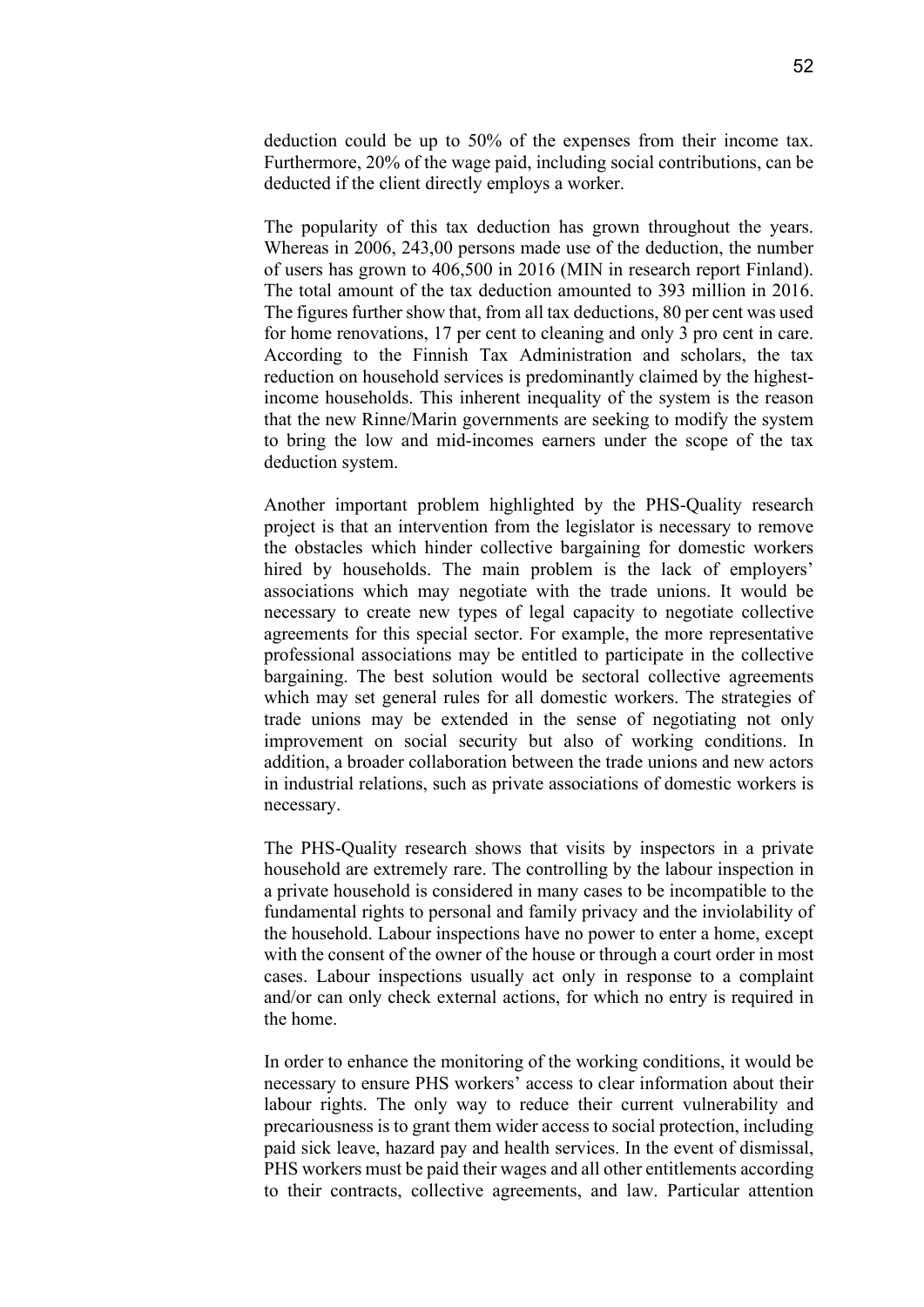deduction could be up to 50% of the expenses from their income tax. Furthermore, 20% of the wage paid, including social contributions, can be deducted if the client directly employs a worker.

The popularity of this tax deduction has grown throughout the years. Whereas in 2006, 243,00 persons made use of the deduction, the number of users has grown to 406,500 in 2016 (MIN in research report Finland). The total amount of the tax deduction amounted to 393 million in 2016. The figures further show that, from all tax deductions, 80 per cent was used for home renovations, 17 per cent to cleaning and only 3 pro cent in care. According to the Finnish Tax Administration and scholars, the tax reduction on household services is predominantly claimed by the highest-income households. This inherent inequality of the system is the reason that the new Rinne/Marin governments are seeking to modify the system to bring the low and mid-incomes earners under the scope of the tax deduction system.

Another important problem highlighted by the PHS-Quality research project is that an intervention from the legislator is necessary to remove the obstacles which hinder collective bargaining for domestic workers hired by households. The main problem is the lack of employers' associations which may negotiate with the trade unions. It would be necessary to create new types of legal capacity to negotiate collective agreements for this special sector. For example, the more representative professional associations may be entitled to participate in the collective bargaining. The best solution would be sectoral collective agreements which may set general rules for all domestic workers. The strategies of trade unions may be extended in the sense of negotiating not only improvement on social security but also of working conditions. In addition, a broader collaboration between the trade unions and new actors in industrial relations, such as private associations of domestic workers is necessary.

The PHS-Quality research shows that visits by inspectors in a private household are extremely rare. The controlling by the labour inspection in a private household is considered in many cases to be incompatible to the fundamental rights to personal and family privacy and the inviolability of the household. Labour inspections have no power to enter a home, except with the consent of the owner of the house or through a court order in most cases. Labour inspections usually act only in response to a complaint and/or can only check external actions, for which no entry is required in the home.

In order to enhance the monitoring of the working conditions, it would be necessary to ensure PHS workers' access to clear information about their labour rights. The only way to reduce their current vulnerability and precariousness is to grant them wider access to social protection, including paid sick leave, hazard pay and health services. In the event of dismissal, PHS workers must be paid their wages and all other entitlements according to their contracts, collective agreements, and law. Particular attention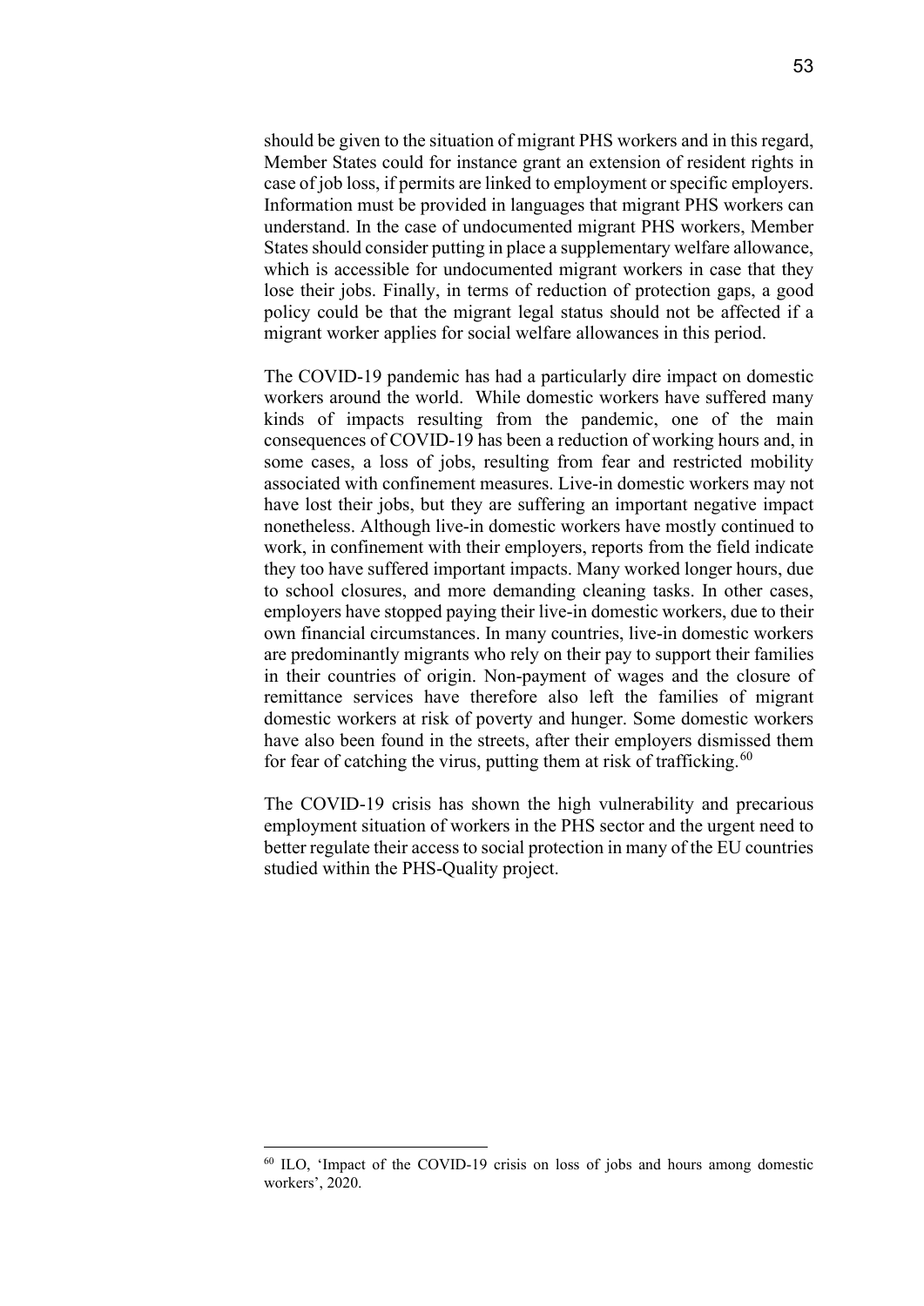should be given to the situation of migrant PHS workers and in this regard, Member States could for instance grant an extension of resident rights in case of job loss, if permits are linked to employment or specific employers. Information must be provided in languages that migrant PHS workers can understand. In the case of undocumented migrant PHS workers, Member States should consider putting in place a supplementary welfare allowance, which is accessible for undocumented migrant workers in case that they lose their jobs. Finally, in terms of reduction of protection gaps, a good policy could be that the migrant legal status should not be affected if a migrant worker applies for social welfare allowances in this period.

The COVID-19 pandemic has had a particularly dire impact on domestic workers around the world. While domestic workers have suffered many kinds of impacts resulting from the pandemic, one of the main consequences of COVID-19 has been a reduction of working hours and, in some cases, a loss of jobs, resulting from fear and restricted mobility associated with confinement measures. Live-in domestic workers may not have lost their jobs, but they are suffering an important negative impact nonetheless. Although live-in domestic workers have mostly continued to work, in confinement with their employers, reports from the field indicate they too have suffered important impacts. Many worked longer hours, due to school closures, and more demanding cleaning tasks. In other cases, employers have stopped paying their live-in domestic workers, due to their own financial circumstances. In many countries, live-in domestic workers are predominantly migrants who rely on their pay to support their families in their countries of origin. Non-payment of wages and the closure of remittance services have therefore also left the families of migrant domestic workers at risk of poverty and hunger. Some domestic workers have also been found in the streets, after their employers dismissed them for fear of catching the virus, putting them at risk of trafficking.[60]

The COVID-19 crisis has shown the high vulnerability and precarious employment situation of workers in the PHS sector and the urgent need to better regulate their access to social protection in many of the EU countries studied within the PHS-Quality project.

[60] ILO, 'Impact of the COVID-19 crisis on loss of jobs and hours among domestic workers', 2020.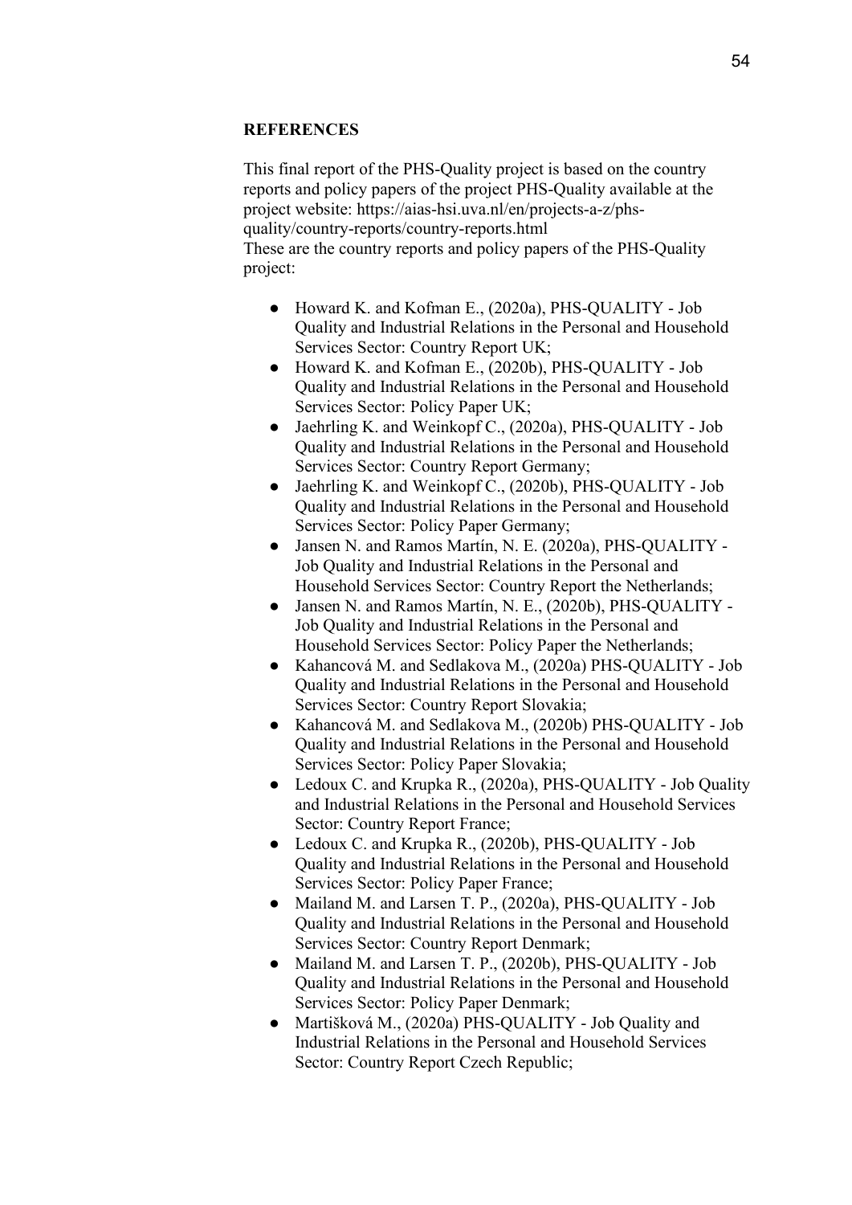**REFERENCES**

This final report of the PHS-Quality project is based on the country reports and policy papers of the project PHS-Quality available at the project website: https://aias-hsi.uva.nl/en/projects-a-z/phs-quality/country-reports/country-reports.html
These are the country reports and policy papers of the PHS-Quality project:

- Howard K. and Kofman E., (2020a), PHS-QUALITY - Job Quality and Industrial Relations in the Personal and Household Services Sector: Country Report UK;
- Howard K. and Kofman E., (2020b), PHS-QUALITY - Job Quality and Industrial Relations in the Personal and Household Services Sector: Policy Paper UK;
- Jaehrling K. and Weinkopf C., (2020a), PHS-QUALITY - Job Quality and Industrial Relations in the Personal and Household Services Sector: Country Report Germany;
- Jaehrling K. and Weinkopf C., (2020b), PHS-QUALITY - Job Quality and Industrial Relations in the Personal and Household Services Sector: Policy Paper Germany;
- Jansen N. and Ramos Martín, N. E. (2020a), PHS-QUALITY - Job Quality and Industrial Relations in the Personal and Household Services Sector: Country Report the Netherlands;
- Jansen N. and Ramos Martín, N. E., (2020b), PHS-QUALITY - Job Quality and Industrial Relations in the Personal and Household Services Sector: Policy Paper the Netherlands;
- Kahancová M. and Sedlakova M., (2020a) PHS-QUALITY - Job Quality and Industrial Relations in the Personal and Household Services Sector: Country Report Slovakia;
- Kahancová M. and Sedlakova M., (2020b) PHS-QUALITY - Job Quality and Industrial Relations in the Personal and Household Services Sector: Policy Paper Slovakia;
- Ledoux C. and Krupka R., (2020a), PHS-QUALITY - Job Quality and Industrial Relations in the Personal and Household Services Sector: Country Report France;
- Ledoux C. and Krupka R., (2020b), PHS-QUALITY - Job Quality and Industrial Relations in the Personal and Household Services Sector: Policy Paper France;
- Mailand M. and Larsen T. P., (2020a), PHS-QUALITY - Job Quality and Industrial Relations in the Personal and Household Services Sector: Country Report Denmark;
- Mailand M. and Larsen T. P., (2020b), PHS-QUALITY - Job Quality and Industrial Relations in the Personal and Household Services Sector: Policy Paper Denmark;
- Martišková M., (2020a) PHS-QUALITY - Job Quality and Industrial Relations in the Personal and Household Services Sector: Country Report Czech Republic;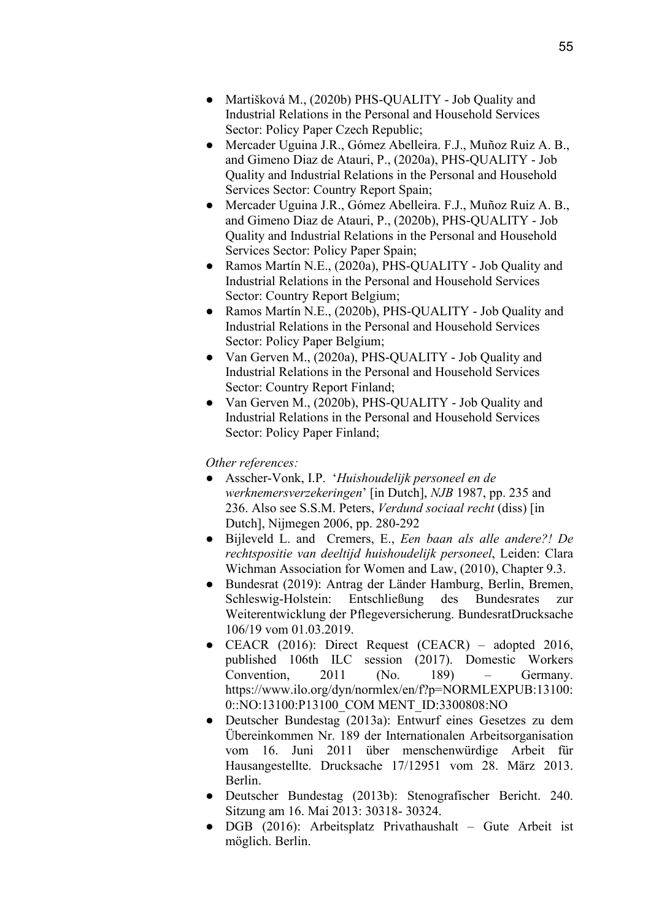- Martišková M., (2020b) PHS-QUALITY - Job Quality and Industrial Relations in the Personal and Household Services Sector: Policy Paper Czech Republic;
- Mercader Uguina J.R., Gómez Abelleira. F.J., Muñoz Ruiz A. B., and Gimeno Diaz de Atauri, P., (2020a), PHS-QUALITY - Job Quality and Industrial Relations in the Personal and Household Services Sector: Country Report Spain;
- Mercader Uguina J.R., Gómez Abelleira. F.J., Muñoz Ruiz A. B., and Gimeno Diaz de Atauri, P., (2020b), PHS-QUALITY - Job Quality and Industrial Relations in the Personal and Household Services Sector: Policy Paper Spain;
- Ramos Martín N.E., (2020a), PHS-QUALITY - Job Quality and Industrial Relations in the Personal and Household Services Sector: Country Report Belgium;
- Ramos Martín N.E., (2020b), PHS-QUALITY - Job Quality and Industrial Relations in the Personal and Household Services Sector: Policy Paper Belgium;
- Van Gerven M., (2020a), PHS-QUALITY - Job Quality and Industrial Relations in the Personal and Household Services Sector: Country Report Finland;
- Van Gerven M., (2020b), PHS-QUALITY - Job Quality and Industrial Relations in the Personal and Household Services Sector: Policy Paper Finland;

*Other references:*

- Asscher-Vonk, I.P. '*Huishoudelijk personeel en de werknemersverzekeringen*' [in Dutch], *NJB* 1987, pp. 235 and 236. Also see S.S.M. Peters, *Verdund sociaal recht* (diss) [in Dutch], Nijmegen 2006, pp. 280-292
- Bijleveld L. and Cremers, E., *Een baan als alle andere?! De rechtspositie van deeltijd huishoudelijk personeel*, Leiden: Clara Wichman Association for Women and Law, (2010), Chapter 9.3.
- Bundesrat (2019): Antrag der Länder Hamburg, Berlin, Bremen, Schleswig-Holstein: Entschließung des Bundesrates zur Weiterentwicklung der Pflegeversicherung. BundesratDrucksache 106/19 vom 01.03.2019.
- CEACR (2016): Direct Request (CEACR) – adopted 2016, published 106th ILC session (2017). Domestic Workers Convention, 2011 (No. 189) – Germany. https://www.ilo.org/dyn/normlex/en/f?p=NORMLEXPUB:13100:0::NO:13100:P13100_COM MENT_ID:3300808:NO
- Deutscher Bundestag (2013a): Entwurf eines Gesetzes zu dem Übereinkommen Nr. 189 der Internationalen Arbeitsorganisation vom 16. Juni 2011 über menschenwürdige Arbeit für Hausangestellte. Drucksache 17/12951 vom 28. März 2013. Berlin.
- Deutscher Bundestag (2013b): Stenografischer Bericht. 240. Sitzung am 16. Mai 2013: 30318- 30324.
- DGB (2016): Arbeitsplatz Privathaushalt – Gute Arbeit ist möglich. Berlin.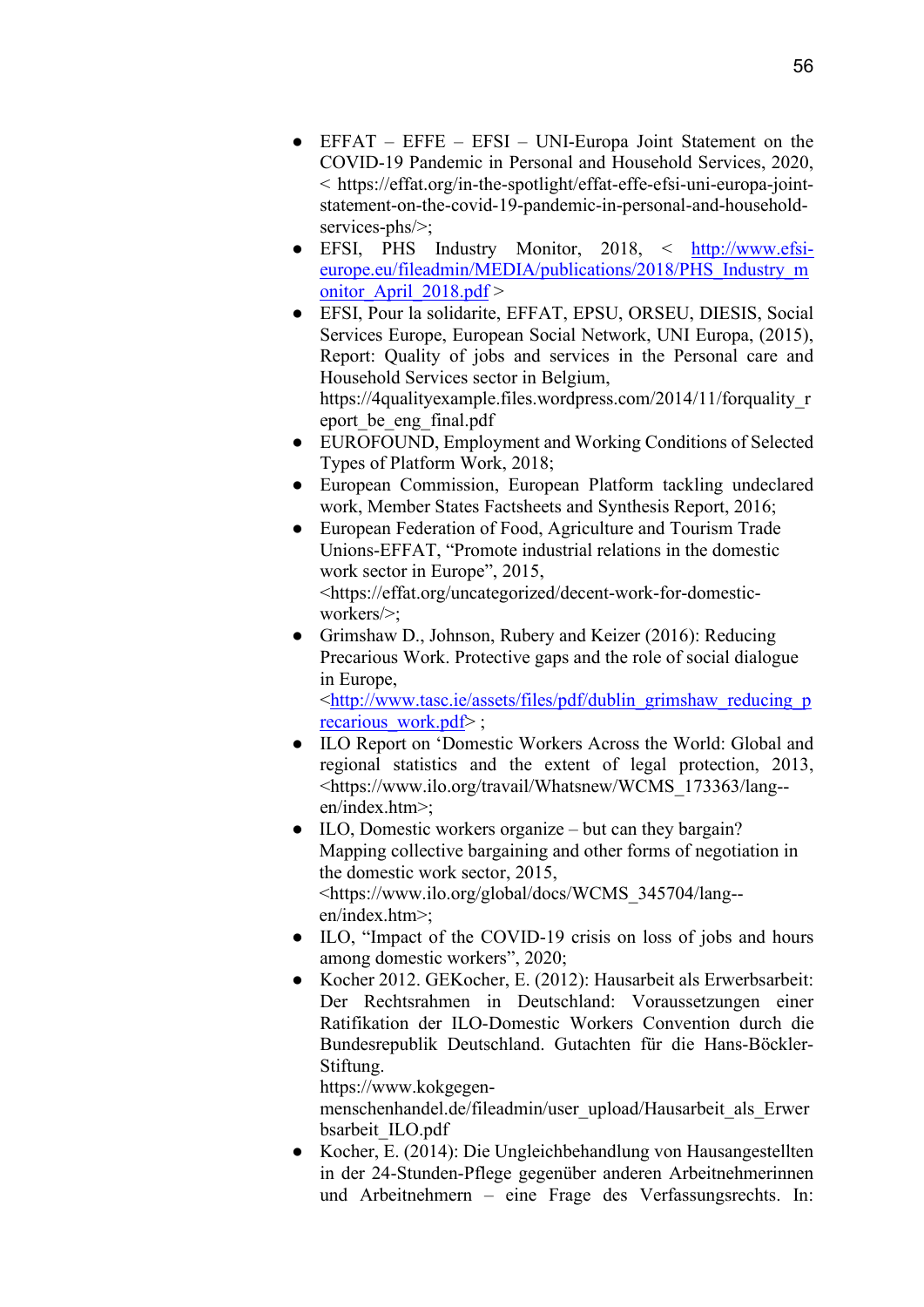- EFFAT – EFFE – EFSI – UNI-Europa Joint Statement on the COVID-19 Pandemic in Personal and Household Services, 2020, < https://effat.org/in-the-spotlight/effat-effe-efsi-uni-europa-joint-statement-on-the-covid-19-pandemic-in-personal-and-household-services-phs/>;
- EFSI, PHS Industry Monitor, 2018, < http://www.efsi-europe.eu/fileadmin/MEDIA/publications/2018/PHS_Industry_monitor_April_2018.pdf >
- EFSI, Pour la solidarite, EFFAT, EPSU, ORSEU, DIESIS, Social Services Europe, European Social Network, UNI Europa, (2015), Report: Quality of jobs and services in the Personal care and Household Services sector in Belgium, https://4qualityexample.files.wordpress.com/2014/11/forquality_report_be_eng_final.pdf
- EUROFOUND, Employment and Working Conditions of Selected Types of Platform Work, 2018;
- European Commission, European Platform tackling undeclared work, Member States Factsheets and Synthesis Report, 2016;
- European Federation of Food, Agriculture and Tourism Trade Unions-EFFAT, "Promote industrial relations in the domestic work sector in Europe", 2015, <https://effat.org/uncategorized/decent-work-for-domestic-workers/>;
- Grimshaw D., Johnson, Rubery and Keizer (2016): Reducing Precarious Work. Protective gaps and the role of social dialogue in Europe, <http://www.tasc.ie/assets/files/pdf/dublin_grimshaw_reducing_precarious_work.pdf> ;
- ILO Report on 'Domestic Workers Across the World: Global and regional statistics and the extent of legal protection, 2013, <https://www.ilo.org/travail/Whatsnew/WCMS_173363/lang--en/index.htm>;
- ILO, Domestic workers organize – but can they bargain? Mapping collective bargaining and other forms of negotiation in the domestic work sector, 2015, <https://www.ilo.org/global/docs/WCMS_345704/lang--en/index.htm>;
- ILO, "Impact of the COVID-19 crisis on loss of jobs and hours among domestic workers", 2020;
- Kocher 2012. GEKocher, E. (2012): Hausarbeit als Erwerbsarbeit: Der Rechtsrahmen in Deutschland: Voraussetzungen einer Ratifikation der ILO-Domestic Workers Convention durch die Bundesrepublik Deutschland. Gutachten für die Hans-Böckler-Stiftung. https://www.kokgegen-menschenhandel.de/fileadmin/user_upload/Hausarbeit_als_Erwerbsarbeit_ILO.pdf
- Kocher, E. (2014): Die Ungleichbehandlung von Hausangestellten in der 24-Stunden-Pflege gegenüber anderen Arbeitnehmerinnen und Arbeitnehmern – eine Frage des Verfassungsrechts. In: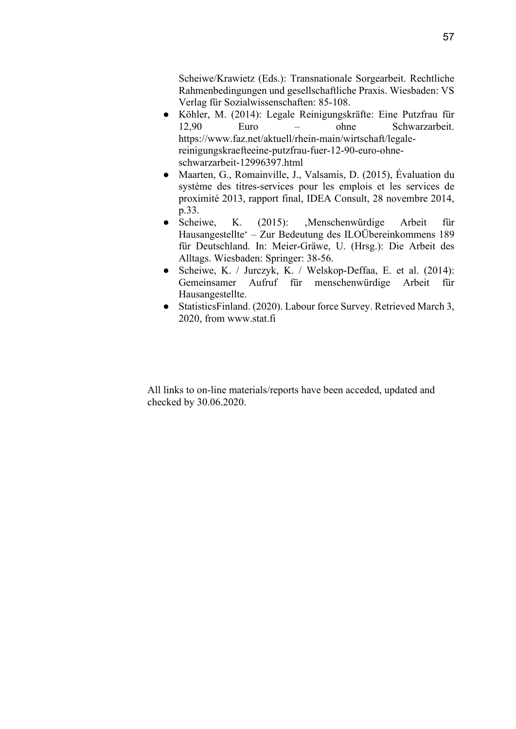Scheiwe/Krawietz (Eds.): Transnationale Sorgearbeit. Rechtliche Rahmenbedingungen und gesellschaftliche Praxis. Wiesbaden: VS Verlag für Sozialwissenschaften: 85-108.

- Köhler, M. (2014): Legale Reinigungskräfte: Eine Putzfrau für 12,90 Euro – ohne Schwarzarbeit. https://www.faz.net/aktuell/rhein-main/wirtschaft/legale-reinigungskraefteeine-putzfrau-fuer-12-90-euro-ohne-schwarzarbeit-12996397.html
- Maarten, G., Romainville, J., Valsamis, D. (2015), Évaluation du système des titres-services pour les emplois et les services de proximité 2013, rapport final, IDEA Consult, 28 novembre 2014, p.33.
- Scheiwe, K. (2015): ‚Menschenwürdige Arbeit für Hausangestellte' – Zur Bedeutung des ILOÜbereinkommens 189 für Deutschland. In: Meier-Gräwe, U. (Hrsg.): Die Arbeit des Alltags. Wiesbaden: Springer: 38-56.
- Scheiwe, K. / Jurczyk, K. / Welskop-Deffaa, E. et al. (2014): Gemeinsamer Aufruf für menschenwürdige Arbeit für Hausangestellte.
- StatisticsFinland. (2020). Labour force Survey. Retrieved March 3, 2020, from www.stat.fi

All links to on-line materials/reports have been acceded, updated and checked by 30.06.2020.